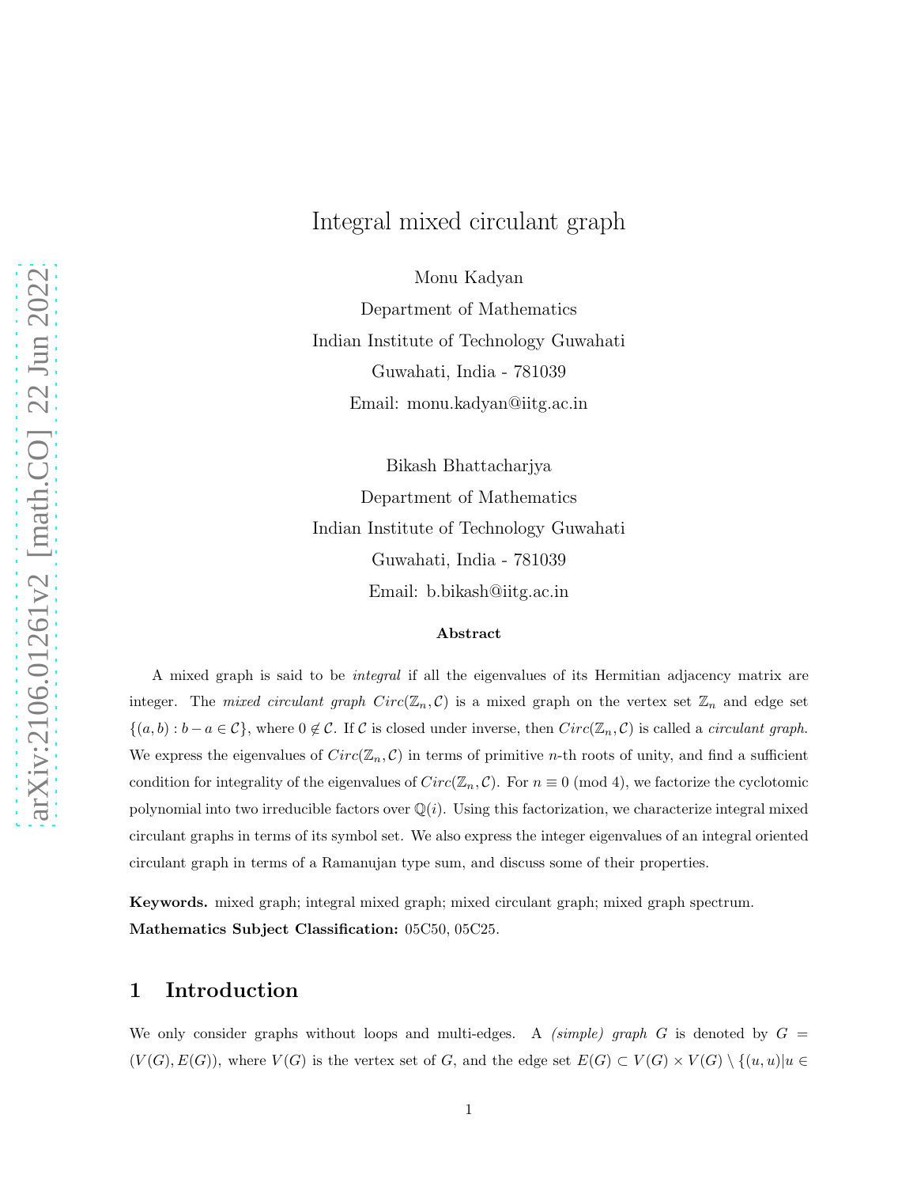# Integral mixed circulant graph

Monu Kadyan
Department of Mathematics
Indian Institute of Technology Guwahati
Guwahati, India - 781039
Email: monu.kadyan@iitg.ac.in

Bikash Bhattacharjya
Department of Mathematics
Indian Institute of Technology Guwahati
Guwahati, India - 781039
Email: b.bikash@iitg.ac.in

**Abstract**

A mixed graph is said to be *integral* if all the eigenvalues of its Hermitian adjacency matrix are integer. The *mixed circulant graph* $Circ(\mathbb{Z}_n, \mathcal{C})$ is a mixed graph on the vertex set $\mathbb{Z}_n$ and edge set $\{(a, b) : b - a \in \mathcal{C}\}$, where $0 \notin \mathcal{C}$. If $\mathcal{C}$ is closed under inverse, then $Circ(\mathbb{Z}_n, \mathcal{C})$ is called a *circulant graph*. We express the eigenvalues of $Circ(\mathbb{Z}_n, \mathcal{C})$ in terms of primitive $n$-th roots of unity, and find a sufficient condition for integrality of the eigenvalues of $Circ(\mathbb{Z}_n, \mathcal{C})$. For $n \equiv 0 \pmod 4$, we factorize the cyclotomic polynomial into two irreducible factors over $\mathbb{Q}(i)$. Using this factorization, we characterize integral mixed circulant graphs in terms of its symbol set. We also express the integer eigenvalues of an integral oriented circulant graph in terms of a Ramanujan type sum, and discuss some of their properties.

**Keywords.** mixed graph; integral mixed graph; mixed circulant graph; mixed graph spectrum.
**Mathematics Subject Classification:** 05C50, 05C25.

## 1 Introduction

We only consider graphs without loops and multi-edges. A *(simple) graph* $G$ is denoted by $G = (V(G), E(G))$, where $V(G)$ is the vertex set of $G$, and the edge set $E(G) \subset V(G) \times V(G) \setminus \{(u, u)|u \in$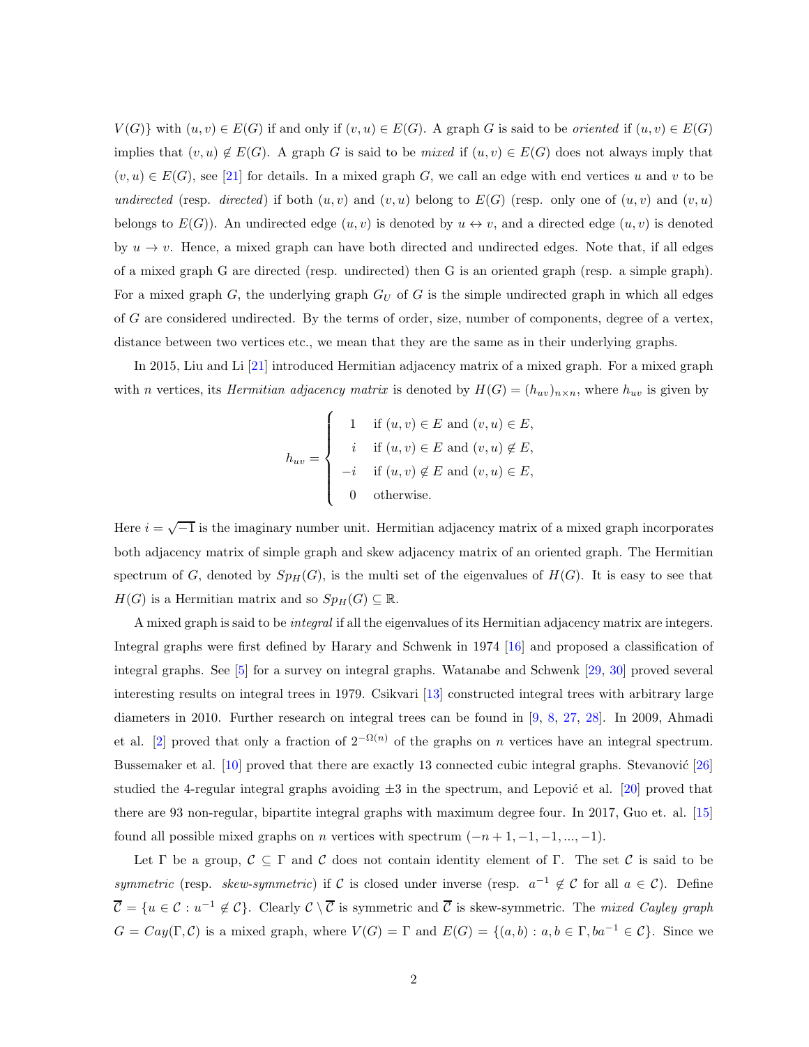$V(G)\}$ with $(u,v) \in E(G)$ if and only if $(v,u) \in E(G)$. A graph $G$ is said to be *oriented* if $(u,v) \in E(G)$ implies that $(v,u) \notin E(G)$. A graph $G$ is said to be *mixed* if $(u,v) \in E(G)$ does not always imply that $(v,u) \in E(G)$, see [21] for details. In a mixed graph $G$, we call an edge with end vertices $u$ and $v$ to be *undirected* (resp. *directed*) if both $(u,v)$ and $(v,u)$ belong to $E(G)$ (resp. only one of $(u,v)$ and $(v,u)$ belongs to $E(G)$). An undirected edge $(u,v)$ is denoted by $u \leftrightarrow v$, and a directed edge $(u,v)$ is denoted by $u \rightarrow v$. Hence, a mixed graph can have both directed and undirected edges. Note that, if all edges of a mixed graph G are directed (resp. undirected) then G is an oriented graph (resp. a simple graph). For a mixed graph $G$, the underlying graph $G_U$ of $G$ is the simple undirected graph in which all edges of $G$ are considered undirected. By the terms of order, size, number of components, degree of a vertex, distance between two vertices etc., we mean that they are the same as in their underlying graphs.

In 2015, Liu and Li [21] introduced Hermitian adjacency matrix of a mixed graph. For a mixed graph with $n$ vertices, its *Hermitian adjacency matrix* is denoted by $H(G) = (h_{uv})_{n\times n}$, where $h_{uv}$ is given by

$$h_{uv} = \begin{cases} 1 & \text{if } (u,v) \in E \text{ and } (v,u) \in E, \\ i & \text{if } (u,v) \in E \text{ and } (v,u) \notin E, \\ -i & \text{if } (u,v) \notin E \text{ and } (v,u) \in E, \\ 0 & \text{otherwise.} \end{cases}$$

Here $i = \sqrt{-1}$ is the imaginary number unit. Hermitian adjacency matrix of a mixed graph incorporates both adjacency matrix of simple graph and skew adjacency matrix of an oriented graph. The Hermitian spectrum of $G$, denoted by $Sp_H(G)$, is the multi set of the eigenvalues of $H(G)$. It is easy to see that $H(G)$ is a Hermitian matrix and so $Sp_H(G) \subseteq \mathbb{R}$.

A mixed graph is said to be *integral* if all the eigenvalues of its Hermitian adjacency matrix are integers. Integral graphs were first defined by Harary and Schwenk in 1974 [16] and proposed a classification of integral graphs. See [5] for a survey on integral graphs. Watanabe and Schwenk [29, 30] proved several interesting results on integral trees in 1979. Csikvari [13] constructed integral trees with arbitrary large diameters in 2010. Further research on integral trees can be found in [9, 8, 27, 28]. In 2009, Ahmadi et al. [2] proved that only a fraction of $2^{-\Omega(n)}$ of the graphs on $n$ vertices have an integral spectrum. Bussemaker et al. [10] proved that there are exactly 13 connected cubic integral graphs. Stevanović [26] studied the 4-regular integral graphs avoiding $\pm 3$ in the spectrum, and Lepović et al. [20] proved that there are 93 non-regular, bipartite integral graphs with maximum degree four. In 2017, Guo et. al. [15] found all possible mixed graphs on $n$ vertices with spectrum $(-n+1, -1, -1, ..., -1)$.

Let $\Gamma$ be a group, $\mathcal{C} \subseteq \Gamma$ and $\mathcal{C}$ does not contain identity element of $\Gamma$. The set $\mathcal{C}$ is said to be *symmetric* (resp. *skew-symmetric*) if $\mathcal{C}$ is closed under inverse (resp. $a^{-1} \notin \mathcal{C}$ for all $a \in \mathcal{C}$). Define $\overline{\mathcal{C}} = \{u \in \mathcal{C} : u^{-1} \notin \mathcal{C}\}$. Clearly $\mathcal{C} \setminus \overline{\mathcal{C}}$ is symmetric and $\overline{\mathcal{C}}$ is skew-symmetric. The *mixed Cayley graph* $G = Cay(\Gamma, \mathcal{C})$ is a mixed graph, where $V(G) = \Gamma$ and $E(G) = \{(a,b) : a, b \in \Gamma, ba^{-1} \in \mathcal{C}\}$. Since we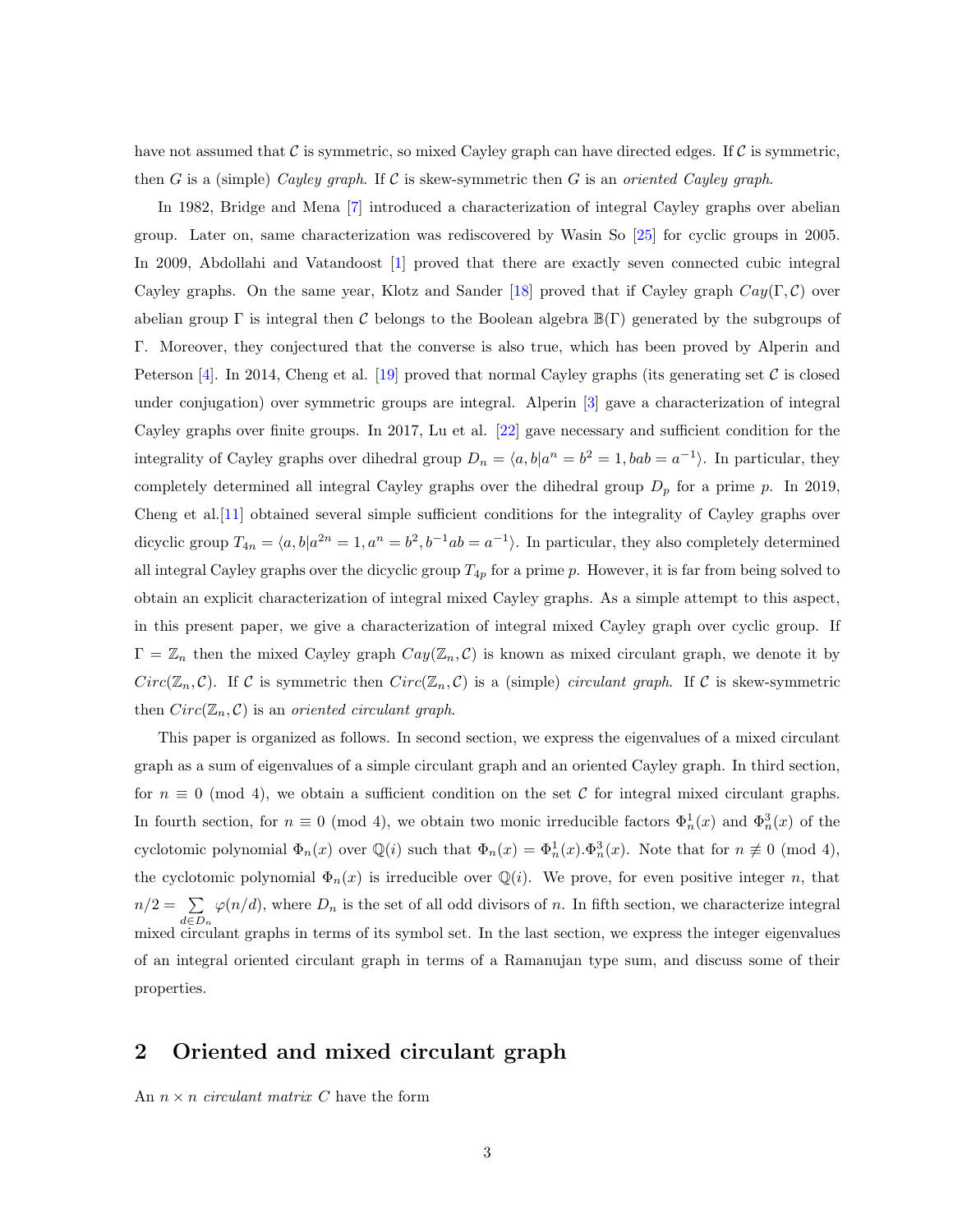have not assumed that $\mathcal{C}$ is symmetric, so mixed Cayley graph can have directed edges. If $\mathcal{C}$ is symmetric, then $G$ is a (simple) *Cayley graph*. If $\mathcal{C}$ is skew-symmetric then $G$ is an *oriented Cayley graph*.

In 1982, Bridge and Mena [7] introduced a characterization of integral Cayley graphs over abelian group. Later on, same characterization was rediscovered by Wasin So [25] for cyclic groups in 2005. In 2009, Abdollahi and Vatandoost [1] proved that there are exactly seven connected cubic integral Cayley graphs. On the same year, Klotz and Sander [18] proved that if Cayley graph $Cay(\Gamma, \mathcal{C})$ over abelian group $\Gamma$ is integral then $\mathcal{C}$ belongs to the Boolean algebra $\mathbb{B}(\Gamma)$ generated by the subgroups of $\Gamma$. Moreover, they conjectured that the converse is also true, which has been proved by Alperin and Peterson [4]. In 2014, Cheng et al. [19] proved that normal Cayley graphs (its generating set $\mathcal{C}$ is closed under conjugation) over symmetric groups are integral. Alperin [3] gave a characterization of integral Cayley graphs over finite groups. In 2017, Lu et al. [22] gave necessary and sufficient condition for the integrality of Cayley graphs over dihedral group $D_n = \langle a, b | a^n = b^2 = 1, bab = a^{-1}\rangle$. In particular, they completely determined all integral Cayley graphs over the dihedral group $D_p$ for a prime $p$. In 2019, Cheng et al.[11] obtained several simple sufficient conditions for the integrality of Cayley graphs over dicyclic group $T_{4n} = \langle a, b | a^{2n} = 1, a^n = b^2, b^{-1}ab = a^{-1}\rangle$. In particular, they also completely determined all integral Cayley graphs over the dicyclic group $T_{4p}$ for a prime $p$. However, it is far from being solved to obtain an explicit characterization of integral mixed Cayley graphs. As a simple attempt to this aspect, in this present paper, we give a characterization of integral mixed Cayley graph over cyclic group. If $\Gamma = \mathbb{Z}_n$ then the mixed Cayley graph $Cay(\mathbb{Z}_n, \mathcal{C})$ is known as mixed circulant graph, we denote it by $Circ(\mathbb{Z}_n, \mathcal{C})$. If $\mathcal{C}$ is symmetric then $Circ(\mathbb{Z}_n, \mathcal{C})$ is a (simple) *circulant graph*. If $\mathcal{C}$ is skew-symmetric then $Circ(\mathbb{Z}_n, \mathcal{C})$ is an *oriented circulant graph*.

This paper is organized as follows. In second section, we express the eigenvalues of a mixed circulant graph as a sum of eigenvalues of a simple circulant graph and an oriented Cayley graph. In third section, for $n \equiv 0 \pmod 4$, we obtain a sufficient condition on the set $\mathcal{C}$ for integral mixed circulant graphs. In fourth section, for $n \equiv 0 \pmod 4$, we obtain two monic irreducible factors $\Phi_n^1(x)$ and $\Phi_n^3(x)$ of the cyclotomic polynomial $\Phi_n(x)$ over $\mathbb{Q}(i)$ such that $\Phi_n(x) = \Phi_n^1(x).\Phi_n^3(x)$. Note that for $n \not\equiv 0 \pmod 4$, the cyclotomic polynomial $\Phi_n(x)$ is irreducible over $\mathbb{Q}(i)$. We prove, for even positive integer $n$, that $n/2 = \sum\limits_{d \in D_n} \varphi(n/d)$, where $D_n$ is the set of all odd divisors of $n$. In fifth section, we characterize integral mixed circulant graphs in terms of its symbol set. In the last section, we express the integer eigenvalues of an integral oriented circulant graph in terms of a Ramanujan type sum, and discuss some of their properties.

## 2 Oriented and mixed circulant graph

An $n \times n$ *circulant matrix* $C$ have the form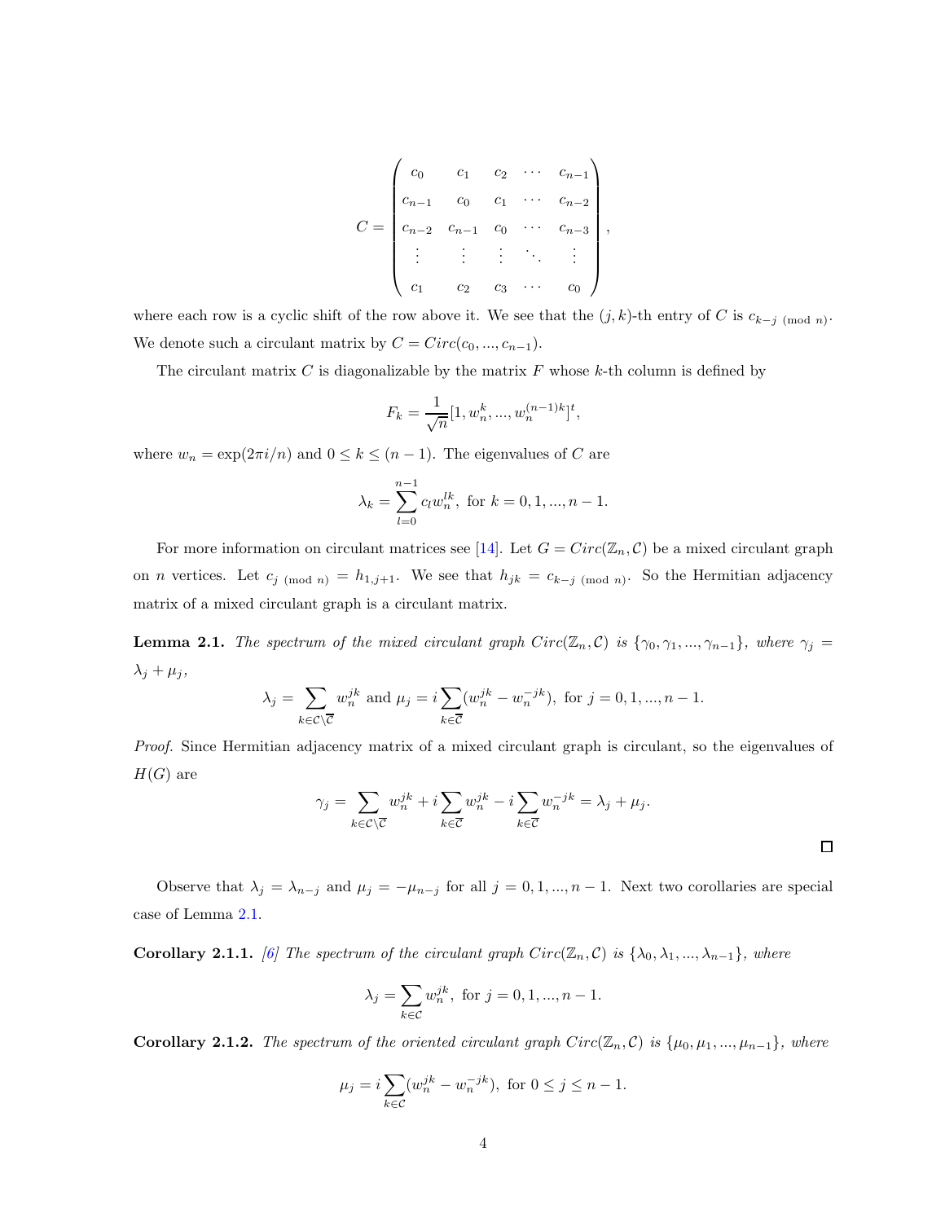$$C = \begin{pmatrix} c_0 & c_1 & c_2 & \cdots & c_{n-1} \\ c_{n-1} & c_0 & c_1 & \cdots & c_{n-2} \\ c_{n-2} & c_{n-1} & c_0 & \cdots & c_{n-3} \\ \vdots & \vdots & \vdots & \ddots & \vdots \\ c_1 & c_2 & c_3 & \cdots & c_0 \end{pmatrix},$$

where each row is a cyclic shift of the row above it. We see that the $(j,k)$-th entry of $C$ is $c_{k-j \pmod n}$. We denote such a circulant matrix by $C = Circ(c_0, ..., c_{n-1})$.

The circulant matrix $C$ is diagonalizable by the matrix $F$ whose $k$-th column is defined by

$$F_k = \frac{1}{\sqrt{n}}[1, w_n^k, ..., w_n^{(n-1)k}]^t,$$

where $w_n = \exp(2\pi i/n)$ and $0 \le k \le (n-1)$. The eigenvalues of $C$ are

$$\lambda_k = \sum_{l=0}^{n-1} c_l w_n^{lk}, \text{ for } k = 0, 1, ..., n-1.$$

For more information on circulant matrices see [14]. Let $G = Circ(\mathbb{Z}_n, \mathcal{C})$ be a mixed circulant graph on $n$ vertices. Let $c_{j \pmod n} = h_{1,j+1}$. We see that $h_{jk} = c_{k-j \pmod n}$. So the Hermitian adjacency matrix of a mixed circulant graph is a circulant matrix.

**Lemma 2.1.** *The spectrum of the mixed circulant graph $Circ(\mathbb{Z}_n, \mathcal{C})$ is $\{\gamma_0, \gamma_1, ..., \gamma_{n-1}\}$, where $\gamma_j = \lambda_j + \mu_j$,*

$$\lambda_j = \sum_{k \in \mathcal{C} \setminus \overline{\mathcal{C}}} w_n^{jk} \text{ and } \mu_j = i \sum_{k \in \overline{\mathcal{C}}} (w_n^{jk} - w_n^{-jk}), \text{ for } j = 0, 1, ..., n-1.$$

*Proof.* Since Hermitian adjacency matrix of a mixed circulant graph is circulant, so the eigenvalues of $H(G)$ are

$$\gamma_j = \sum_{k \in \mathcal{C} \setminus \overline{\mathcal{C}}} w_n^{jk} + i \sum_{k \in \overline{\mathcal{C}}} w_n^{jk} - i \sum_{k \in \overline{\mathcal{C}}} w_n^{-jk} = \lambda_j + \mu_j.$$

$\square$

Observe that $\lambda_j = \lambda_{n-j}$ and $\mu_j = -\mu_{n-j}$ for all $j = 0, 1, ..., n-1$. Next two corollaries are special case of Lemma 2.1.

**Corollary 2.1.1.** *[6] The spectrum of the circulant graph $Circ(\mathbb{Z}_n, \mathcal{C})$ is $\{\lambda_0, \lambda_1, ..., \lambda_{n-1}\}$, where*

$$\lambda_j = \sum_{k \in \mathcal{C}} w_n^{jk}, \text{ for } j = 0, 1, ..., n-1.$$

**Corollary 2.1.2.** *The spectrum of the oriented circulant graph $Circ(\mathbb{Z}_n, \mathcal{C})$ is $\{\mu_0, \mu_1, ..., \mu_{n-1}\}$, where*

$$\mu_j = i \sum_{k \in \mathcal{C}} (w_n^{jk} - w_n^{-jk}), \text{ for } 0 \le j \le n-1.$$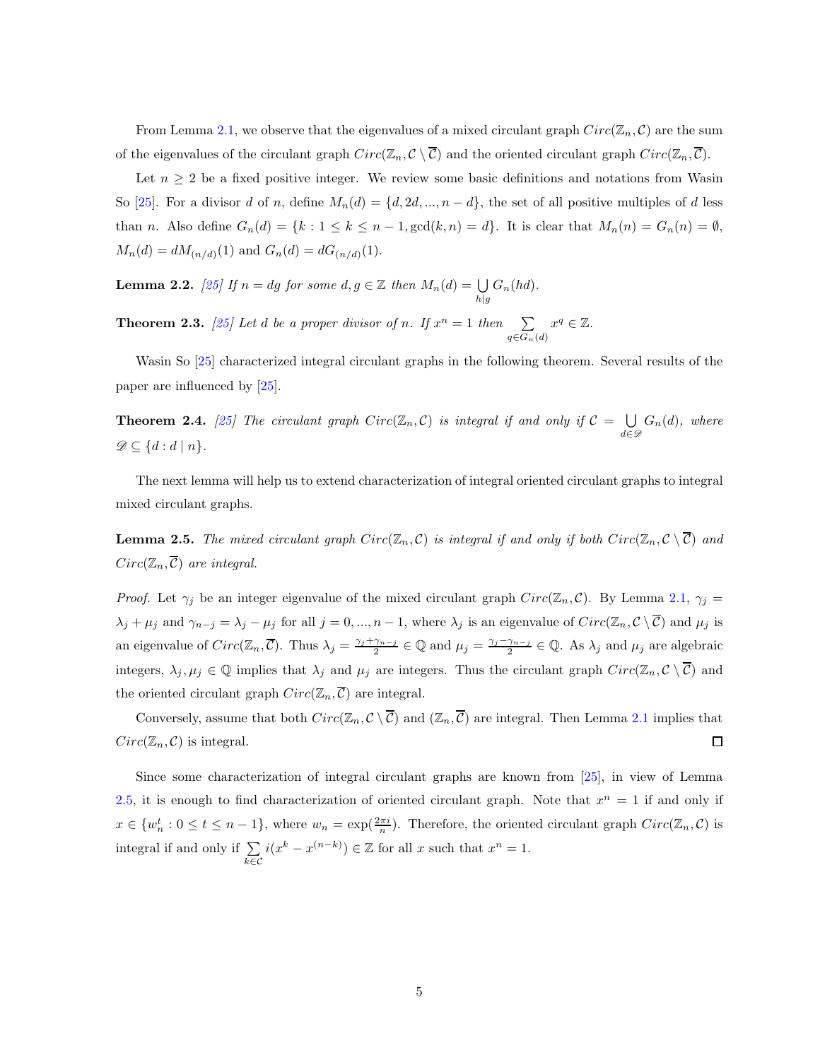From Lemma 2.1, we observe that the eigenvalues of a mixed circulant graph $Circ(\mathbb{Z}_n, \mathcal{C})$ are the sum of the eigenvalues of the circulant graph $Circ(\mathbb{Z}_n, \mathcal{C} \setminus \overline{\mathcal{C}})$ and the oriented circulant graph $Circ(\mathbb{Z}_n, \overline{\mathcal{C}})$.

Let $n \geq 2$ be a fixed positive integer. We review some basic definitions and notations from Wasin So [25]. For a divisor $d$ of $n$, define $M_n(d) = \{d, 2d, ..., n-d\}$, the set of all positive multiples of $d$ less than $n$. Also define $G_n(d) = \{k : 1 \leq k \leq n-1, \gcd(k, n) = d\}$. It is clear that $M_n(n) = G_n(n) = \emptyset$, $M_n(d) = dM_{(n/d)}(1)$ and $G_n(d) = dG_{(n/d)}(1)$.

**Lemma 2.2.** *[25] If $n = dg$ for some $d, g \in \mathbb{Z}$ then $M_n(d) = \bigcup\limits_{h|g} G_n(hd)$.*

**Theorem 2.3.** *[25] Let $d$ be a proper divisor of $n$. If $x^n = 1$ then $\sum\limits_{q \in G_n(d)} x^q \in \mathbb{Z}$.*

Wasin So [25] characterized integral circulant graphs in the following theorem. Several results of the paper are influenced by [25].

**Theorem 2.4.** *[25] The circulant graph $Circ(\mathbb{Z}_n, \mathcal{C})$ is integral if and only if $\mathcal{C} = \bigcup\limits_{d \in \mathscr{D}} G_n(d)$, where $\mathscr{D} \subseteq \{d : d \mid n\}$.*

The next lemma will help us to extend characterization of integral oriented circulant graphs to integral mixed circulant graphs.

**Lemma 2.5.** *The mixed circulant graph $Circ(\mathbb{Z}_n, \mathcal{C})$ is integral if and only if both $Circ(\mathbb{Z}_n, \mathcal{C} \setminus \overline{\mathcal{C}})$ and $Circ(\mathbb{Z}_n, \overline{\mathcal{C}})$ are integral.*

*Proof.* Let $\gamma_j$ be an integer eigenvalue of the mixed circulant graph $Circ(\mathbb{Z}_n, \mathcal{C})$. By Lemma 2.1, $\gamma_j = \lambda_j + \mu_j$ and $\gamma_{n-j} = \lambda_j - \mu_j$ for all $j = 0, ..., n-1$, where $\lambda_j$ is an eigenvalue of $Circ(\mathbb{Z}_n, \mathcal{C} \setminus \overline{\mathcal{C}})$ and $\mu_j$ is an eigenvalue of $Circ(\mathbb{Z}_n, \overline{\mathcal{C}})$. Thus $\lambda_j = \frac{\gamma_j + \gamma_{n-j}}{2} \in \mathbb{Q}$ and $\mu_j = \frac{\gamma_j - \gamma_{n-j}}{2} \in \mathbb{Q}$. As $\lambda_j$ and $\mu_j$ are algebraic integers, $\lambda_j, \mu_j \in \mathbb{Q}$ implies that $\lambda_j$ and $\mu_j$ are integers. Thus the circulant graph $Circ(\mathbb{Z}_n, \mathcal{C} \setminus \overline{\mathcal{C}})$ and the oriented circulant graph $Circ(\mathbb{Z}_n, \overline{\mathcal{C}})$ are integral.

Conversely, assume that both $Circ(\mathbb{Z}_n, \mathcal{C} \setminus \overline{\mathcal{C}})$ and $(\mathbb{Z}_n, \overline{\mathcal{C}})$ are integral. Then Lemma 2.1 implies that $Circ(\mathbb{Z}_n, \mathcal{C})$ is integral. $\square$

Since some characterization of integral circulant graphs are known from [25], in view of Lemma 2.5, it is enough to find characterization of oriented circulant graph. Note that $x^n = 1$ if and only if $x \in \{w_n^t : 0 \leq t \leq n-1\}$, where $w_n = \exp(\frac{2\pi i}{n})$. Therefore, the oriented circulant graph $Circ(\mathbb{Z}_n, \mathcal{C})$ is integral if and only if $\sum\limits_{k \in \mathcal{C}} i(x^k - x^{(n-k)}) \in \mathbb{Z}$ for all $x$ such that $x^n = 1$.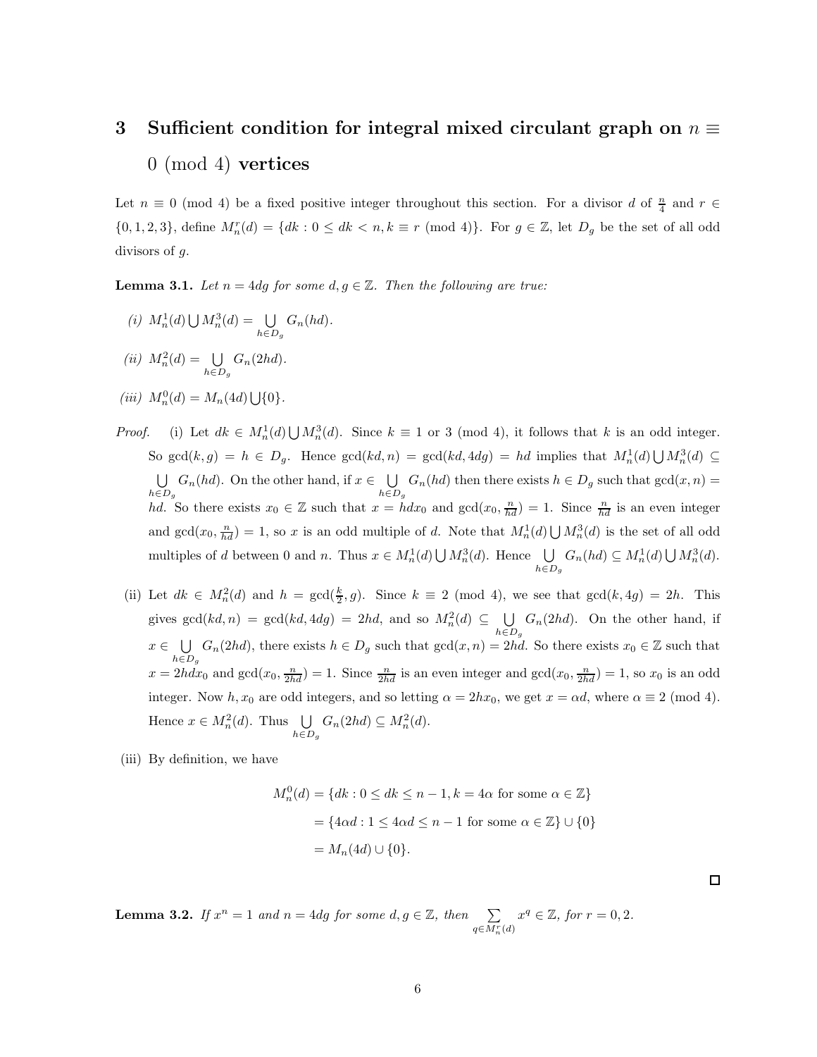# 3 Sufficient condition for integral mixed circulant graph on $n \equiv 0 \pmod 4$ vertices

Let $n \equiv 0 \pmod 4$ be a fixed positive integer throughout this section. For a divisor $d$ of $\frac{n}{4}$ and $r \in \{0,1,2,3\}$, define $M_n^r(d) = \{dk : 0 \leq dk < n, k \equiv r \pmod 4\}$. For $g \in \mathbb{Z}$, let $D_g$ be the set of all odd divisors of $g$.

**Lemma 3.1.** *Let $n = 4dg$ for some $d, g \in \mathbb{Z}$. Then the following are true:*

*(i)* $M_n^1(d) \bigcup M_n^3(d) = \bigcup\limits_{h \in D_g} G_n(hd)$.

*(ii)* $M_n^2(d) = \bigcup\limits_{h \in D_g} G_n(2hd)$.

*(iii)* $M_n^0(d) = M_n(4d) \bigcup \{0\}$.

*Proof.* (i) Let $dk \in M_n^1(d) \bigcup M_n^3(d)$. Since $k \equiv 1$ or $3 \pmod 4$, it follows that $k$ is an odd integer. So $\gcd(k, g) = h \in D_g$. Hence $\gcd(kd, n) = \gcd(kd, 4dg) = hd$ implies that $M_n^1(d) \bigcup M_n^3(d) \subseteq \bigcup\limits_{h \in D_g} G_n(hd)$. On the other hand, if $x \in \bigcup\limits_{h \in D_g} G_n(hd)$ then there exists $h \in D_g$ such that $\gcd(x, n) = hd$. So there exists $x_0 \in \mathbb{Z}$ such that $x = hdx_0$ and $\gcd(x_0, \frac{n}{hd}) = 1$. Since $\frac{n}{hd}$ is an even integer and $\gcd(x_0, \frac{n}{hd}) = 1$, so $x$ is an odd multiple of $d$. Note that $M_n^1(d) \bigcup M_n^3(d)$ is the set of all odd multiples of $d$ between 0 and $n$. Thus $x \in M_n^1(d) \bigcup M_n^3(d)$. Hence $\bigcup\limits_{h \in D_g} G_n(hd) \subseteq M_n^1(d) \bigcup M_n^3(d)$.

(ii) Let $dk \in M_n^2(d)$ and $h = \gcd(\frac{k}{2}, g)$. Since $k \equiv 2 \pmod 4$, we see that $\gcd(k, 4g) = 2h$. This gives $\gcd(kd, n) = \gcd(kd, 4dg) = 2hd$, and so $M_n^2(d) \subseteq \bigcup\limits_{h \in D_g} G_n(2hd)$. On the other hand, if $x \in \bigcup\limits_{h \in D_g} G_n(2hd)$, there exists $h \in D_g$ such that $\gcd(x, n) = 2hd$. So there exists $x_0 \in \mathbb{Z}$ such that $x = 2hdx_0$ and $\gcd(x_0, \frac{n}{2hd}) = 1$. Since $\frac{n}{2hd}$ is an even integer and $\gcd(x_0, \frac{n}{2hd}) = 1$, so $x_0$ is an odd integer. Now $h, x_0$ are odd integers, and so letting $\alpha = 2hx_0$, we get $x = \alpha d$, where $\alpha \equiv 2 \pmod 4$. Hence $x \in M_n^2(d)$. Thus $\bigcup\limits_{h \in D_g} G_n(2hd) \subseteq M_n^2(d)$.

(iii) By definition, we have

$$
\begin{aligned}
M_n^0(d) &= \{dk : 0 \leq dk \leq n-1, k = 4\alpha \text{ for some } \alpha \in \mathbb{Z}\} \\
&= \{4\alpha d : 1 \leq 4\alpha d \leq n-1 \text{ for some } \alpha \in \mathbb{Z}\} \cup \{0\} \\
&= M_n(4d) \cup \{0\}.
\end{aligned}
$$

□

**Lemma 3.2.** *If $x^n = 1$ and $n = 4dg$ for some $d, g \in \mathbb{Z}$, then $\sum\limits_{q \in M_n^r(d)} x^q \in \mathbb{Z}$, for $r = 0, 2$.*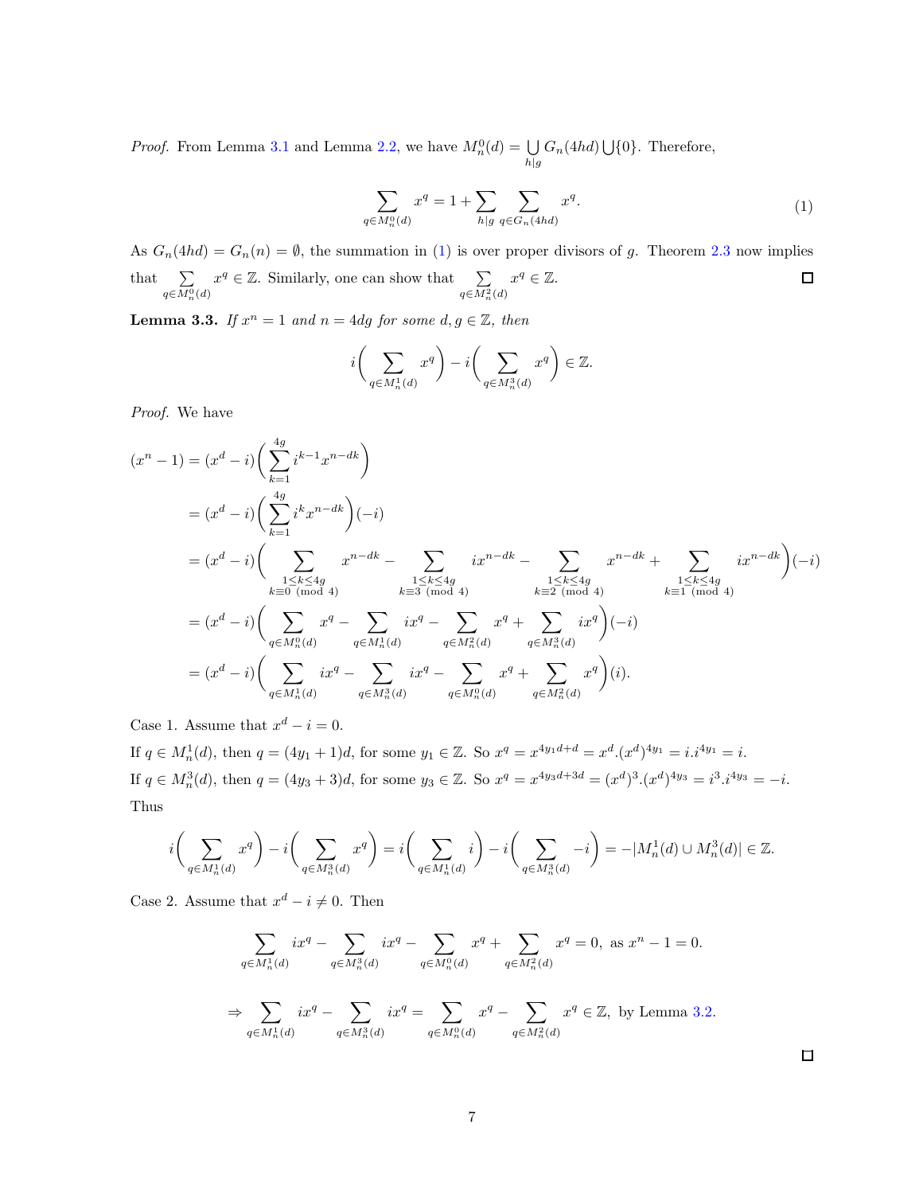*Proof.* From Lemma 3.1 and Lemma 2.2, we have $M_n^0(d) = \bigcup_{h|g} G_n(4hd) \bigcup\{0\}$. Therefore,

$$\sum_{q\in M_n^0(d)} x^q = 1 + \sum_{h|g} \sum_{q\in G_n(4hd)} x^q. \tag{1}$$

As $G_n(4hd) = G_n(n) = \emptyset$, the summation in (1) is over proper divisors of $g$. Theorem 2.3 now implies that $\sum_{q\in M_n^0(d)} x^q \in \mathbb{Z}$. Similarly, one can show that $\sum_{q\in M_n^2(d)} x^q \in \mathbb{Z}$. $\square$

**Lemma 3.3.** *If $x^n = 1$ and $n = 4dg$ for some $d, g \in \mathbb{Z}$, then*

$$i\bigg(\sum_{q\in M_n^1(d)} x^q\bigg) - i\bigg(\sum_{q\in M_n^3(d)} x^q\bigg) \in \mathbb{Z}.$$

*Proof.* We have

$$\begin{aligned}
(x^n - 1) &= (x^d - i)\bigg(\sum_{k=1}^{4g} i^{k-1}x^{n-dk}\bigg)\\
&= (x^d - i)\bigg(\sum_{k=1}^{4g} i^{k}x^{n-dk}\bigg)(-i)\\
&= (x^d - i)\bigg(\sum_{\substack{1\le k\le 4g\\ k\equiv 0 \pmod 4}} x^{n-dk} - \sum_{\substack{1\le k\le 4g\\ k\equiv 3 \pmod 4}} ix^{n-dk} - \sum_{\substack{1\le k\le 4g\\ k\equiv 2 \pmod 4}} x^{n-dk} + \sum_{\substack{1\le k\le 4g\\ k\equiv 1 \pmod 4}} ix^{n-dk}\bigg)(-i)\\
&= (x^d - i)\bigg(\sum_{q\in M_n^0(d)} x^q - \sum_{q\in M_n^1(d)} ix^q - \sum_{q\in M_n^2(d)} x^q + \sum_{q\in M_n^3(d)} ix^q\bigg)(-i)\\
&= (x^d - i)\bigg(\sum_{q\in M_n^1(d)} ix^q - \sum_{q\in M_n^3(d)} ix^q - \sum_{q\in M_n^0(d)} x^q + \sum_{q\in M_n^2(d)} x^q\bigg)(i).
\end{aligned}$$

Case 1. Assume that $x^d - i = 0$.

If $q \in M_n^1(d)$, then $q = (4y_1 + 1)d$, for some $y_1 \in \mathbb{Z}$. So $x^q = x^{4y_1d+d} = x^d.(x^d)^{4y_1} = i.i^{4y_1} = i$.

If $q \in M_n^3(d)$, then $q = (4y_3 + 3)d$, for some $y_3 \in \mathbb{Z}$. So $x^q = x^{4y_3d+3d} = (x^d)^3.(x^d)^{4y_3} = i^3.i^{4y_3} = -i$.

Thus

$$i\bigg(\sum_{q\in M_n^1(d)} x^q\bigg) - i\bigg(\sum_{q\in M_n^3(d)} x^q\bigg) = i\bigg(\sum_{q\in M_n^1(d)} i\bigg) - i\bigg(\sum_{q\in M_n^3(d)} -i\bigg) = -|M_n^1(d)\cup M_n^3(d)| \in \mathbb{Z}.$$

Case 2. Assume that $x^d - i \neq 0$. Then

$$\sum_{q\in M_n^1(d)} ix^q - \sum_{q\in M_n^3(d)} ix^q - \sum_{q\in M_n^0(d)} x^q + \sum_{q\in M_n^2(d)} x^q = 0, \text{ as } x^n - 1 = 0.$$

$$\Rightarrow \sum_{q\in M_n^1(d)} ix^q - \sum_{q\in M_n^3(d)} ix^q = \sum_{q\in M_n^0(d)} x^q - \sum_{q\in M_n^2(d)} x^q \in \mathbb{Z}, \text{ by Lemma 3.2.}$$

$\square$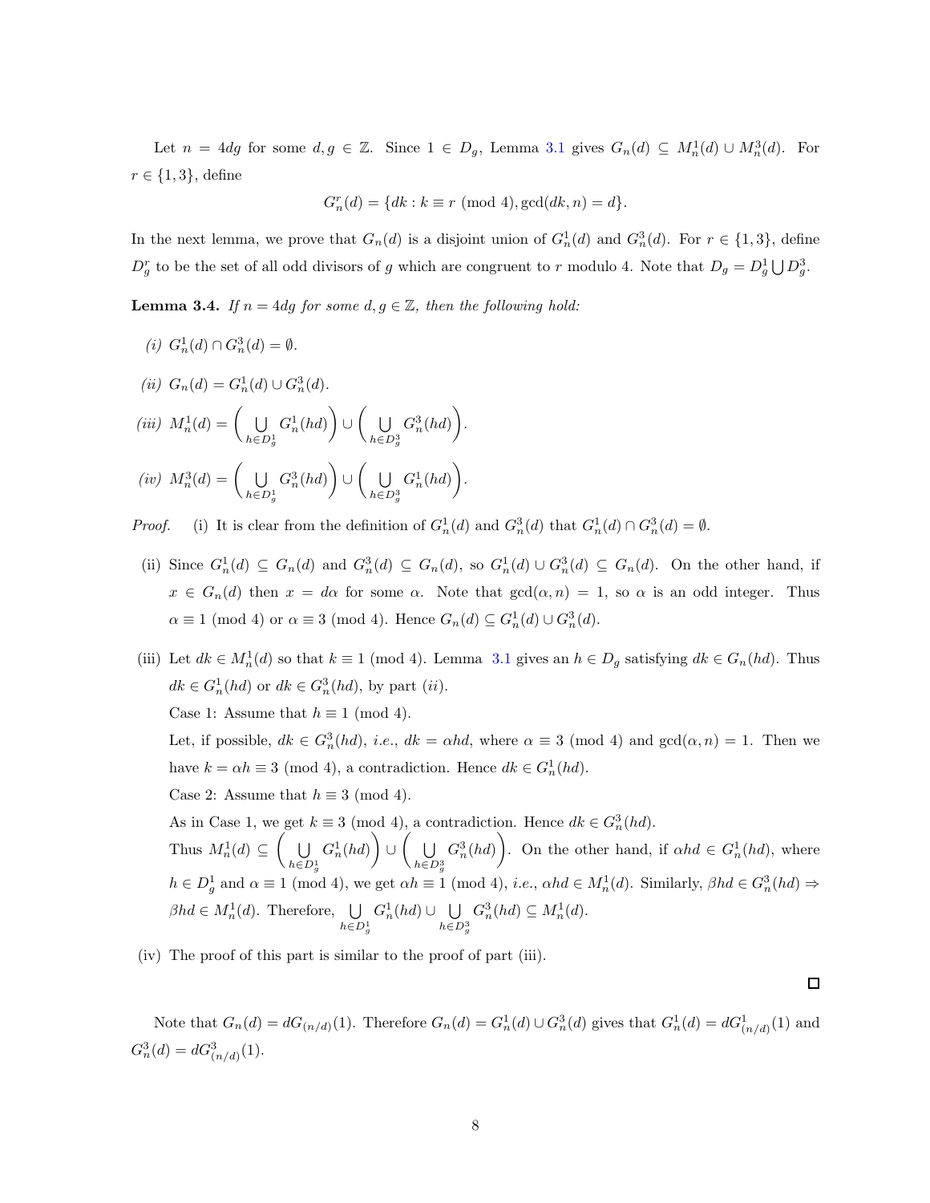Let $n = 4dg$ for some $d, g \in \mathbb{Z}$. Since $1 \in D_g$, Lemma 3.1 gives $G_n(d) \subseteq M_n^1(d) \cup M_n^3(d)$. For $r \in \{1, 3\}$, define

$$G_n^r(d) = \{dk : k \equiv r \pmod 4, \gcd(dk, n) = d\}.$$

In the next lemma, we prove that $G_n(d)$ is a disjoint union of $G_n^1(d)$ and $G_n^3(d)$. For $r \in \{1, 3\}$, define $D_g^r$ to be the set of all odd divisors of $g$ which are congruent to $r$ modulo 4. Note that $D_g = D_g^1 \bigcup D_g^3$.

**Lemma 3.4.** *If $n = 4dg$ for some $d, g \in \mathbb{Z}$, then the following hold:*

*(i)* $G_n^1(d) \cap G_n^3(d) = \emptyset$.

*(ii)* $G_n(d) = G_n^1(d) \cup G_n^3(d)$.

*(iii)* $M_n^1(d) = \left( \bigcup_{h \in D_g^1} G_n^1(hd) \right) \cup \left( \bigcup_{h \in D_g^3} G_n^3(hd) \right)$.

*(iv)* $M_n^3(d) = \left( \bigcup_{h \in D_g^1} G_n^3(hd) \right) \cup \left( \bigcup_{h \in D_g^3} G_n^1(hd) \right)$.

*Proof.* (i) It is clear from the definition of $G_n^1(d)$ and $G_n^3(d)$ that $G_n^1(d) \cap G_n^3(d) = \emptyset$.

(ii) Since $G_n^1(d) \subseteq G_n(d)$ and $G_n^3(d) \subseteq G_n(d)$, so $G_n^1(d) \cup G_n^3(d) \subseteq G_n(d)$. On the other hand, if $x \in G_n(d)$ then $x = d\alpha$ for some $\alpha$. Note that $\gcd(\alpha, n) = 1$, so $\alpha$ is an odd integer. Thus $\alpha \equiv 1 \pmod 4$ or $\alpha \equiv 3 \pmod 4$. Hence $G_n(d) \subseteq G_n^1(d) \cup G_n^3(d)$.

(iii) Let $dk \in M_n^1(d)$ so that $k \equiv 1 \pmod 4$. Lemma 3.1 gives an $h \in D_g$ satisfying $dk \in G_n(hd)$. Thus $dk \in G_n^1(hd)$ or $dk \in G_n^3(hd)$, by part *(ii)*.

Case 1: Assume that $h \equiv 1 \pmod 4$.

Let, if possible, $dk \in G_n^3(hd)$, *i.e.*, $dk = \alpha hd$, where $\alpha \equiv 3 \pmod 4$ and $\gcd(\alpha, n) = 1$. Then we have $k = \alpha h \equiv 3 \pmod 4$, a contradiction. Hence $dk \in G_n^1(hd)$.

Case 2: Assume that $h \equiv 3 \pmod 4$.

As in Case 1, we get $k \equiv 3 \pmod 4$, a contradiction. Hence $dk \in G_n^3(hd)$.

Thus $M_n^1(d) \subseteq \left( \bigcup_{h \in D_g^1} G_n^1(hd) \right) \cup \left( \bigcup_{h \in D_g^3} G_n^3(hd) \right)$. On the other hand, if $\alpha hd \in G_n^1(hd)$, where $h \in D_g^1$ and $\alpha \equiv 1 \pmod 4$, we get $\alpha h \equiv 1 \pmod 4$, *i.e.*, $\alpha hd \in M_n^1(d)$. Similarly, $\beta hd \in G_n^3(hd) \Rightarrow \beta hd \in M_n^1(d)$. Therefore, $\bigcup_{h \in D_g^1} G_n^1(hd) \cup \bigcup_{h \in D_g^3} G_n^3(hd) \subseteq M_n^1(d)$.

(iv) The proof of this part is similar to the proof of part (iii).

$\square$

Note that $G_n(d) = dG_{(n/d)}(1)$. Therefore $G_n(d) = G_n^1(d) \cup G_n^3(d)$ gives that $G_n^1(d) = dG_{(n/d)}^1(1)$ and $G_n^3(d) = dG_{(n/d)}^3(1)$.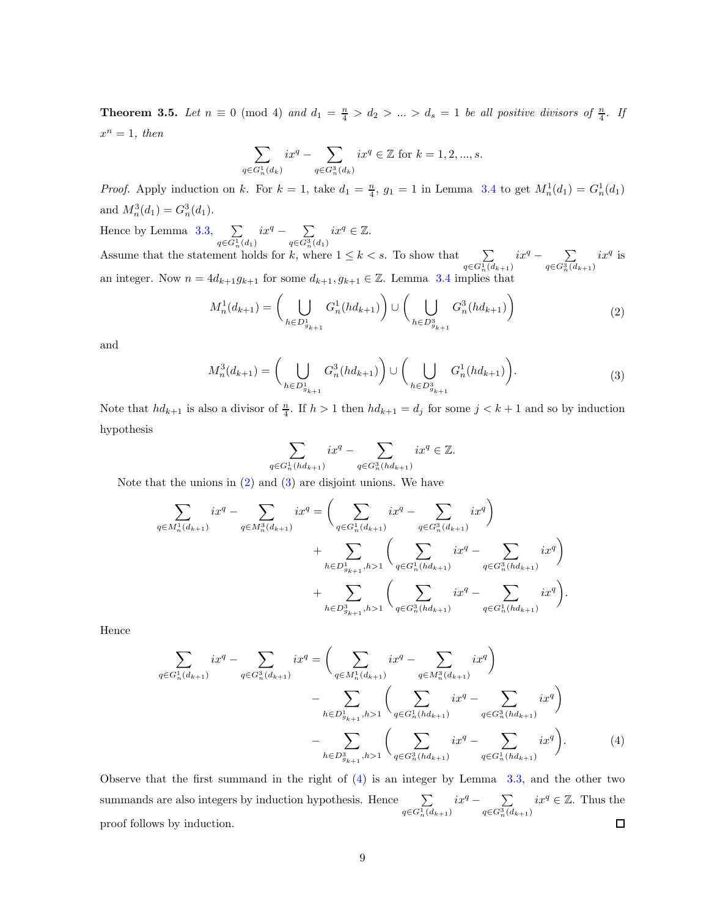**Theorem 3.5.** *Let $n \equiv 0 \pmod 4$ and $d_1 = \frac{n}{4} > d_2 > ... > d_s = 1$ be all positive divisors of $\frac{n}{4}$. If $x^n = 1$, then*

$$\sum_{q \in G_n^1(d_k)} ix^q - \sum_{q \in G_n^3(d_k)} ix^q \in \mathbb{Z} \text{ for } k = 1, 2, ..., s.$$

*Proof.* Apply induction on $k$. For $k = 1$, take $d_1 = \frac{n}{4}$, $g_1 = 1$ in Lemma 3.4 to get $M_n^1(d_1) = G_n^1(d_1)$ and $M_n^3(d_1) = G_n^3(d_1)$.

Hence by Lemma 3.3, $\sum\limits_{q \in G_n^1(d_1)} ix^q - \sum\limits_{q \in G_n^3(d_1)} ix^q \in \mathbb{Z}$.

Assume that the statement holds for $k$, where $1 \leq k < s$. To show that $\sum\limits_{q \in G_n^1(d_{k+1})} ix^q - \sum\limits_{q \in G_n^3(d_{k+1})} ix^q$ is an integer. Now $n = 4d_{k+1}g_{k+1}$ for some $d_{k+1}, g_{k+1} \in \mathbb{Z}$. Lemma 3.4 implies that

$$M_n^1(d_{k+1}) = \Bigg( \bigcup_{h \in D_{g_{k+1}}^1} G_n^1(hd_{k+1}) \Bigg) \cup \Bigg( \bigcup_{h \in D_{g_{k+1}}^3} G_n^3(hd_{k+1}) \Bigg) \tag{2}$$

and

$$M_n^3(d_{k+1}) = \Bigg( \bigcup_{h \in D_{g_{k+1}}^1} G_n^3(hd_{k+1}) \Bigg) \cup \Bigg( \bigcup_{h \in D_{g_{k+1}}^3} G_n^1(hd_{k+1}) \Bigg). \tag{3}$$

Note that $hd_{k+1}$ is also a divisor of $\frac{n}{4}$. If $h > 1$ then $hd_{k+1} = d_j$ for some $j < k+1$ and so by induction hypothesis

$$\sum_{q \in G_n^1(hd_{k+1})} ix^q - \sum_{q \in G_n^3(hd_{k+1})} ix^q \in \mathbb{Z}.$$

Note that the unions in (2) and (3) are disjoint unions. We have

$$\begin{aligned}
\sum_{q \in M_n^1(d_{k+1})} ix^q - \sum_{q \in M_n^3(d_{k+1})} ix^q = &\Bigg( \sum_{q \in G_n^1(d_{k+1})} ix^q - \sum_{q \in G_n^3(d_{k+1})} ix^q \Bigg) \\
&+ \sum_{h \in D_{g_{k+1}}^1, h>1} \Bigg( \sum_{q \in G_n^1(hd_{k+1})} ix^q - \sum_{q \in G_n^3(hd_{k+1})} ix^q \Bigg) \\
&+ \sum_{h \in D_{g_{k+1}}^3, h>1} \Bigg( \sum_{q \in G_n^3(hd_{k+1})} ix^q - \sum_{q \in G_n^1(hd_{k+1})} ix^q \Bigg).
\end{aligned}$$

Hence

$$\begin{aligned}
\sum_{q \in G_n^1(d_{k+1})} ix^q - \sum_{q \in G_n^3(d_{k+1})} ix^q = &\Bigg( \sum_{q \in M_n^1(d_{k+1})} ix^q - \sum_{q \in M_n^3(d_{k+1})} ix^q \Bigg) \\
&- \sum_{h \in D_{g_{k+1}}^1, h>1} \Bigg( \sum_{q \in G_n^1(hd_{k+1})} ix^q - \sum_{q \in G_n^3(hd_{k+1})} ix^q \Bigg) \\
&- \sum_{h \in D_{g_{k+1}}^3, h>1} \Bigg( \sum_{q \in G_n^3(hd_{k+1})} ix^q - \sum_{q \in G_n^1(hd_{k+1})} ix^q \Bigg).
\end{aligned} \tag{4}$$

Observe that the first summand in the right of (4) is an integer by Lemma 3.3, and the other two summands are also integers by induction hypothesis. Hence $\sum\limits_{q \in G_n^1(d_{k+1})} ix^q - \sum\limits_{q \in G_n^3(d_{k+1})} ix^q \in \mathbb{Z}$. Thus the proof follows by induction. $\square$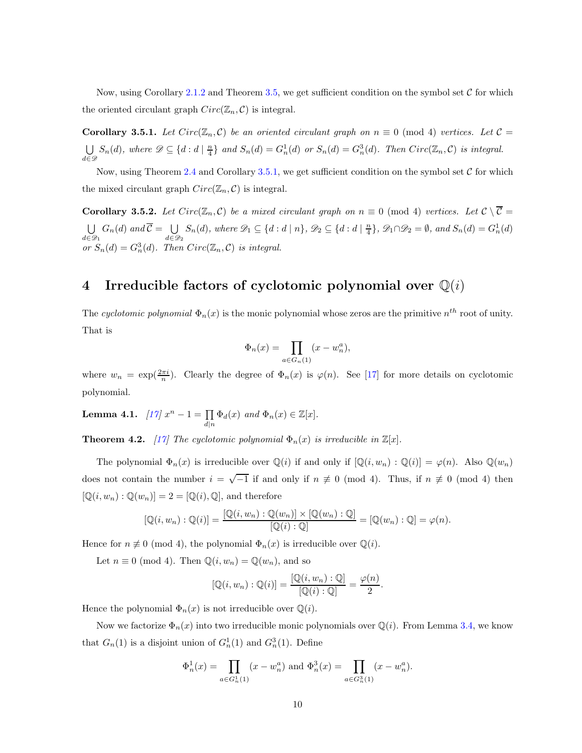Now, using Corollary 2.1.2 and Theorem 3.5, we get sufficient condition on the symbol set $\mathcal{C}$ for which the oriented circulant graph $Circ(\mathbb{Z}_n, \mathcal{C})$ is integral.

**Corollary 3.5.1.** *Let $Circ(\mathbb{Z}_n, \mathcal{C})$ be an oriented circulant graph on $n \equiv 0 \pmod 4$ vertices. Let $\mathcal{C} = \bigcup\limits_{d \in \mathscr{D}} S_n(d)$, where $\mathscr{D} \subseteq \{d : d \mid \frac{n}{4}\}$ and $S_n(d) = G_n^1(d)$ or $S_n(d) = G_n^3(d)$. Then $Circ(\mathbb{Z}_n, \mathcal{C})$ is integral.*

Now, using Theorem 2.4 and Corollary 3.5.1, we get sufficient condition on the symbol set $\mathcal{C}$ for which the mixed circulant graph $Circ(\mathbb{Z}_n, \mathcal{C})$ is integral.

**Corollary 3.5.2.** *Let $Circ(\mathbb{Z}_n, \mathcal{C})$ be a mixed circulant graph on $n \equiv 0 \pmod 4$ vertices. Let $\mathcal{C} \setminus \overline{\mathcal{C}} = \bigcup\limits_{d \in \mathscr{D}_1} G_n(d)$ and $\overline{\mathcal{C}} = \bigcup\limits_{d \in \mathscr{D}_2} S_n(d)$, where $\mathscr{D}_1 \subseteq \{d : d \mid n\}$, $\mathscr{D}_2 \subseteq \{d : d \mid \frac{n}{4}\}$, $\mathscr{D}_1 \cap \mathscr{D}_2 = \emptyset$, and $S_n(d) = G_n^1(d)$ or $S_n(d) = G_n^3(d)$. Then $Circ(\mathbb{Z}_n, \mathcal{C})$ is integral.*

# 4 Irreducible factors of cyclotomic polynomial over $\mathbb{Q}(i)$

The *cyclotomic polynomial* $\Phi_n(x)$ is the monic polynomial whose zeros are the primitive $n^{th}$ root of unity. That is

$$\Phi_n(x) = \prod_{a \in G_n(1)} (x - w_n^a),$$

where $w_n = \exp(\frac{2\pi i}{n})$. Clearly the degree of $\Phi_n(x)$ is $\varphi(n)$. See [17] for more details on cyclotomic polynomial.

**Lemma 4.1.** [17] *$x^n - 1 = \prod\limits_{d \mid n} \Phi_d(x)$ and $\Phi_n(x) \in \mathbb{Z}[x]$.*

**Theorem 4.2.** [17] *The cyclotomic polynomial $\Phi_n(x)$ is irreducible in $\mathbb{Z}[x]$.*

The polynomial $\Phi_n(x)$ is irreducible over $\mathbb{Q}(i)$ if and only if $[\mathbb{Q}(i, w_n) : \mathbb{Q}(i)] = \varphi(n)$. Also $\mathbb{Q}(w_n)$ does not contain the number $i = \sqrt{-1}$ if and only if $n \not\equiv 0 \pmod 4$. Thus, if $n \not\equiv 0 \pmod 4$ then $[\mathbb{Q}(i, w_n) : \mathbb{Q}(w_n)] = 2 = [\mathbb{Q}(i), \mathbb{Q}]$, and therefore

$$[\mathbb{Q}(i, w_n) : \mathbb{Q}(i)] = \frac{[\mathbb{Q}(i, w_n) : \mathbb{Q}(w_n)] \times [\mathbb{Q}(w_n) : \mathbb{Q}]}{[\mathbb{Q}(i) : \mathbb{Q}]} = [\mathbb{Q}(w_n) : \mathbb{Q}] = \varphi(n).$$

Hence for $n \not\equiv 0 \pmod 4$, the polynomial $\Phi_n(x)$ is irreducible over $\mathbb{Q}(i)$.

Let $n \equiv 0 \pmod 4$. Then $\mathbb{Q}(i, w_n) = \mathbb{Q}(w_n)$, and so

$$[\mathbb{Q}(i, w_n) : \mathbb{Q}(i)] = \frac{[\mathbb{Q}(i, w_n) : \mathbb{Q}]}{[\mathbb{Q}(i) : \mathbb{Q}]} = \frac{\varphi(n)}{2}.$$

Hence the polynomial $\Phi_n(x)$ is not irreducible over $\mathbb{Q}(i)$.

Now we factorize $\Phi_n(x)$ into two irreducible monic polynomials over $\mathbb{Q}(i)$. From Lemma 3.4, we know that $G_n(1)$ is a disjoint union of $G_n^1(1)$ and $G_n^3(1)$. Define

$$\Phi_n^1(x) = \prod_{a \in G_n^1(1)} (x - w_n^a) \text{ and } \Phi_n^3(x) = \prod_{a \in G_n^3(1)} (x - w_n^a).$$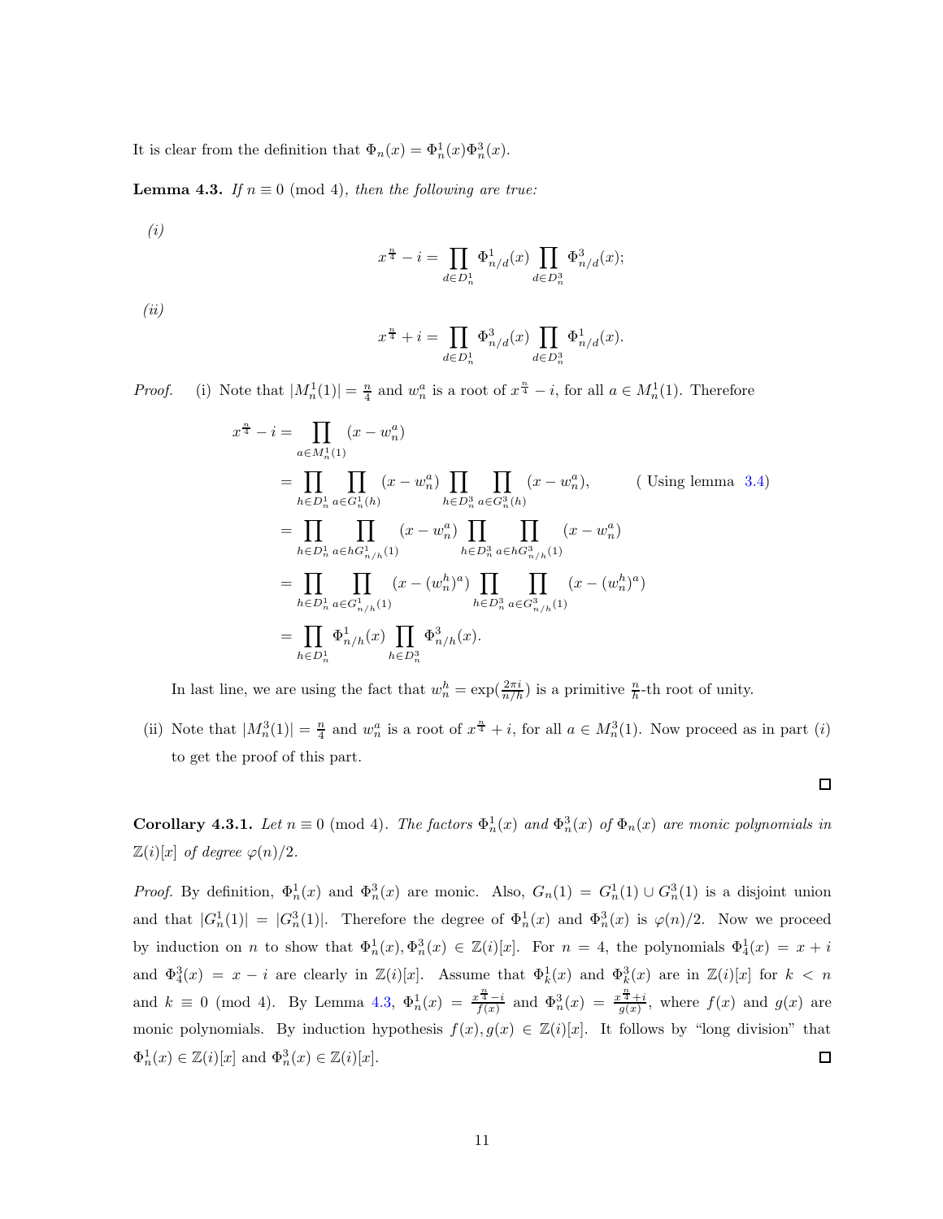It is clear from the definition that $\Phi_n(x) = \Phi_n^1(x)\Phi_n^3(x)$.

**Lemma 4.3.** *If $n \equiv 0 \pmod 4$, then the following are true:*

*(i)*

$$x^{\frac{n}{4}} - i = \prod_{d \in D_n^1} \Phi_{n/d}^1(x) \prod_{d \in D_n^3} \Phi_{n/d}^3(x);$$

*(ii)*

$$x^{\frac{n}{4}} + i = \prod_{d \in D_n^1} \Phi_{n/d}^3(x) \prod_{d \in D_n^3} \Phi_{n/d}^1(x).$$

*Proof.* (i) Note that $|M_n^1(1)| = \frac{n}{4}$ and $w_n^a$ is a root of $x^{\frac{n}{4}} - i$, for all $a \in M_n^1(1)$. Therefore

$$\begin{aligned}
x^{\frac{n}{4}} - i &= \prod_{a \in M_n^1(1)} (x - w_n^a) \\
&= \prod_{h \in D_n^1} \prod_{a \in G_n^1(h)} (x - w_n^a) \prod_{h \in D_n^3} \prod_{a \in G_n^3(h)} (x - w_n^a), \qquad \text{( Using lemma 3.4)} \\
&= \prod_{h \in D_n^1} \prod_{a \in hG_{n/h}^1(1)} (x - w_n^a) \prod_{h \in D_n^3} \prod_{a \in hG_{n/h}^3(1)} (x - w_n^a) \\
&= \prod_{h \in D_n^1} \prod_{a \in G_{n/h}^1(1)} (x - (w_n^h)^a) \prod_{h \in D_n^3} \prod_{a \in G_{n/h}^3(1)} (x - (w_n^h)^a) \\
&= \prod_{h \in D_n^1} \Phi_{n/h}^1(x) \prod_{h \in D_n^3} \Phi_{n/h}^3(x).
\end{aligned}$$

In last line, we are using the fact that $w_n^h = \exp(\frac{2\pi i}{n/h})$ is a primitive $\frac{n}{h}$-th root of unity.

(ii) Note that $|M_n^3(1)| = \frac{n}{4}$ and $w_n^a$ is a root of $x^{\frac{n}{4}} + i$, for all $a \in M_n^3(1)$. Now proceed as in part $(i)$ to get the proof of this part. ◻

**Corollary 4.3.1.** *Let $n \equiv 0 \pmod 4$. The factors $\Phi_n^1(x)$ and $\Phi_n^3(x)$ of $\Phi_n(x)$ are monic polynomials in $\mathbb{Z}(i)[x]$ of degree $\varphi(n)/2$.*

*Proof.* By definition, $\Phi_n^1(x)$ and $\Phi_n^3(x)$ are monic. Also, $G_n(1) = G_n^1(1) \cup G_n^3(1)$ is a disjoint union and that $|G_n^1(1)| = |G_n^3(1)|$. Therefore the degree of $\Phi_n^1(x)$ and $\Phi_n^3(x)$ is $\varphi(n)/2$. Now we proceed by induction on $n$ to show that $\Phi_n^1(x), \Phi_n^3(x) \in \mathbb{Z}(i)[x]$. For $n = 4$, the polynomials $\Phi_4^1(x) = x + i$ and $\Phi_4^3(x) = x - i$ are clearly in $\mathbb{Z}(i)[x]$. Assume that $\Phi_k^1(x)$ and $\Phi_k^3(x)$ are in $\mathbb{Z}(i)[x]$ for $k < n$ and $k \equiv 0 \pmod 4$. By Lemma 4.3, $\Phi_n^1(x) = \frac{x^{\frac{n}{4}} - i}{f(x)}$ and $\Phi_n^3(x) = \frac{x^{\frac{n}{4}} + i}{g(x)}$, where $f(x)$ and $g(x)$ are monic polynomials. By induction hypothesis $f(x), g(x) \in \mathbb{Z}(i)[x]$. It follows by "long division" that $\Phi_n^1(x) \in \mathbb{Z}(i)[x]$ and $\Phi_n^3(x) \in \mathbb{Z}(i)[x]$. ◻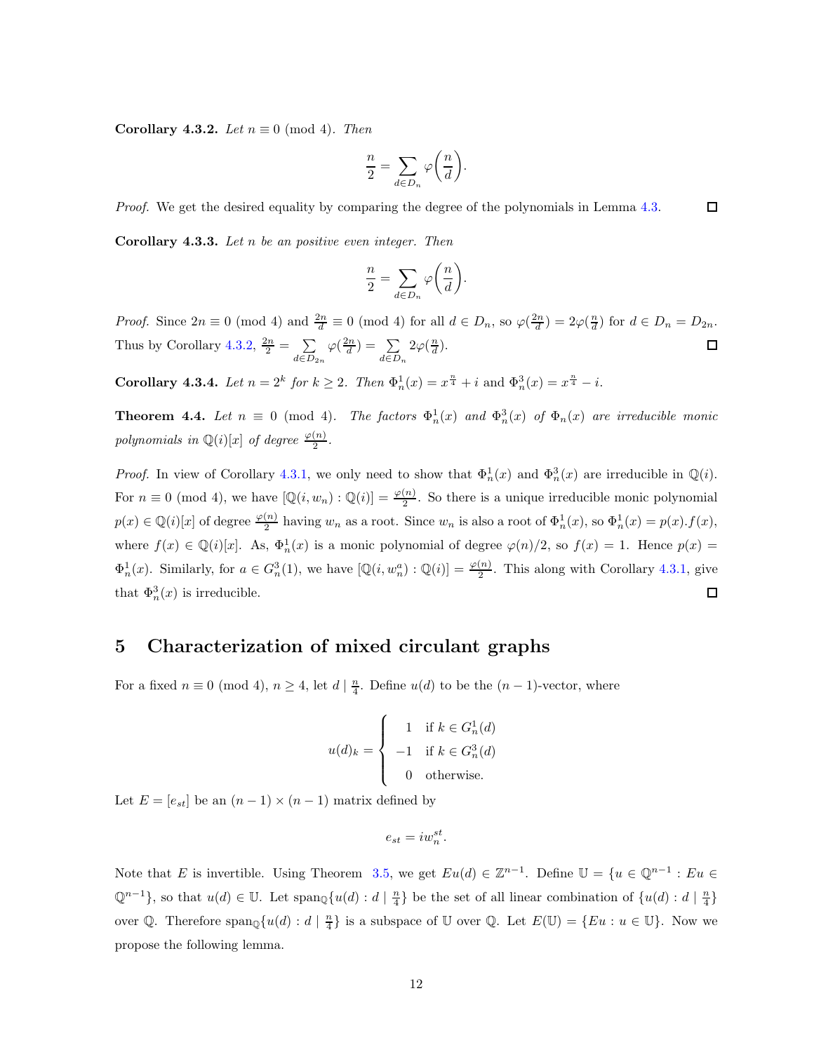**Corollary 4.3.2.** *Let $n \equiv 0 \pmod 4$. Then*

$$\frac{n}{2} = \sum_{d \in D_n} \varphi\left(\frac{n}{d}\right).$$

*Proof.* We get the desired equality by comparing the degree of the polynomials in Lemma 4.3. $\square$

**Corollary 4.3.3.** *Let $n$ be an positive even integer. Then*

$$\frac{n}{2} = \sum_{d \in D_n} \varphi\left(\frac{n}{d}\right).$$

*Proof.* Since $2n \equiv 0 \pmod 4$ and $\frac{2n}{d} \equiv 0 \pmod 4$ for all $d \in D_n$, so $\varphi(\frac{2n}{d}) = 2\varphi(\frac{n}{d})$ for $d \in D_n = D_{2n}$. Thus by Corollary 4.3.2, $\frac{2n}{2} = \sum\limits_{d \in D_{2n}} \varphi(\frac{2n}{d}) = \sum\limits_{d \in D_n} 2\varphi(\frac{n}{d})$. $\square$

**Corollary 4.3.4.** *Let $n = 2^k$ for $k \geq 2$. Then $\Phi_n^1(x) = x^{\frac{n}{4}} + i$ and $\Phi_n^3(x) = x^{\frac{n}{4}} - i$.*

**Theorem 4.4.** *Let $n \equiv 0 \pmod 4$. The factors $\Phi_n^1(x)$ and $\Phi_n^3(x)$ of $\Phi_n(x)$ are irreducible monic polynomials in $\mathbb{Q}(i)[x]$ of degree $\frac{\varphi(n)}{2}$.*

*Proof.* In view of Corollary 4.3.1, we only need to show that $\Phi_n^1(x)$ and $\Phi_n^3(x)$ are irreducible in $\mathbb{Q}(i)$. For $n \equiv 0 \pmod 4$, we have $[\mathbb{Q}(i, w_n) : \mathbb{Q}(i)] = \frac{\varphi(n)}{2}$. So there is a unique irreducible monic polynomial $p(x) \in \mathbb{Q}(i)[x]$ of degree $\frac{\varphi(n)}{2}$ having $w_n$ as a root. Since $w_n$ is also a root of $\Phi_n^1(x)$, so $\Phi_n^1(x) = p(x).f(x)$, where $f(x) \in \mathbb{Q}(i)[x]$. As, $\Phi_n^1(x)$ is a monic polynomial of degree $\varphi(n)/2$, so $f(x) = 1$. Hence $p(x) = \Phi_n^1(x)$. Similarly, for $a \in G_n^3(1)$, we have $[\mathbb{Q}(i, w_n^a) : \mathbb{Q}(i)] = \frac{\varphi(n)}{2}$. This along with Corollary 4.3.1, give that $\Phi_n^3(x)$ is irreducible. $\square$

## 5 Characterization of mixed circulant graphs

For a fixed $n \equiv 0 \pmod 4$, $n \geq 4$, let $d \mid \frac{n}{4}$. Define $u(d)$ to be the $(n-1)$-vector, where

$$u(d)_k = \begin{cases} 1 & \text{if } k \in G_n^1(d) \\ -1 & \text{if } k \in G_n^3(d) \\ 0 & \text{otherwise.} \end{cases}$$

Let $E = [e_{st}]$ be an $(n-1) \times (n-1)$ matrix defined by

$$e_{st} = i w_n^{st}.$$

Note that $E$ is invertible. Using Theorem 3.5, we get $Eu(d) \in \mathbb{Z}^{n-1}$. Define $\mathbb{U} = \{u \in \mathbb{Q}^{n-1} : Eu \in \mathbb{Q}^{n-1}\}$, so that $u(d) \in \mathbb{U}$. Let $\text{span}_{\mathbb{Q}}\{u(d) : d \mid \frac{n}{4}\}$ be the set of all linear combination of $\{u(d) : d \mid \frac{n}{4}\}$ over $\mathbb{Q}$. Therefore $\text{span}_{\mathbb{Q}}\{u(d) : d \mid \frac{n}{4}\}$ is a subspace of $\mathbb{U}$ over $\mathbb{Q}$. Let $E(\mathbb{U}) = \{Eu : u \in \mathbb{U}\}$. Now we propose the following lemma.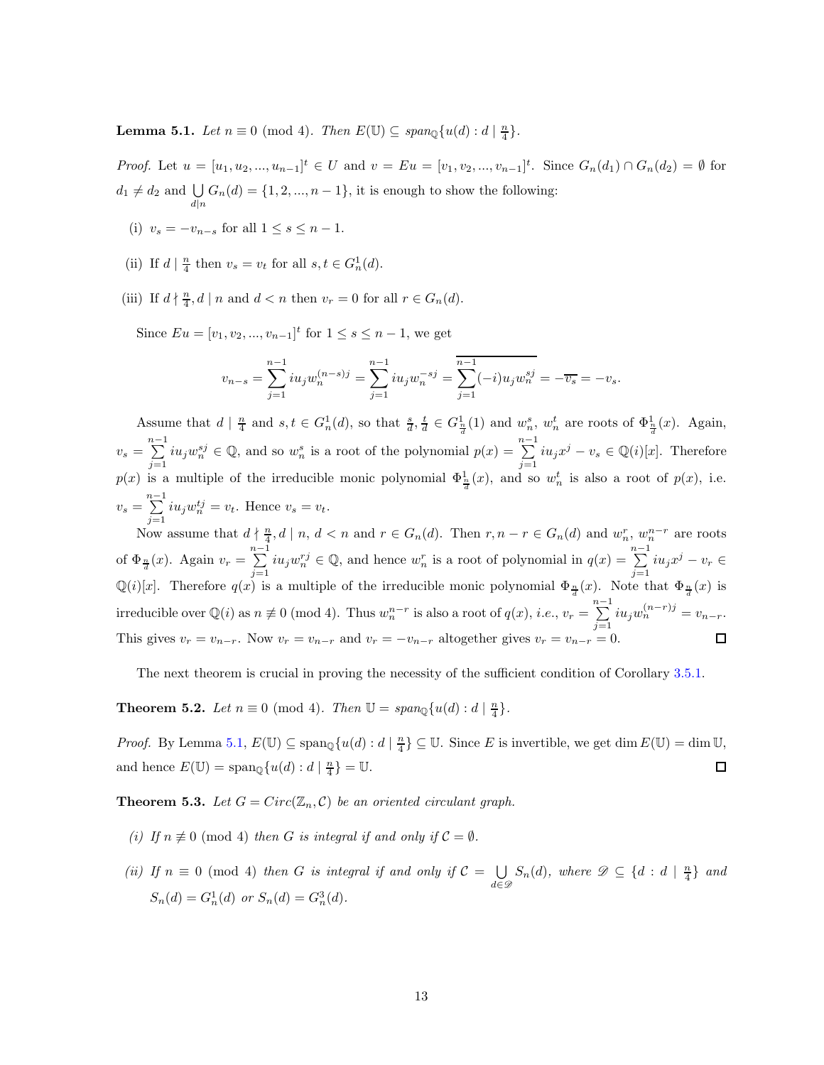**Lemma 5.1.** *Let $n \equiv 0 \pmod 4$. Then $E(\mathbb{U}) \subseteq span_{\mathbb{Q}}\{u(d) : d \mid \frac{n}{4}\}$.*

*Proof.* Let $u = [u_1, u_2, ..., u_{n-1}]^t \in U$ and $v = Eu = [v_1, v_2, ..., v_{n-1}]^t$. Since $G_n(d_1) \cap G_n(d_2) = \emptyset$ for $d_1 \neq d_2$ and $\bigcup\limits_{d \mid n} G_n(d) = \{1, 2, ..., n-1\}$, it is enough to show the following:

(i) $v_s = -v_{n-s}$ for all $1 \leq s \leq n-1$.

(ii) If $d \mid \frac{n}{4}$ then $v_s = v_t$ for all $s, t \in G_n^1(d)$.

(iii) If $d \nmid \frac{n}{4}, d \mid n$ and $d < n$ then $v_r = 0$ for all $r \in G_n(d)$.

Since $Eu = [v_1, v_2, ..., v_{n-1}]^t$ for $1 \leq s \leq n-1$, we get

$$v_{n-s} = \sum_{j=1}^{n-1} i u_j w_n^{(n-s)j} = \sum_{j=1}^{n-1} i u_j w_n^{-sj} = \overline{\sum_{j=1}^{n-1} (-i) u_j w_n^{sj}} = -\overline{v_s} = -v_s.$$

Assume that $d \mid \frac{n}{4}$ and $s, t \in G_n^1(d)$, so that $\frac{s}{d}, \frac{t}{d} \in G_{\frac{n}{d}}^1(1)$ and $w_n^s$, $w_n^t$ are roots of $\Phi_{\frac{n}{d}}^1(x)$. Again, $v_s = \sum\limits_{j=1}^{n-1} i u_j w_n^{sj} \in \mathbb{Q}$, and so $w_n^s$ is a root of the polynomial $p(x) = \sum\limits_{j=1}^{n-1} i u_j x^j - v_s \in \mathbb{Q}(i)[x]$. Therefore $p(x)$ is a multiple of the irreducible monic polynomial $\Phi_{\frac{n}{d}}^1(x)$, and so $w_n^t$ is also a root of $p(x)$, i.e. $v_s = \sum\limits_{j=1}^{n-1} i u_j w_n^{tj} = v_t$. Hence $v_s = v_t$.

Now assume that $d \nmid \frac{n}{4}, d \mid n$, $d < n$ and $r \in G_n(d)$. Then $r, n-r \in G_n(d)$ and $w_n^r$, $w_n^{n-r}$ are roots of $\Phi_{\frac{n}{d}}(x)$. Again $v_r = \sum\limits_{j=1}^{n-1} i u_j w_n^{rj} \in \mathbb{Q}$, and hence $w_n^r$ is a root of polynomial in $q(x) = \sum\limits_{j=1}^{n-1} i u_j x^j - v_r \in \mathbb{Q}(i)[x]$. Therefore $q(x)$ is a multiple of the irreducible monic polynomial $\Phi_{\frac{n}{d}}(x)$. Note that $\Phi_{\frac{n}{d}}(x)$ is irreducible over $\mathbb{Q}(i)$ as $n \not\equiv 0 \pmod 4$. Thus $w_n^{n-r}$ is also a root of $q(x)$, *i.e.,* $v_r = \sum\limits_{j=1}^{n-1} i u_j w_n^{(n-r)j} = v_{n-r}$. This gives $v_r = v_{n-r}$. Now $v_r = v_{n-r}$ and $v_r = -v_{n-r}$ altogether gives $v_r = v_{n-r} = 0$. $\square$

The next theorem is crucial in proving the necessity of the sufficient condition of Corollary 3.5.1.

**Theorem 5.2.** *Let $n \equiv 0 \pmod 4$. Then $\mathbb{U} = span_{\mathbb{Q}}\{u(d) : d \mid \frac{n}{4}\}$.*

*Proof.* By Lemma 5.1, $E(\mathbb{U}) \subseteq \text{span}_{\mathbb{Q}}\{u(d) : d \mid \frac{n}{4}\} \subseteq \mathbb{U}$. Since $E$ is invertible, we get $\dim E(\mathbb{U}) = \dim \mathbb{U}$, and hence $E(\mathbb{U}) = \text{span}_{\mathbb{Q}}\{u(d) : d \mid \frac{n}{4}\} = \mathbb{U}$. $\square$

**Theorem 5.3.** *Let $G = Circ(\mathbb{Z}_n, \mathcal{C})$ be an oriented circulant graph.*

*(i) If $n \not\equiv 0 \pmod 4$ then $G$ is integral if and only if $\mathcal{C} = \emptyset$.*

*(ii) If $n \equiv 0 \pmod 4$ then $G$ is integral if and only if $\mathcal{C} = \bigcup\limits_{d \in \mathscr{D}} S_n(d)$, where $\mathscr{D} \subseteq \{d : d \mid \frac{n}{4}\}$ and $S_n(d) = G_n^1(d)$ or $S_n(d) = G_n^3(d)$.*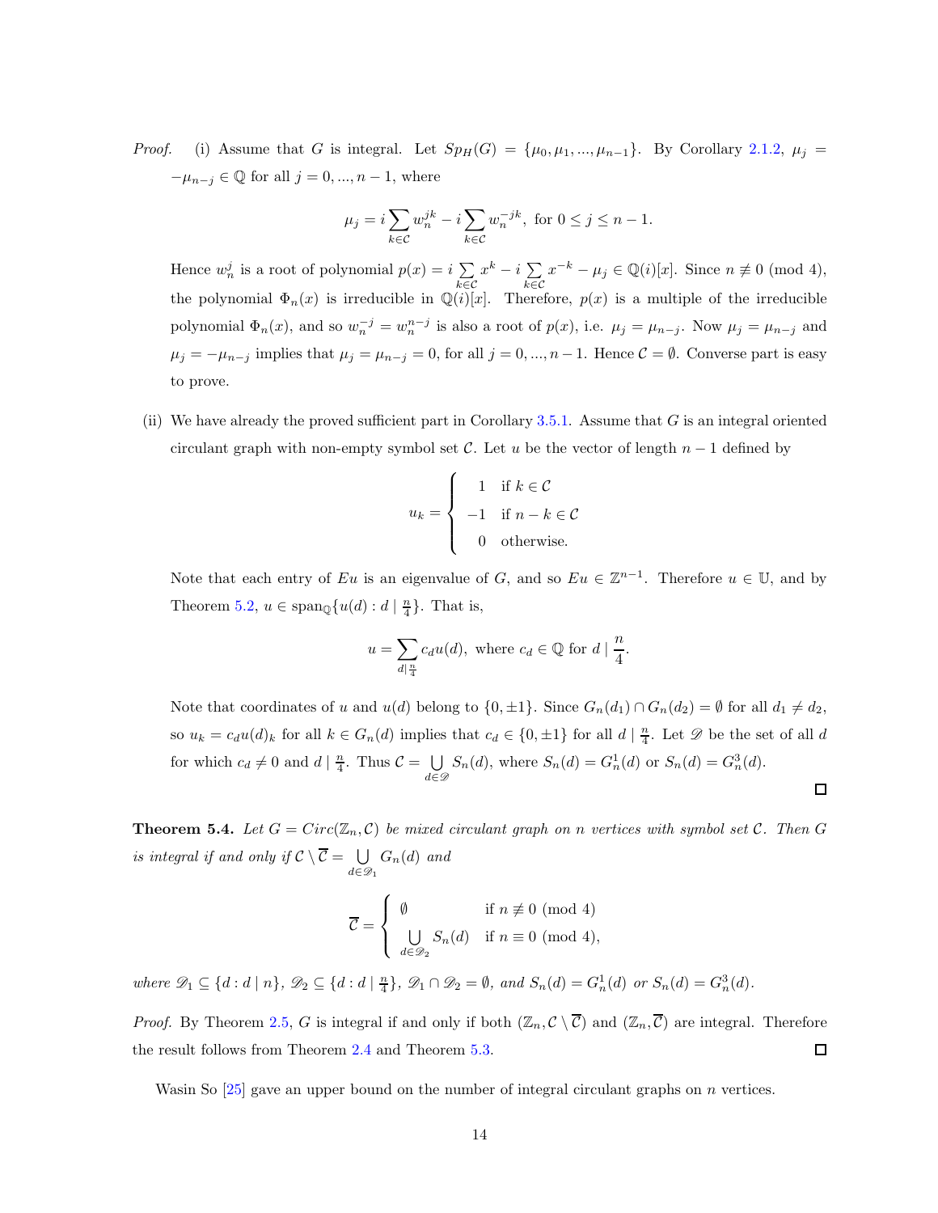*Proof.* (i) Assume that $G$ is integral. Let $Sp_H(G) = \{\mu_0, \mu_1, ..., \mu_{n-1}\}$. By Corollary 2.1.2, $\mu_j = -\mu_{n-j} \in \mathbb{Q}$ for all $j = 0, ..., n-1$, where

$$\mu_j = i \sum_{k \in \mathcal{C}} w_n^{jk} - i \sum_{k \in \mathcal{C}} w_n^{-jk}, \text{ for } 0 \leq j \leq n-1.$$

Hence $w_n^j$ is a root of polynomial $p(x) = i \sum_{k \in \mathcal{C}} x^k - i \sum_{k \in \mathcal{C}} x^{-k} - \mu_j \in \mathbb{Q}(i)[x]$. Since $n \not\equiv 0 \pmod 4$, the polynomial $\Phi_n(x)$ is irreducible in $\mathbb{Q}(i)[x]$. Therefore, $p(x)$ is a multiple of the irreducible polynomial $\Phi_n(x)$, and so $w_n^{-j} = w_n^{n-j}$ is also a root of $p(x)$, i.e. $\mu_j = \mu_{n-j}$. Now $\mu_j = \mu_{n-j}$ and $\mu_j = -\mu_{n-j}$ implies that $\mu_j = \mu_{n-j} = 0$, for all $j = 0, ..., n-1$. Hence $\mathcal{C} = \emptyset$. Converse part is easy to prove.

(ii) We have already the proved sufficient part in Corollary 3.5.1. Assume that $G$ is an integral oriented circulant graph with non-empty symbol set $\mathcal{C}$. Let $u$ be the vector of length $n-1$ defined by

$$u_k = \begin{cases} 1 & \text{if } k \in \mathcal{C} \\ -1 & \text{if } n-k \in \mathcal{C} \\ 0 & \text{otherwise.} \end{cases}$$

Note that each entry of $Eu$ is an eigenvalue of $G$, and so $Eu \in \mathbb{Z}^{n-1}$. Therefore $u \in \mathbb{U}$, and by Theorem 5.2, $u \in \text{span}_{\mathbb{Q}}\{u(d) : d \mid \frac{n}{4}\}$. That is,

$$u = \sum_{d \mid \frac{n}{4}} c_d u(d), \text{ where } c_d \in \mathbb{Q} \text{ for } d \mid \frac{n}{4}.$$

Note that coordinates of $u$ and $u(d)$ belong to $\{0, \pm 1\}$. Since $G_n(d_1) \cap G_n(d_2) = \emptyset$ for all $d_1 \neq d_2$, so $u_k = c_d u(d)_k$ for all $k \in G_n(d)$ implies that $c_d \in \{0, \pm 1\}$ for all $d \mid \frac{n}{4}$. Let $\mathscr{D}$ be the set of all $d$ for which $c_d \neq 0$ and $d \mid \frac{n}{4}$. Thus $\mathcal{C} = \bigcup_{d \in \mathscr{D}} S_n(d)$, where $S_n(d) = G_n^1(d)$ or $S_n(d) = G_n^3(d)$. ∎

**Theorem 5.4.** *Let $G = Circ(\mathbb{Z}_n, \mathcal{C})$ be mixed circulant graph on $n$ vertices with symbol set $\mathcal{C}$. Then $G$ is integral if and only if $\mathcal{C} \setminus \overline{\mathcal{C}} = \bigcup_{d \in \mathscr{D}_1} G_n(d)$ and*

$$\overline{\mathcal{C}} = \begin{cases} \emptyset & \text{if } n \not\equiv 0 \pmod 4 \\ \bigcup_{d \in \mathscr{D}_2} S_n(d) & \text{if } n \equiv 0 \pmod 4, \end{cases}$$

*where $\mathscr{D}_1 \subseteq \{d : d \mid n\}$, $\mathscr{D}_2 \subseteq \{d : d \mid \frac{n}{4}\}$, $\mathscr{D}_1 \cap \mathscr{D}_2 = \emptyset$, and $S_n(d) = G_n^1(d)$ or $S_n(d) = G_n^3(d)$.*

*Proof.* By Theorem 2.5, $G$ is integral if and only if both $(\mathbb{Z}_n, \mathcal{C} \setminus \overline{\mathcal{C}})$ and $(\mathbb{Z}_n, \overline{\mathcal{C}})$ are integral. Therefore the result follows from Theorem 2.4 and Theorem 5.3. ∎

Wasin So [25] gave an upper bound on the number of integral circulant graphs on $n$ vertices.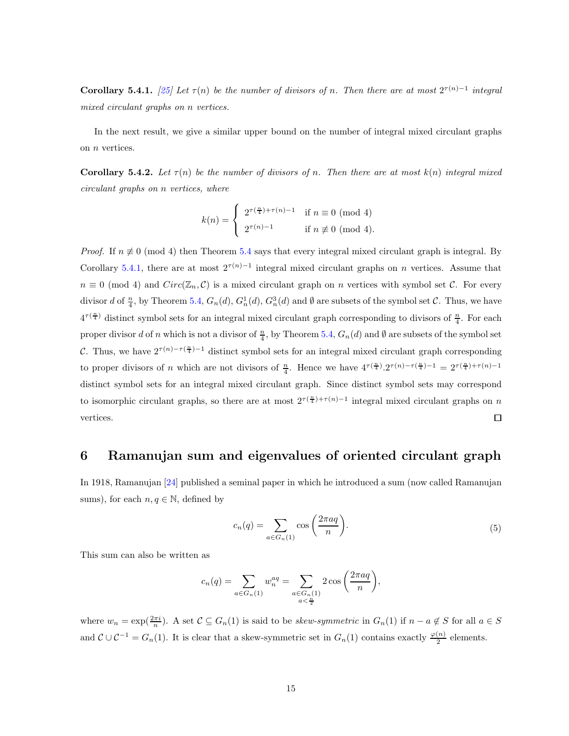**Corollary 5.4.1.** *[25] Let $\tau(n)$ be the number of divisors of $n$. Then there are at most $2^{\tau(n)-1}$ integral mixed circulant graphs on $n$ vertices.*

In the next result, we give a similar upper bound on the number of integral mixed circulant graphs on $n$ vertices.

**Corollary 5.4.2.** *Let $\tau(n)$ be the number of divisors of $n$. Then there are at most $k(n)$ integral mixed circulant graphs on $n$ vertices, where*

$$k(n) = \begin{cases} 2^{\tau(\frac{n}{4})+\tau(n)-1} & \text{if } n \equiv 0 \pmod 4 \\ 2^{\tau(n)-1} & \text{if } n \not\equiv 0 \pmod 4. \end{cases}$$

*Proof.* If $n \not\equiv 0 \pmod 4$ then Theorem 5.4 says that every integral mixed circulant graph is integral. By Corollary 5.4.1, there are at most $2^{\tau(n)-1}$ integral mixed circulant graphs on $n$ vertices. Assume that $n \equiv 0 \pmod 4$ and $Circ(\mathbb{Z}_n, \mathcal{C})$ is a mixed circulant graph on $n$ vertices with symbol set $\mathcal{C}$. For every divisor $d$ of $\frac{n}{4}$, by Theorem 5.4, $G_n(d)$, $G_n^1(d)$, $G_n^3(d)$ and $\emptyset$ are subsets of the symbol set $\mathcal{C}$. Thus, we have $4^{\tau(\frac{n}{4})}$ distinct symbol sets for an integral mixed circulant graph corresponding to divisors of $\frac{n}{4}$. For each proper divisor $d$ of $n$ which is not a divisor of $\frac{n}{4}$, by Theorem 5.4, $G_n(d)$ and $\emptyset$ are subsets of the symbol set $\mathcal{C}$. Thus, we have $2^{\tau(n)-\tau(\frac{n}{4})-1}$ distinct symbol sets for an integral mixed circulant graph corresponding to proper divisors of $n$ which are not divisors of $\frac{n}{4}$. Hence we have $4^{\tau(\frac{n}{4})}.2^{\tau(n)-\tau(\frac{n}{4})-1} = 2^{\tau(\frac{n}{4})+\tau(n)-1}$ distinct symbol sets for an integral mixed circulant graph. Since distinct symbol sets may correspond to isomorphic circulant graphs, so there are at most $2^{\tau(\frac{n}{4})+\tau(n)-1}$ integral mixed circulant graphs on $n$ vertices. ∎

## 6 Ramanujan sum and eigenvalues of oriented circulant graph

In 1918, Ramanujan [24] published a seminal paper in which he introduced a sum (now called Ramanujan sums), for each $n, q \in \mathbb{N}$, defined by

$$c_n(q) = \sum_{a \in G_n(1)} \cos\left(\frac{2\pi a q}{n}\right). \tag{5}$$

This sum can also be written as

$$c_n(q) = \sum_{a \in G_n(1)} w_n^{aq} = \sum_{\substack{a \in G_n(1) \\ a < \frac{n}{2}}} 2\cos\left(\frac{2\pi a q}{n}\right),$$

where $w_n = \exp(\frac{2\pi i}{n})$. A set $\mathcal{C} \subseteq G_n(1)$ is said to be *skew-symmetric* in $G_n(1)$ if $n - a \notin S$ for all $a \in S$ and $\mathcal{C} \cup \mathcal{C}^{-1} = G_n(1)$. It is clear that a skew-symmetric set in $G_n(1)$ contains exactly $\frac{\varphi(n)}{2}$ elements.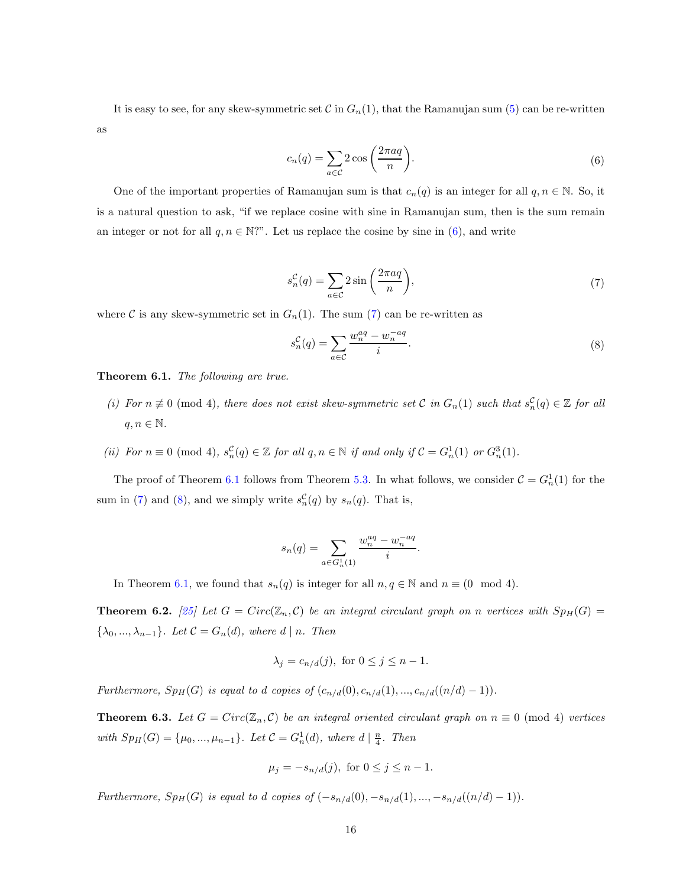It is easy to see, for any skew-symmetric set $\mathcal{C}$ in $G_n(1)$, that the Ramanujan sum (5) can be re-written as

$$c_n(q) = \sum_{a \in \mathcal{C}} 2\cos\left(\frac{2\pi a q}{n}\right). \tag{6}$$

One of the important properties of Ramanujan sum is that $c_n(q)$ is an integer for all $q, n \in \mathbb{N}$. So, it is a natural question to ask, "if we replace cosine with sine in Ramanujan sum, then is the sum remain an integer or not for all $q, n \in \mathbb{N}$?". Let us replace the cosine by sine in (6), and write

$$s_n^{\mathcal{C}}(q) = \sum_{a \in \mathcal{C}} 2\sin\left(\frac{2\pi a q}{n}\right), \tag{7}$$

where $\mathcal{C}$ is any skew-symmetric set in $G_n(1)$. The sum (7) can be re-written as

$$s_n^{\mathcal{C}}(q) = \sum_{a \in \mathcal{C}} \frac{w_n^{aq} - w_n^{-aq}}{i}. \tag{8}$$

**Theorem 6.1.** *The following are true.*

*(i) For $n \not\equiv 0 \pmod 4$, there does not exist skew-symmetric set $\mathcal{C}$ in $G_n(1)$ such that $s_n^{\mathcal{C}}(q) \in \mathbb{Z}$ for all $q, n \in \mathbb{N}$.*

*(ii) For $n \equiv 0 \pmod 4$, $s_n^{\mathcal{C}}(q) \in \mathbb{Z}$ for all $q, n \in \mathbb{N}$ if and only if $\mathcal{C} = G_n^1(1)$ or $G_n^3(1)$.*

The proof of Theorem 6.1 follows from Theorem 5.3. In what follows, we consider $\mathcal{C} = G_n^1(1)$ for the sum in (7) and (8), and we simply write $s_n^{\mathcal{C}}(q)$ by $s_n(q)$. That is,

$$s_n(q) = \sum_{a \in G_n^1(1)} \frac{w_n^{aq} - w_n^{-aq}}{i}.$$

In Theorem 6.1, we found that $s_n(q)$ is integer for all $n, q \in \mathbb{N}$ and $n \equiv (0 \mod 4)$.

**Theorem 6.2.** *[25] Let $G = Circ(\mathbb{Z}_n, \mathcal{C})$ be an integral circulant graph on $n$ vertices with $Sp_H(G) = \{\lambda_0, ..., \lambda_{n-1}\}$. Let $\mathcal{C} = G_n(d)$, where $d \mid n$. Then*

$$\lambda_j = c_{n/d}(j), \text{ for } 0 \leq j \leq n-1.$$

*Furthermore, $Sp_H(G)$ is equal to $d$ copies of $(c_{n/d}(0), c_{n/d}(1), ..., c_{n/d}((n/d) - 1))$.*

**Theorem 6.3.** *Let $G = Circ(\mathbb{Z}_n, \mathcal{C})$ be an integral oriented circulant graph on $n \equiv 0 \pmod 4$ vertices with $Sp_H(G) = \{\mu_0, ..., \mu_{n-1}\}$. Let $\mathcal{C} = G_n^1(d)$, where $d \mid \frac{n}{4}$. Then*

$$\mu_j = -s_{n/d}(j), \text{ for } 0 \leq j \leq n-1.$$

*Furthermore, $Sp_H(G)$ is equal to $d$ copies of $(-s_{n/d}(0), -s_{n/d}(1), ..., -s_{n/d}((n/d) - 1))$.*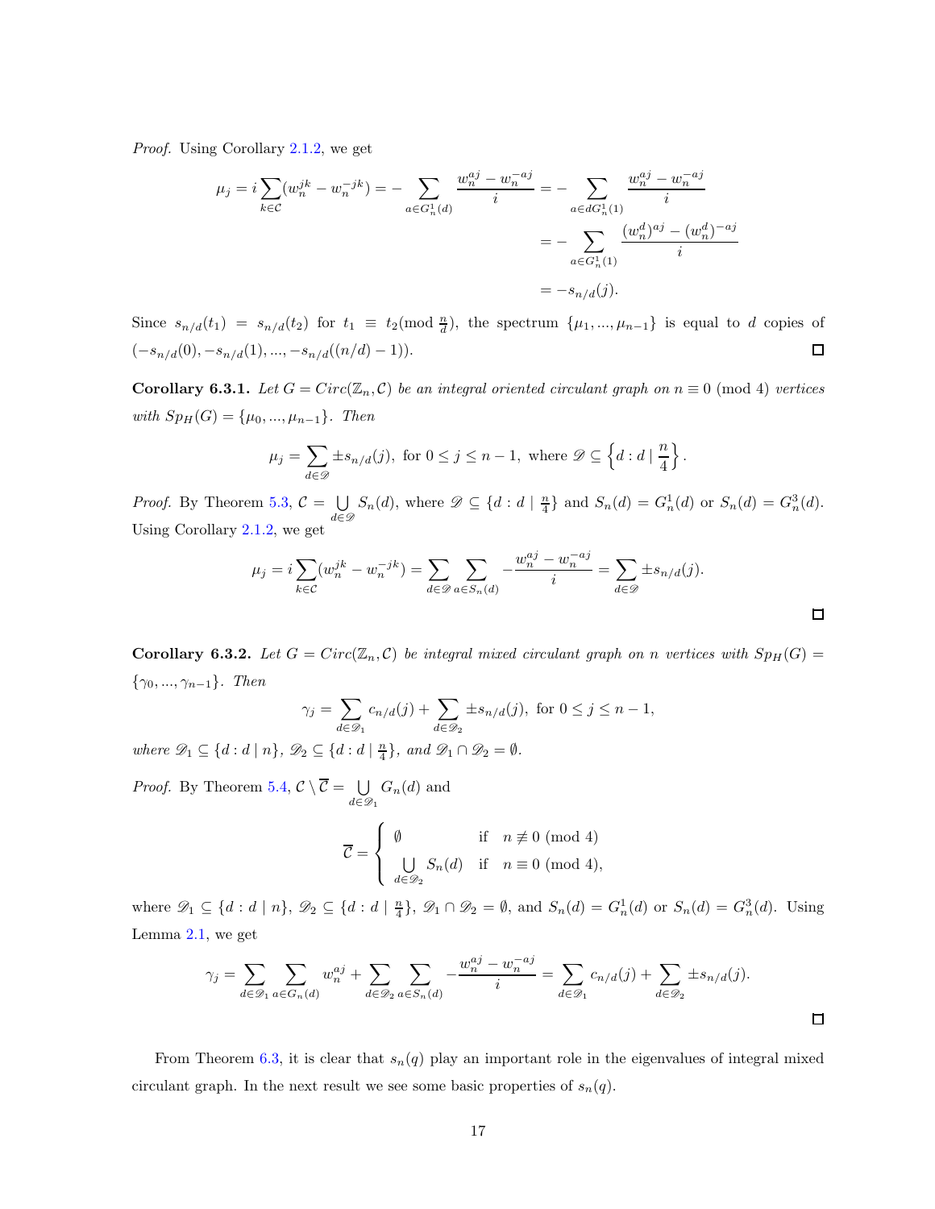*Proof.* Using Corollary 2.1.2, we get

$$\mu_j = i\sum_{k\in\mathcal{C}}(w_n^{jk} - w_n^{-jk}) = -\sum_{a\in G_n^1(d)}\frac{w_n^{aj}-w_n^{-aj}}{i} = -\sum_{a\in dG_n^1(1)}\frac{w_n^{aj}-w_n^{-aj}}{i}$$

$$= -\sum_{a\in G_n^1(1)}\frac{(w_n^d)^{aj}-(w_n^d)^{-aj}}{i}$$

$$= -s_{n/d}(j).$$

Since $s_{n/d}(t_1) = s_{n/d}(t_2)$ for $t_1 \equiv t_2 (\text{mod } \frac{n}{d})$, the spectrum $\{\mu_1, ..., \mu_{n-1}\}$ is equal to $d$ copies of $(-s_{n/d}(0), -s_{n/d}(1), ..., -s_{n/d}((n/d)-1))$. □

**Corollary 6.3.1.** *Let $G = Circ(\mathbb{Z}_n, \mathcal{C})$ be an integral oriented circulant graph on $n \equiv 0 \pmod 4$ vertices with $Sp_H(G) = \{\mu_0, ..., \mu_{n-1}\}$. Then*

$$\mu_j = \sum_{d\in\mathscr{D}} \pm s_{n/d}(j), \text{ for } 0 \le j \le n-1, \text{ where } \mathscr{D} \subseteq \left\{d : d \mid \frac{n}{4}\right\}.$$

*Proof.* By Theorem 5.3, $\mathcal{C} = \bigcup\limits_{d\in\mathscr{D}} S_n(d)$, where $\mathscr{D} \subseteq \{d : d \mid \frac{n}{4}\}$ and $S_n(d) = G_n^1(d)$ or $S_n(d) = G_n^3(d)$. Using Corollary 2.1.2, we get

$$\mu_j = i\sum_{k\in\mathcal{C}}(w_n^{jk} - w_n^{-jk}) = \sum_{d\in\mathscr{D}}\sum_{a\in S_n(d)} -\frac{w_n^{aj}-w_n^{-aj}}{i} = \sum_{d\in\mathscr{D}} \pm s_{n/d}(j).$$

□

**Corollary 6.3.2.** *Let $G = Circ(\mathbb{Z}_n, \mathcal{C})$ be integral mixed circulant graph on $n$ vertices with $Sp_H(G) = \{\gamma_0, ..., \gamma_{n-1}\}$. Then*

$$\gamma_j = \sum_{d\in\mathscr{D}_1} c_{n/d}(j) + \sum_{d\in\mathscr{D}_2} \pm s_{n/d}(j), \text{ for } 0 \le j \le n-1,$$

*where $\mathscr{D}_1 \subseteq \{d : d \mid n\}$, $\mathscr{D}_2 \subseteq \{d : d \mid \frac{n}{4}\}$, and $\mathscr{D}_1 \cap \mathscr{D}_2 = \emptyset$.*

*Proof.* By Theorem 5.4, $\mathcal{C} \setminus \overline{\mathcal{C}} = \bigcup\limits_{d\in\mathscr{D}_1} G_n(d)$ and

$$\overline{\mathcal{C}} = \begin{cases} \emptyset & \text{if} \quad n \not\equiv 0 \pmod 4 \\ \bigcup\limits_{d\in\mathscr{D}_2} S_n(d) & \text{if} \quad n \equiv 0 \pmod 4, \end{cases}$$

where $\mathscr{D}_1 \subseteq \{d : d \mid n\}$, $\mathscr{D}_2 \subseteq \{d : d \mid \frac{n}{4}\}$, $\mathscr{D}_1 \cap \mathscr{D}_2 = \emptyset$, and $S_n(d) = G_n^1(d)$ or $S_n(d) = G_n^3(d)$. Using Lemma 2.1, we get

$$\gamma_j = \sum_{d\in\mathscr{D}_1}\sum_{a\in G_n(d)} w_n^{aj} + \sum_{d\in\mathscr{D}_2}\sum_{a\in S_n(d)} -\frac{w_n^{aj}-w_n^{-aj}}{i} = \sum_{d\in\mathscr{D}_1} c_{n/d}(j) + \sum_{d\in\mathscr{D}_2} \pm s_{n/d}(j).$$

□

From Theorem 6.3, it is clear that $s_n(q)$ play an important role in the eigenvalues of integral mixed circulant graph. In the next result we see some basic properties of $s_n(q)$.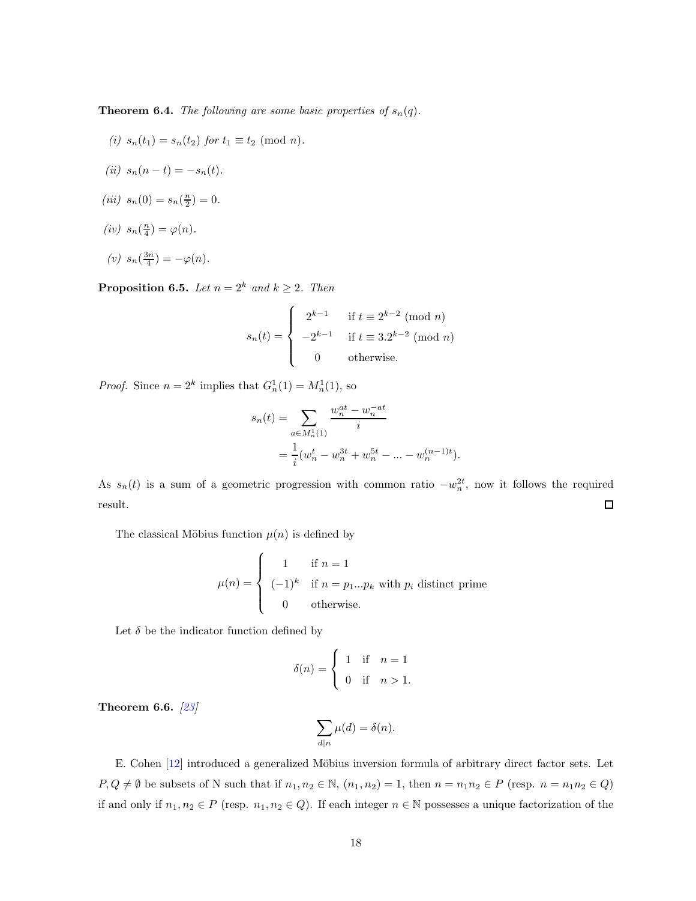**Theorem 6.4.** *The following are some basic properties of $s_n(q)$.*

*(i)* $s_n(t_1) = s_n(t_2)$ *for* $t_1 \equiv t_2 \pmod{n}$.

*(ii)* $s_n(n-t) = -s_n(t)$.

*(iii)* $s_n(0) = s_n(\frac{n}{2}) = 0$.

*(iv)* $s_n(\frac{n}{4}) = \varphi(n)$.

*(v)* $s_n(\frac{3n}{4}) = -\varphi(n)$.

**Proposition 6.5.** *Let $n = 2^k$ and $k \geq 2$. Then*

$$s_n(t) = \begin{cases} 2^{k-1} & \text{if } t \equiv 2^{k-2} \pmod{n} \\ -2^{k-1} & \text{if } t \equiv 3.2^{k-2} \pmod{n} \\ 0 & \text{otherwise.} \end{cases}$$

*Proof.* Since $n = 2^k$ implies that $G_n^1(1) = M_n^1(1)$, so

$$\begin{aligned} s_n(t) &= \sum_{a \in M_n^1(1)} \frac{w_n^{at} - w_n^{-at}}{i} \\ &= \frac{1}{i}(w_n^t - w_n^{3t} + w_n^{5t} - ... - w_n^{(n-1)t}). \end{aligned}$$

As $s_n(t)$ is a sum of a geometric progression with common ratio $-w_n^{2t}$, now it follows the required result. ☐

The classical Möbius function $\mu(n)$ is defined by

$$\mu(n) = \begin{cases} 1 & \text{if } n = 1 \\ (-1)^k & \text{if } n = p_1 ... p_k \text{ with } p_i \text{ distinct prime} \\ 0 & \text{otherwise.} \end{cases}$$

Let $\delta$ be the indicator function defined by

$$\delta(n) = \begin{cases} 1 & \text{if } \quad n = 1 \\ 0 & \text{if } \quad n > 1. \end{cases}$$

**Theorem 6.6.** *[23]*

$$\sum_{d|n} \mu(d) = \delta(n).$$

E. Cohen [12] introduced a generalized Möbius inversion formula of arbitrary direct factor sets. Let $P, Q \neq \emptyset$ be subsets of N such that if $n_1, n_2 \in \mathbb{N}$, $(n_1, n_2) = 1$, then $n = n_1 n_2 \in P$ (resp. $n = n_1 n_2 \in Q$) if and only if $n_1, n_2 \in P$ (resp. $n_1, n_2 \in Q$). If each integer $n \in \mathbb{N}$ possesses a unique factorization of the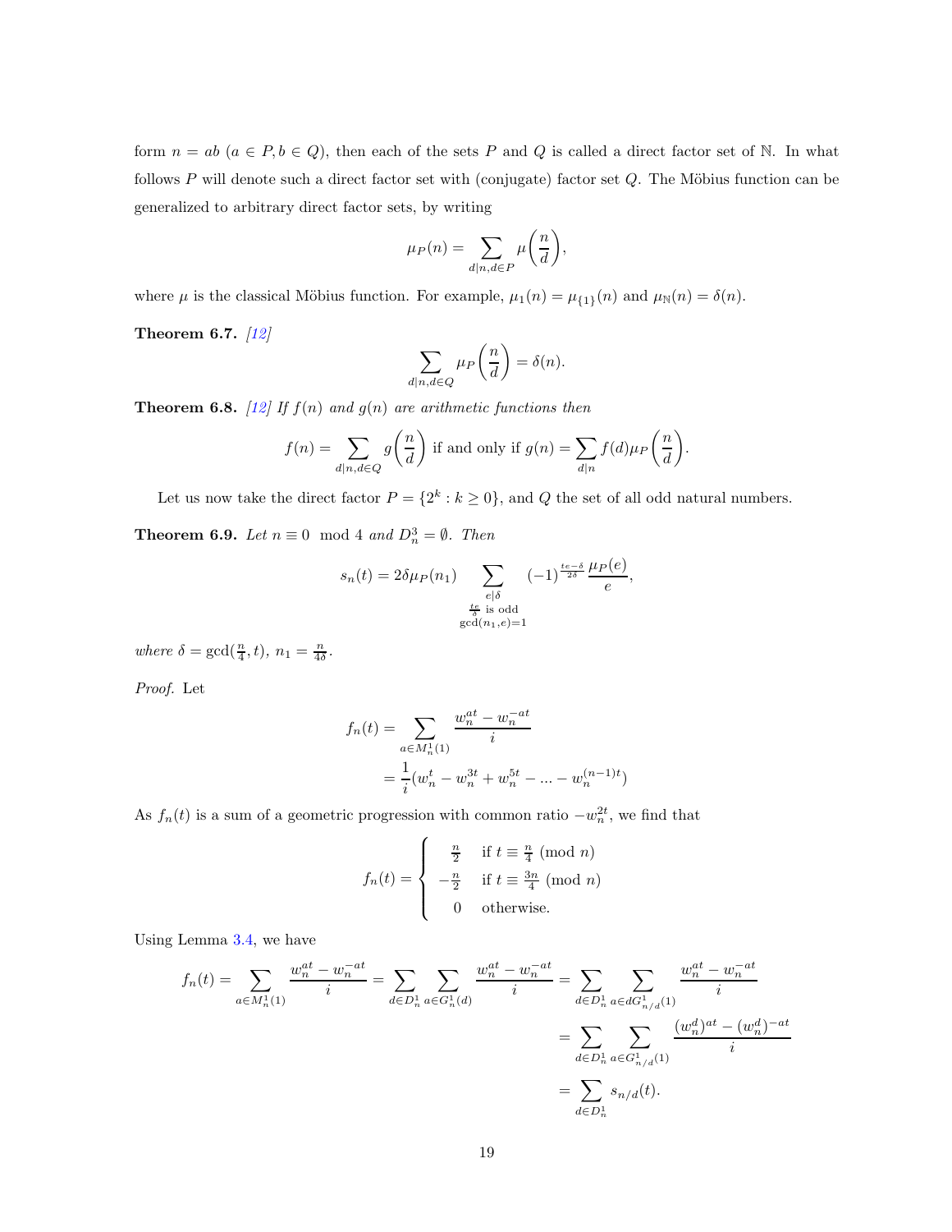form $n = ab$ ($a \in P, b \in Q$), then each of the sets $P$ and $Q$ is called a direct factor set of $\mathbb{N}$. In what follows $P$ will denote such a direct factor set with (conjugate) factor set $Q$. The Möbius function can be generalized to arbitrary direct factor sets, by writing

$$\mu_P(n) = \sum_{d|n, d \in P} \mu\left(\frac{n}{d}\right),$$

where $\mu$ is the classical Möbius function. For example, $\mu_1(n) = \mu_{\{1\}}(n)$ and $\mu_{\mathbb{N}}(n) = \delta(n)$.

**Theorem 6.7.** *[12]*

$$\sum_{d|n, d \in Q} \mu_P\left(\frac{n}{d}\right) = \delta(n).$$

**Theorem 6.8.** *[12] If $f(n)$ and $g(n)$ are arithmetic functions then*

$$f(n) = \sum_{d|n, d \in Q} g\left(\frac{n}{d}\right) \text{ if and only if } g(n) = \sum_{d|n} f(d)\mu_P\left(\frac{n}{d}\right).$$

Let us now take the direct factor $P = \{2^k : k \geq 0\}$, and $Q$ the set of all odd natural numbers.

**Theorem 6.9.** *Let $n \equiv 0 \mod 4$ and $D_n^3 = \emptyset$. Then*

$$s_n(t) = 2\delta\mu_P(n_1) \sum_{\substack{e|\delta \\ \frac{te}{\delta} \text{ is odd} \\ \gcd(n_1, e) = 1}} (-1)^{\frac{te-\delta}{2\delta}} \frac{\mu_P(e)}{e},$$

*where $\delta = \gcd(\frac{n}{4}, t)$, $n_1 = \frac{n}{4\delta}$.*

*Proof.* Let

$$\begin{aligned}
f_n(t) &= \sum_{a \in M_n^1(1)} \frac{w_n^{at} - w_n^{-at}}{i} \\
&= \frac{1}{i}(w_n^t - w_n^{3t} + w_n^{5t} - \dots - w_n^{(n-1)t})
\end{aligned}$$

As $f_n(t)$ is a sum of a geometric progression with common ratio $-w_n^{2t}$, we find that

$$f_n(t) = \begin{cases} \frac{n}{2} & \text{if } t \equiv \frac{n}{4} \pmod{n} \\ -\frac{n}{2} & \text{if } t \equiv \frac{3n}{4} \pmod{n} \\ 0 & \text{otherwise.} \end{cases}$$

Using Lemma 3.4, we have

$$\begin{aligned}
f_n(t) = \sum_{a \in M_n^1(1)} \frac{w_n^{at} - w_n^{-at}}{i} = \sum_{d \in D_n^1} \sum_{a \in G_n^1(d)} \frac{w_n^{at} - w_n^{-at}}{i} &= \sum_{d \in D_n^1} \sum_{a \in dG_{n/d}^1(1)} \frac{w_n^{at} - w_n^{-at}}{i} \\
&= \sum_{d \in D_n^1} \sum_{a \in G_{n/d}^1(1)} \frac{(w_n^d)^{at} - (w_n^d)^{-at}}{i} \\
&= \sum_{d \in D_n^1} s_{n/d}(t).
\end{aligned}$$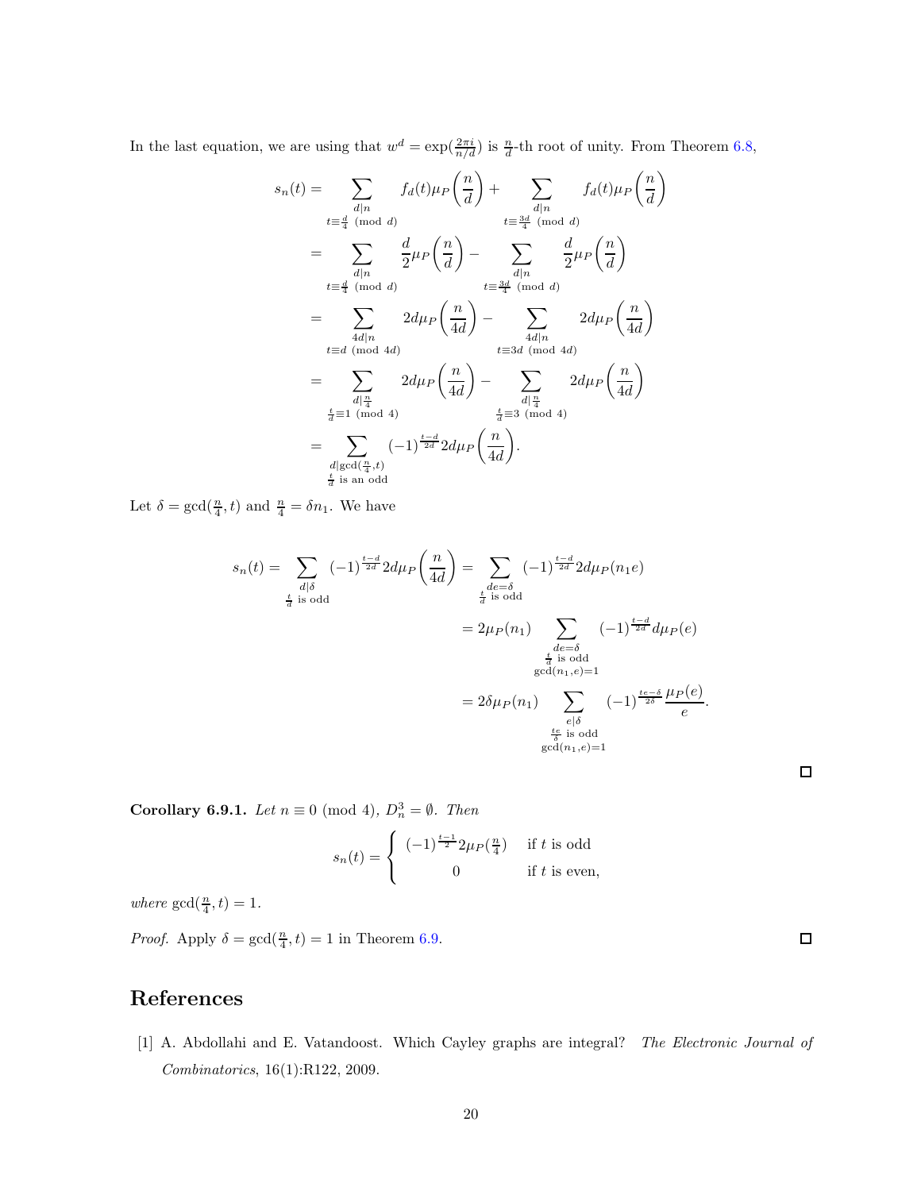In the last equation, we are using that $w^d = \exp(\frac{2\pi i}{n/d})$ is $\frac{n}{d}$-th root of unity. From Theorem 6.8,

$$
\begin{aligned}
s_n(t) &= \sum_{\substack{d|n \\ t \equiv \frac{d}{4} \pmod{d}}} f_d(t)\mu_P\left(\frac{n}{d}\right) + \sum_{\substack{d|n \\ t \equiv \frac{3d}{4} \pmod{d}}} f_d(t)\mu_P\left(\frac{n}{d}\right) \\
&= \sum_{\substack{d|n \\ t \equiv \frac{d}{4} \pmod{d}}} \frac{d}{2}\mu_P\left(\frac{n}{d}\right) - \sum_{\substack{d|n \\ t \equiv \frac{3d}{4} \pmod{d}}} \frac{d}{2}\mu_P\left(\frac{n}{d}\right) \\
&= \sum_{\substack{4d|n \\ t \equiv d \pmod{4d}}} 2d\mu_P\left(\frac{n}{4d}\right) - \sum_{\substack{4d|n \\ t \equiv 3d \pmod{4d}}} 2d\mu_P\left(\frac{n}{4d}\right) \\
&= \sum_{\substack{d|\frac{n}{4} \\ \frac{t}{d} \equiv 1 \pmod{4}}} 2d\mu_P\left(\frac{n}{4d}\right) - \sum_{\substack{d|\frac{n}{4} \\ \frac{t}{d} \equiv 3 \pmod{4}}} 2d\mu_P\left(\frac{n}{4d}\right) \\
&= \sum_{\substack{d|\gcd(\frac{n}{4},t) \\ \frac{t}{d} \text{ is an odd}}} (-1)^{\frac{t-d}{2d}} 2d\mu_P\left(\frac{n}{4d}\right).
\end{aligned}
$$

Let $\delta = \gcd(\frac{n}{4}, t)$ and $\frac{n}{4} = \delta n_1$. We have

$$
\begin{aligned}
s_n(t) = \sum_{\substack{d|\delta \\ \frac{t}{d} \text{ is odd}}} (-1)^{\frac{t-d}{2d}} 2d\mu_P\left(\frac{n}{4d}\right) &= \sum_{\substack{de=\delta \\ \frac{t}{d} \text{ is odd}}} (-1)^{\frac{t-d}{2d}} 2d\mu_P(n_1 e) \\
&= 2\mu_P(n_1) \sum_{\substack{de=\delta \\ \frac{t}{d} \text{ is odd} \\ \gcd(n_1,e)=1}} (-1)^{\frac{t-d}{2d}} d\mu_P(e) \\
&= 2\delta\mu_P(n_1) \sum_{\substack{e|\delta \\ \frac{te}{\delta} \text{ is odd} \\ \gcd(n_1,e)=1}} (-1)^{\frac{te-\delta}{2\delta}} \frac{\mu_P(e)}{e}.
\end{aligned}
$$

□

**Corollary 6.9.1.** *Let $n \equiv 0 \pmod{4}$, $D_n^3 = \emptyset$. Then*

$$
s_n(t) = \begin{cases} (-1)^{\frac{t-1}{2}} 2\mu_P(\frac{n}{4}) & \text{if } t \text{ is odd} \\ 0 & \text{if } t \text{ is even,} \end{cases}
$$

*where* $\gcd(\frac{n}{4}, t) = 1$.

*Proof.* Apply $\delta = \gcd(\frac{n}{4}, t) = 1$ in Theorem 6.9. □

# References

[1] A. Abdollahi and E. Vatandoost. Which Cayley graphs are integral? *The Electronic Journal of Combinatorics*, 16(1):R122, 2009.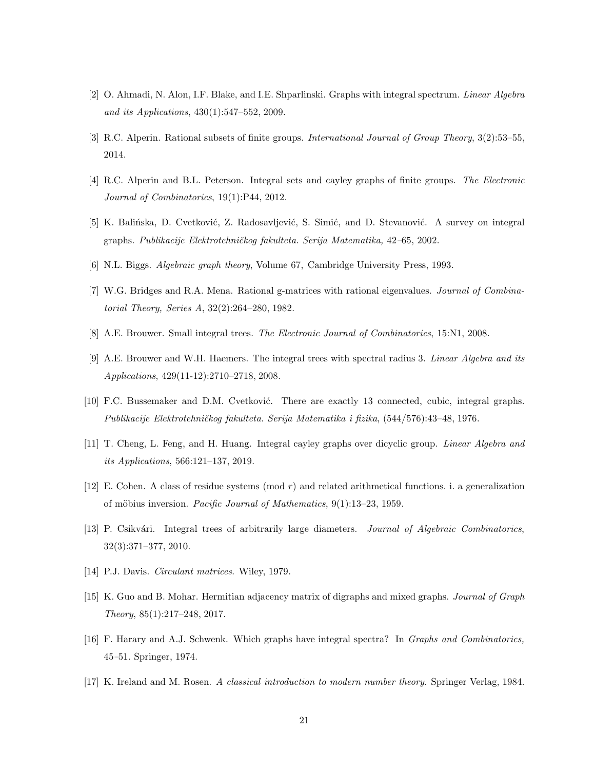[2] O. Ahmadi, N. Alon, I.F. Blake, and I.E. Shparlinski. Graphs with integral spectrum. *Linear Algebra and its Applications*, 430(1):547–552, 2009.

[3] R.C. Alperin. Rational subsets of finite groups. *International Journal of Group Theory*, 3(2):53–55, 2014.

[4] R.C. Alperin and B.L. Peterson. Integral sets and cayley graphs of finite groups. *The Electronic Journal of Combinatorics*, 19(1):P44, 2012.

[5] K. Balińska, D. Cvetković, Z. Radosavljević, S. Simić, and D. Stevanović. A survey on integral graphs. *Publikacije Elektrotehničkog fakulteta. Serija Matematika,* 42–65, 2002.

[6] N.L. Biggs. *Algebraic graph theory*, Volume 67, Cambridge University Press, 1993.

[7] W.G. Bridges and R.A. Mena. Rational g-matrices with rational eigenvalues. *Journal of Combinatorial Theory, Series A*, 32(2):264–280, 1982.

[8] A.E. Brouwer. Small integral trees. *The Electronic Journal of Combinatorics*, 15:N1, 2008.

[9] A.E. Brouwer and W.H. Haemers. The integral trees with spectral radius 3. *Linear Algebra and its Applications*, 429(11-12):2710–2718, 2008.

[10] F.C. Bussemaker and D.M. Cvetković. There are exactly 13 connected, cubic, integral graphs. *Publikacije Elektrotehničkog fakulteta. Serija Matematika i fizika*, (544/576):43–48, 1976.

[11] T. Cheng, L. Feng, and H. Huang. Integral cayley graphs over dicyclic group. *Linear Algebra and its Applications*, 566:121–137, 2019.

[12] E. Cohen. A class of residue systems (mod $r$) and related arithmetical functions. i. a generalization of möbius inversion. *Pacific Journal of Mathematics*, 9(1):13–23, 1959.

[13] P. Csikvári. Integral trees of arbitrarily large diameters. *Journal of Algebraic Combinatorics*, 32(3):371–377, 2010.

[14] P.J. Davis. *Circulant matrices*. Wiley, 1979.

[15] K. Guo and B. Mohar. Hermitian adjacency matrix of digraphs and mixed graphs. *Journal of Graph Theory*, 85(1):217–248, 2017.

[16] F. Harary and A.J. Schwenk. Which graphs have integral spectra? In *Graphs and Combinatorics,* 45–51. Springer, 1974.

[17] K. Ireland and M. Rosen. *A classical introduction to modern number theory.* Springer Verlag, 1984.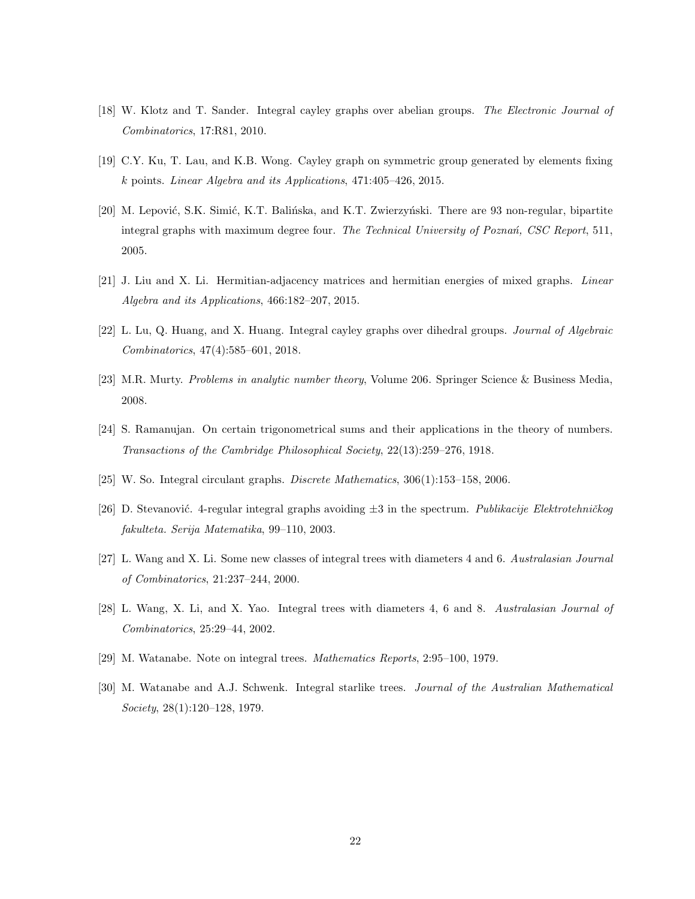[18] W. Klotz and T. Sander. Integral cayley graphs over abelian groups. *The Electronic Journal of Combinatorics*, 17:R81, 2010.

[19] C.Y. Ku, T. Lau, and K.B. Wong. Cayley graph on symmetric group generated by elements fixing $k$ points. *Linear Algebra and its Applications*, 471:405–426, 2015.

[20] M. Lepović, S.K. Simić, K.T. Balińska, and K.T. Zwierzyński. There are 93 non-regular, bipartite integral graphs with maximum degree four. *The Technical University of Poznań, CSC Report*, 511, 2005.

[21] J. Liu and X. Li. Hermitian-adjacency matrices and hermitian energies of mixed graphs. *Linear Algebra and its Applications*, 466:182–207, 2015.

[22] L. Lu, Q. Huang, and X. Huang. Integral cayley graphs over dihedral groups. *Journal of Algebraic Combinatorics*, 47(4):585–601, 2018.

[23] M.R. Murty. *Problems in analytic number theory*, Volume 206. Springer Science & Business Media, 2008.

[24] S. Ramanujan. On certain trigonometrical sums and their applications in the theory of numbers. *Transactions of the Cambridge Philosophical Society*, 22(13):259–276, 1918.

[25] W. So. Integral circulant graphs. *Discrete Mathematics*, 306(1):153–158, 2006.

[26] D. Stevanović. 4-regular integral graphs avoiding $\pm 3$ in the spectrum. *Publikacije Elektrotehničkog fakulteta. Serija Matematika*, 99–110, 2003.

[27] L. Wang and X. Li. Some new classes of integral trees with diameters 4 and 6. *Australasian Journal of Combinatorics*, 21:237–244, 2000.

[28] L. Wang, X. Li, and X. Yao. Integral trees with diameters 4, 6 and 8. *Australasian Journal of Combinatorics*, 25:29–44, 2002.

[29] M. Watanabe. Note on integral trees. *Mathematics Reports*, 2:95–100, 1979.

[30] M. Watanabe and A.J. Schwenk. Integral starlike trees. *Journal of the Australian Mathematical Society*, 28(1):120–128, 1979.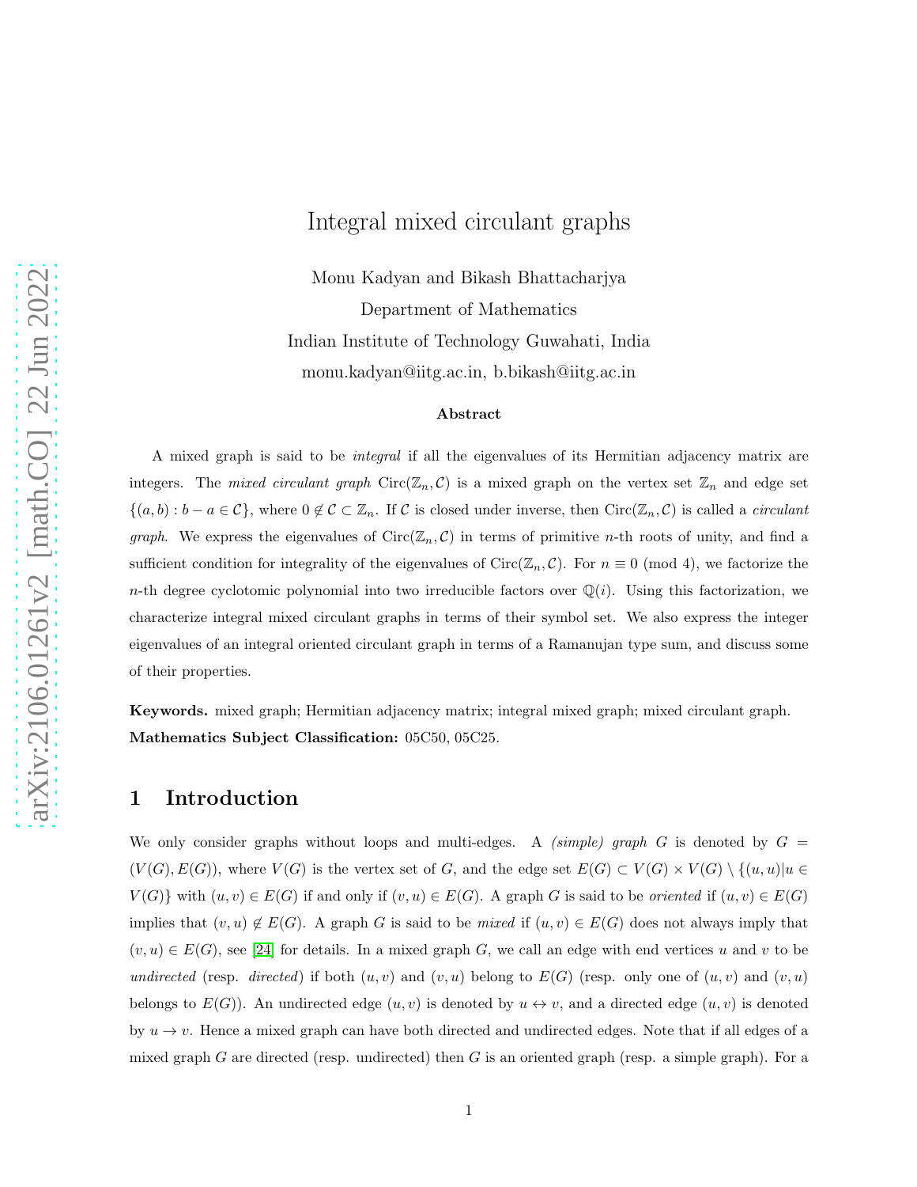# Integral mixed circulant graphs

Monu Kadyan and Bikash Bhattacharjya

Department of Mathematics

Indian Institute of Technology Guwahati, India

monu.kadyan@iitg.ac.in, b.bikash@iitg.ac.in

### Abstract

A mixed graph is said to be *integral* if all the eigenvalues of its Hermitian adjacency matrix are integers. The *mixed circulant graph* $\text{Circ}(\mathbb{Z}_n, \mathcal{C})$ is a mixed graph on the vertex set $\mathbb{Z}_n$ and edge set $\{(a,b) : b-a \in \mathcal{C}\}$, where $0 \notin \mathcal{C} \subset \mathbb{Z}_n$. If $\mathcal{C}$ is closed under inverse, then $\text{Circ}(\mathbb{Z}_n, \mathcal{C})$ is called a *circulant graph*. We express the eigenvalues of $\text{Circ}(\mathbb{Z}_n, \mathcal{C})$ in terms of primitive $n$-th roots of unity, and find a sufficient condition for integrality of the eigenvalues of $\text{Circ}(\mathbb{Z}_n, \mathcal{C})$. For $n \equiv 0 \pmod 4$, we factorize the $n$-th degree cyclotomic polynomial into two irreducible factors over $\mathbb{Q}(i)$. Using this factorization, we characterize integral mixed circulant graphs in terms of their symbol set. We also express the integer eigenvalues of an integral oriented circulant graph in terms of a Ramanujan type sum, and discuss some of their properties.

**Keywords.** mixed graph; Hermitian adjacency matrix; integral mixed graph; mixed circulant graph.
**Mathematics Subject Classification:** 05C50, 05C25.

## 1 Introduction

We only consider graphs without loops and multi-edges. A *(simple) graph* $G$ is denoted by $G = (V(G), E(G))$, where $V(G)$ is the vertex set of $G$, and the edge set $E(G) \subset V(G) \times V(G) \setminus \{(u,u) | u \in V(G)\}$ with $(u,v) \in E(G)$ if and only if $(v,u) \in E(G)$. A graph $G$ is said to be *oriented* if $(u,v) \in E(G)$ implies that $(v,u) \notin E(G)$. A graph $G$ is said to be *mixed* if $(u,v) \in E(G)$ does not always imply that $(v,u) \in E(G)$, see [24] for details. In a mixed graph $G$, we call an edge with end vertices $u$ and $v$ to be *undirected* (resp. *directed*) if both $(u,v)$ and $(v,u)$ belong to $E(G)$ (resp. only one of $(u,v)$ and $(v,u)$ belongs to $E(G)$). An undirected edge $(u,v)$ is denoted by $u \leftrightarrow v$, and a directed edge $(u,v)$ is denoted by $u \rightarrow v$. Hence a mixed graph can have both directed and undirected edges. Note that if all edges of a mixed graph $G$ are directed (resp. undirected) then $G$ is an oriented graph (resp. a simple graph). For a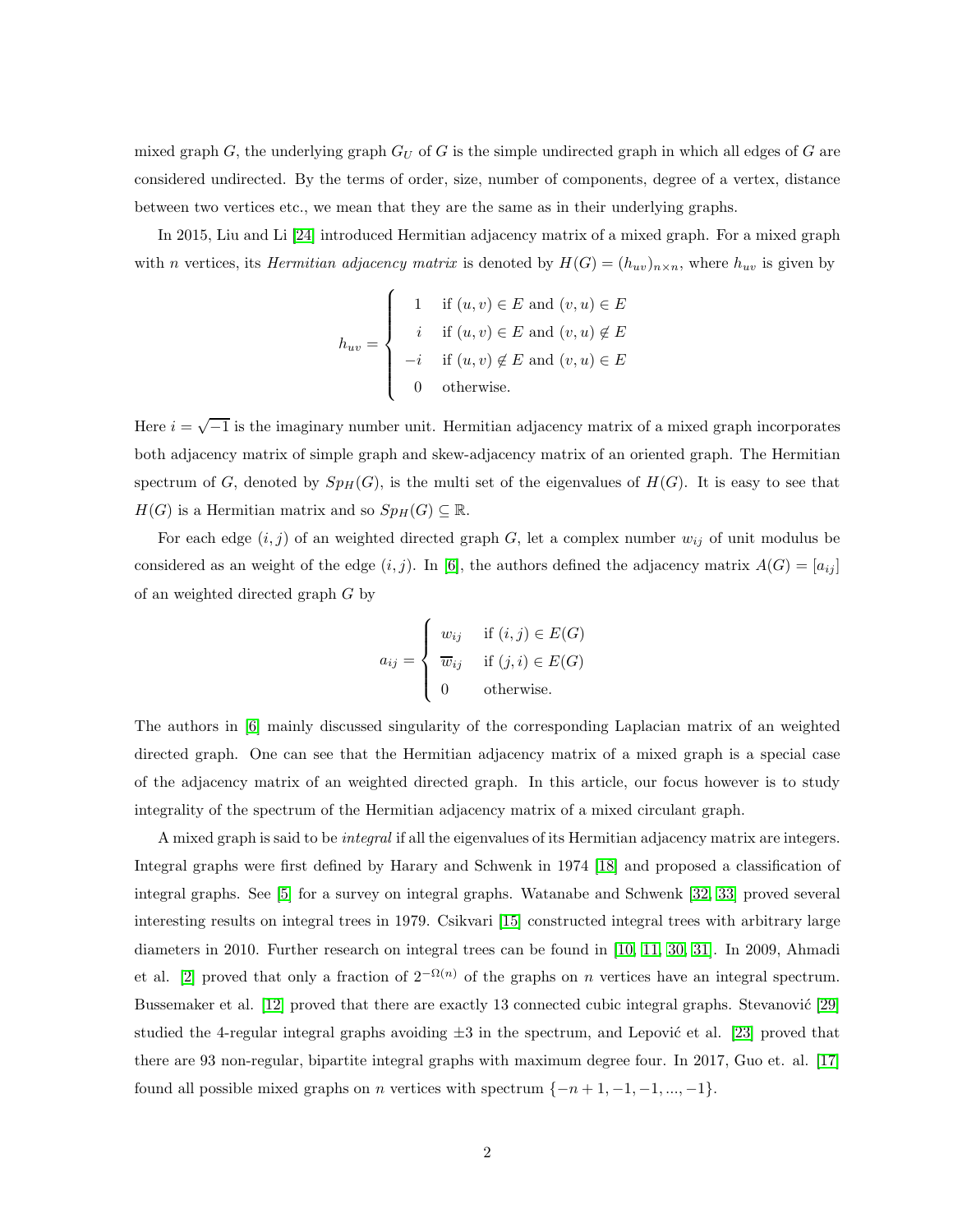mixed graph $G$, the underlying graph $G_U$ of $G$ is the simple undirected graph in which all edges of $G$ are considered undirected. By the terms of order, size, number of components, degree of a vertex, distance between two vertices etc., we mean that they are the same as in their underlying graphs.

In 2015, Liu and Li [24] introduced Hermitian adjacency matrix of a mixed graph. For a mixed graph with $n$ vertices, its *Hermitian adjacency matrix* is denoted by $H(G) = (h_{uv})_{n\times n}$, where $h_{uv}$ is given by

$$h_{uv} = \begin{cases} 1 & \text{if } (u,v) \in E \text{ and } (v,u) \in E \\ i & \text{if } (u,v) \in E \text{ and } (v,u) \notin E \\ -i & \text{if } (u,v) \notin E \text{ and } (v,u) \in E \\ 0 & \text{otherwise.} \end{cases}$$

Here $i = \sqrt{-1}$ is the imaginary number unit. Hermitian adjacency matrix of a mixed graph incorporates both adjacency matrix of simple graph and skew-adjacency matrix of an oriented graph. The Hermitian spectrum of $G$, denoted by $Sp_H(G)$, is the multi set of the eigenvalues of $H(G)$. It is easy to see that $H(G)$ is a Hermitian matrix and so $Sp_H(G) \subseteq \mathbb{R}$.

For each edge $(i,j)$ of an weighted directed graph $G$, let a complex number $w_{ij}$ of unit modulus be considered as an weight of the edge $(i,j)$. In [6], the authors defined the adjacency matrix $A(G) = [a_{ij}]$ of an weighted directed graph $G$ by

$$a_{ij} = \begin{cases} w_{ij} & \text{if } (i,j) \in E(G) \\ \overline{w}_{ij} & \text{if } (j,i) \in E(G) \\ 0 & \text{otherwise.} \end{cases}$$

The authors in [6] mainly discussed singularity of the corresponding Laplacian matrix of an weighted directed graph. One can see that the Hermitian adjacency matrix of a mixed graph is a special case of the adjacency matrix of an weighted directed graph. In this article, our focus however is to study integrality of the spectrum of the Hermitian adjacency matrix of a mixed circulant graph.

A mixed graph is said to be *integral* if all the eigenvalues of its Hermitian adjacency matrix are integers. Integral graphs were first defined by Harary and Schwenk in 1974 [18] and proposed a classification of integral graphs. See [5] for a survey on integral graphs. Watanabe and Schwenk [32, 33] proved several interesting results on integral trees in 1979. Csikvari [15] constructed integral trees with arbitrary large diameters in 2010. Further research on integral trees can be found in [10, 11, 30, 31]. In 2009, Ahmadi et al. [2] proved that only a fraction of $2^{-\Omega(n)}$ of the graphs on $n$ vertices have an integral spectrum. Bussemaker et al. [12] proved that there are exactly 13 connected cubic integral graphs. Stevanović [29] studied the 4-regular integral graphs avoiding $\pm 3$ in the spectrum, and Lepović et al. [23] proved that there are 93 non-regular, bipartite integral graphs with maximum degree four. In 2017, Guo et. al. [17] found all possible mixed graphs on $n$ vertices with spectrum $\{-n+1, -1, -1, ..., -1\}$.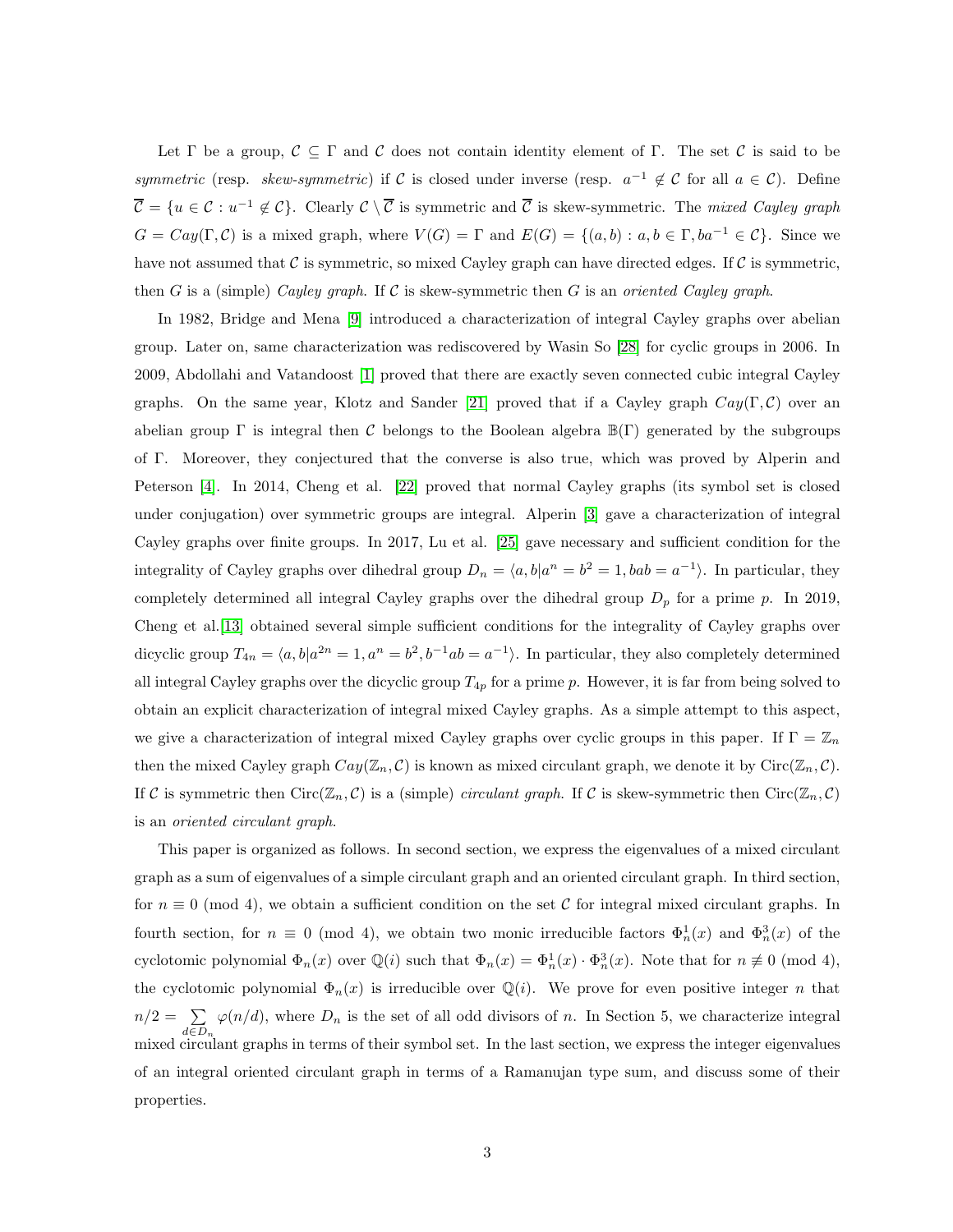Let $\Gamma$ be a group, $\mathcal{C} \subseteq \Gamma$ and $\mathcal{C}$ does not contain identity element of $\Gamma$. The set $\mathcal{C}$ is said to be *symmetric* (resp. *skew-symmetric*) if $\mathcal{C}$ is closed under inverse (resp. $a^{-1} \notin \mathcal{C}$ for all $a \in \mathcal{C}$). Define $\overline{\mathcal{C}} = \{u \in \mathcal{C} : u^{-1} \notin \mathcal{C}\}$. Clearly $\mathcal{C} \setminus \overline{\mathcal{C}}$ is symmetric and $\overline{\mathcal{C}}$ is skew-symmetric. The *mixed Cayley graph* $G = Cay(\Gamma, \mathcal{C})$ is a mixed graph, where $V(G) = \Gamma$ and $E(G) = \{(a, b) : a, b \in \Gamma, ba^{-1} \in \mathcal{C}\}$. Since we have not assumed that $\mathcal{C}$ is symmetric, so mixed Cayley graph can have directed edges. If $\mathcal{C}$ is symmetric, then $G$ is a (simple) *Cayley graph*. If $\mathcal{C}$ is skew-symmetric then $G$ is an *oriented Cayley graph*.

In 1982, Bridge and Mena [9] introduced a characterization of integral Cayley graphs over abelian group. Later on, same characterization was rediscovered by Wasin So [28] for cyclic groups in 2006. In 2009, Abdollahi and Vatandoost [1] proved that there are exactly seven connected cubic integral Cayley graphs. On the same year, Klotz and Sander [21] proved that if a Cayley graph $Cay(\Gamma, \mathcal{C})$ over an abelian group $\Gamma$ is integral then $\mathcal{C}$ belongs to the Boolean algebra $\mathbb{B}(\Gamma)$ generated by the subgroups of $\Gamma$. Moreover, they conjectured that the converse is also true, which was proved by Alperin and Peterson [4]. In 2014, Cheng et al. [22] proved that normal Cayley graphs (its symbol set is closed under conjugation) over symmetric groups are integral. Alperin [3] gave a characterization of integral Cayley graphs over finite groups. In 2017, Lu et al. [25] gave necessary and sufficient condition for the integrality of Cayley graphs over dihedral group $D_n = \langle a, b | a^n = b^2 = 1, bab = a^{-1}\rangle$. In particular, they completely determined all integral Cayley graphs over the dihedral group $D_p$ for a prime $p$. In 2019, Cheng et al.[13] obtained several simple sufficient conditions for the integrality of Cayley graphs over dicyclic group $T_{4n} = \langle a, b | a^{2n} = 1, a^n = b^2, b^{-1}ab = a^{-1}\rangle$. In particular, they also completely determined all integral Cayley graphs over the dicyclic group $T_{4p}$ for a prime $p$. However, it is far from being solved to obtain an explicit characterization of integral mixed Cayley graphs. As a simple attempt to this aspect, we give a characterization of integral mixed Cayley graphs over cyclic groups in this paper. If $\Gamma = \mathbb{Z}_n$ then the mixed Cayley graph $Cay(\mathbb{Z}_n, \mathcal{C})$ is known as mixed circulant graph, we denote it by $\text{Circ}(\mathbb{Z}_n, \mathcal{C})$. If $\mathcal{C}$ is symmetric then $\text{Circ}(\mathbb{Z}_n, \mathcal{C})$ is a (simple) *circulant graph*. If $\mathcal{C}$ is skew-symmetric then $\text{Circ}(\mathbb{Z}_n, \mathcal{C})$ is an *oriented circulant graph*.

This paper is organized as follows. In second section, we express the eigenvalues of a mixed circulant graph as a sum of eigenvalues of a simple circulant graph and an oriented circulant graph. In third section, for $n \equiv 0 \pmod 4$, we obtain a sufficient condition on the set $\mathcal{C}$ for integral mixed circulant graphs. In fourth section, for $n \equiv 0 \pmod 4$, we obtain two monic irreducible factors $\Phi_n^1(x)$ and $\Phi_n^3(x)$ of the cyclotomic polynomial $\Phi_n(x)$ over $\mathbb{Q}(i)$ such that $\Phi_n(x) = \Phi_n^1(x) \cdot \Phi_n^3(x)$. Note that for $n \not\equiv 0 \pmod 4$, the cyclotomic polynomial $\Phi_n(x)$ is irreducible over $\mathbb{Q}(i)$. We prove for even positive integer $n$ that $n/2 = \sum\limits_{d \in D_n} \varphi(n/d)$, where $D_n$ is the set of all odd divisors of $n$. In Section 5, we characterize integral mixed circulant graphs in terms of their symbol set. In the last section, we express the integer eigenvalues of an integral oriented circulant graph in terms of a Ramanujan type sum, and discuss some of their properties.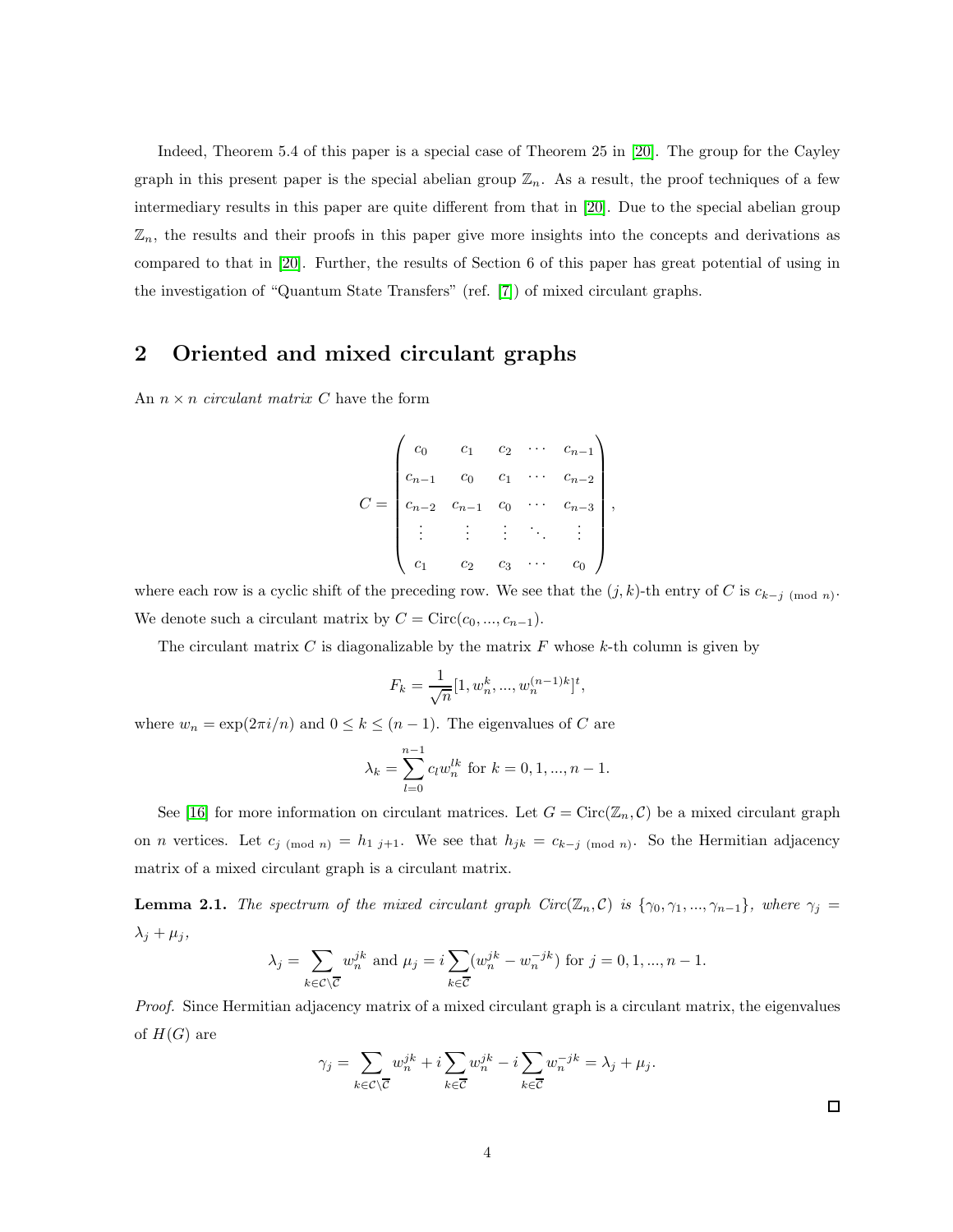Indeed, Theorem 5.4 of this paper is a special case of Theorem 25 in [20]. The group for the Cayley graph in this present paper is the special abelian group $\mathbb{Z}_n$. As a result, the proof techniques of a few intermediary results in this paper are quite different from that in [20]. Due to the special abelian group $\mathbb{Z}_n$, the results and their proofs in this paper give more insights into the concepts and derivations as compared to that in [20]. Further, the results of Section 6 of this paper has great potential of using in the investigation of "Quantum State Transfers" (ref. [7]) of mixed circulant graphs.

## 2 Oriented and mixed circulant graphs

An $n \times n$ *circulant matrix* $C$ have the form

$$C = \begin{pmatrix} c_0 & c_1 & c_2 & \cdots & c_{n-1} \\ c_{n-1} & c_0 & c_1 & \cdots & c_{n-2} \\ c_{n-2} & c_{n-1} & c_0 & \cdots & c_{n-3} \\ \vdots & \vdots & \vdots & \ddots & \vdots \\ c_1 & c_2 & c_3 & \cdots & c_0 \end{pmatrix},$$

where each row is a cyclic shift of the preceding row. We see that the $(j,k)$-th entry of $C$ is $c_{k-j \pmod{n}}$. We denote such a circulant matrix by $C = \mathrm{Circ}(c_0, ..., c_{n-1})$.

The circulant matrix $C$ is diagonalizable by the matrix $F$ whose $k$-th column is given by

$$F_k = \frac{1}{\sqrt{n}}[1, w_n^k, ..., w_n^{(n-1)k}]^t,$$

where $w_n = \exp(2\pi i/n)$ and $0 \leq k \leq (n-1)$. The eigenvalues of $C$ are

$$\lambda_k = \sum_{l=0}^{n-1} c_l w_n^{lk} \text{ for } k = 0, 1, ..., n-1.$$

See [16] for more information on circulant matrices. Let $G = \mathrm{Circ}(\mathbb{Z}_n, \mathcal{C})$ be a mixed circulant graph on $n$ vertices. Let $c_{j \pmod{n}} = h_{1\ j+1}$. We see that $h_{jk} = c_{k-j \pmod{n}}$. So the Hermitian adjacency matrix of a mixed circulant graph is a circulant matrix.

**Lemma 2.1.** *The spectrum of the mixed circulant graph Circ$(\mathbb{Z}_n, \mathcal{C})$ is $\{\gamma_0, \gamma_1, ..., \gamma_{n-1}\}$, where $\gamma_j = \lambda_j + \mu_j$,*

$$\lambda_j = \sum_{k \in \mathcal{C} \setminus \overline{\mathcal{C}}} w_n^{jk} \text{ and } \mu_j = i \sum_{k \in \overline{\mathcal{C}}} (w_n^{jk} - w_n^{-jk}) \text{ for } j = 0, 1, ..., n-1.$$

*Proof.* Since Hermitian adjacency matrix of a mixed circulant graph is a circulant matrix, the eigenvalues of $H(G)$ are

$$\gamma_j = \sum_{k \in \mathcal{C} \setminus \overline{\mathcal{C}}} w_n^{jk} + i \sum_{k \in \overline{\mathcal{C}}} w_n^{jk} - i \sum_{k \in \overline{\mathcal{C}}} w_n^{-jk} = \lambda_j + \mu_j.$$

□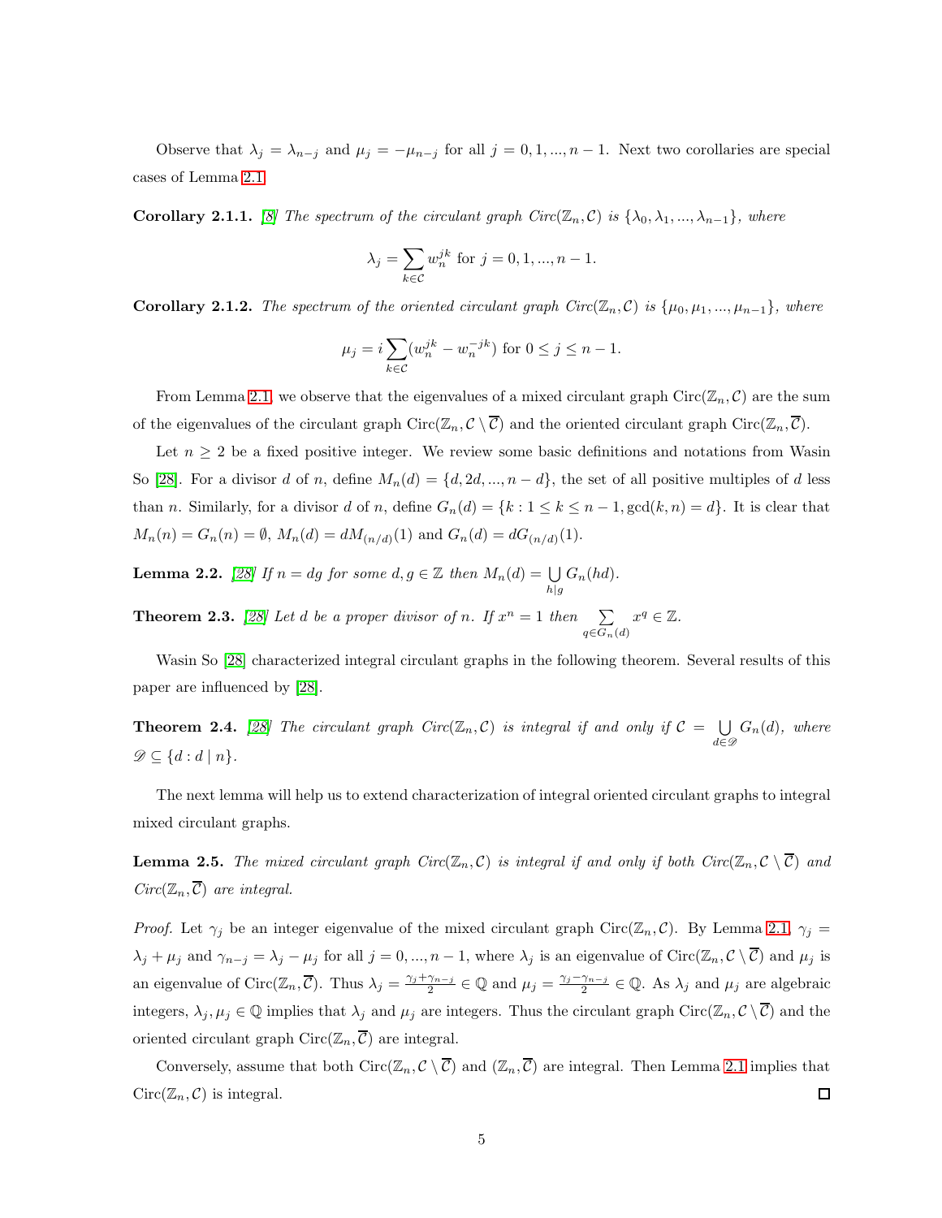Observe that $\lambda_j = \lambda_{n-j}$ and $\mu_j = -\mu_{n-j}$ for all $j = 0, 1, ..., n-1$. Next two corollaries are special cases of Lemma 2.1.

**Corollary 2.1.1.** *[8] The spectrum of the circulant graph Circ$(\mathbb{Z}_n, \mathcal{C})$ is $\{\lambda_0, \lambda_1, ..., \lambda_{n-1}\}$, where*

$$\lambda_j = \sum_{k \in \mathcal{C}} w_n^{jk} \text{ for } j = 0, 1, ..., n-1.$$

**Corollary 2.1.2.** *The spectrum of the oriented circulant graph Circ$(\mathbb{Z}_n, \mathcal{C})$ is $\{\mu_0, \mu_1, ..., \mu_{n-1}\}$, where*

$$\mu_j = i \sum_{k \in \mathcal{C}} (w_n^{jk} - w_n^{-jk}) \text{ for } 0 \leq j \leq n-1.$$

From Lemma 2.1, we observe that the eigenvalues of a mixed circulant graph Circ$(\mathbb{Z}_n, \mathcal{C})$ are the sum of the eigenvalues of the circulant graph Circ$(\mathbb{Z}_n, \mathcal{C} \setminus \overline{\mathcal{C}})$ and the oriented circulant graph Circ$(\mathbb{Z}_n, \overline{\mathcal{C}})$.

Let $n \geq 2$ be a fixed positive integer. We review some basic definitions and notations from Wasin So [28]. For a divisor $d$ of $n$, define $M_n(d) = \{d, 2d, ..., n-d\}$, the set of all positive multiples of $d$ less than $n$. Similarly, for a divisor $d$ of $n$, define $G_n(d) = \{k : 1 \leq k \leq n-1, \gcd(k, n) = d\}$. It is clear that $M_n(n) = G_n(n) = \emptyset$, $M_n(d) = dM_{(n/d)}(1)$ and $G_n(d) = dG_{(n/d)}(1)$.

**Lemma 2.2.** *[28] If $n = dg$ for some $d, g \in \mathbb{Z}$ then $M_n(d) = \bigcup\limits_{h \mid g} G_n(hd)$.*

**Theorem 2.3.** *[28] Let $d$ be a proper divisor of $n$. If $x^n = 1$ then $\sum\limits_{q \in G_n(d)} x^q \in \mathbb{Z}$.*

Wasin So [28] characterized integral circulant graphs in the following theorem. Several results of this paper are influenced by [28].

**Theorem 2.4.** *[28] The circulant graph Circ$(\mathbb{Z}_n, \mathcal{C})$ is integral if and only if $\mathcal{C} = \bigcup\limits_{d \in \mathscr{D}} G_n(d)$, where $\mathscr{D} \subseteq \{d : d \mid n\}$.*

The next lemma will help us to extend characterization of integral oriented circulant graphs to integral mixed circulant graphs.

**Lemma 2.5.** *The mixed circulant graph Circ$(\mathbb{Z}_n, \mathcal{C})$ is integral if and only if both Circ$(\mathbb{Z}_n, \mathcal{C} \setminus \overline{\mathcal{C}})$ and Circ$(\mathbb{Z}_n, \overline{\mathcal{C}})$ are integral.*

*Proof.* Let $\gamma_j$ be an integer eigenvalue of the mixed circulant graph Circ$(\mathbb{Z}_n, \mathcal{C})$. By Lemma 2.1, $\gamma_j = \lambda_j + \mu_j$ and $\gamma_{n-j} = \lambda_j - \mu_j$ for all $j = 0, ..., n-1$, where $\lambda_j$ is an eigenvalue of Circ$(\mathbb{Z}_n, \mathcal{C} \setminus \overline{\mathcal{C}})$ and $\mu_j$ is an eigenvalue of Circ$(\mathbb{Z}_n, \overline{\mathcal{C}})$. Thus $\lambda_j = \frac{\gamma_j + \gamma_{n-j}}{2} \in \mathbb{Q}$ and $\mu_j = \frac{\gamma_j - \gamma_{n-j}}{2} \in \mathbb{Q}$. As $\lambda_j$ and $\mu_j$ are algebraic integers, $\lambda_j, \mu_j \in \mathbb{Q}$ implies that $\lambda_j$ and $\mu_j$ are integers. Thus the circulant graph Circ$(\mathbb{Z}_n, \mathcal{C} \setminus \overline{\mathcal{C}})$ and the oriented circulant graph Circ$(\mathbb{Z}_n, \overline{\mathcal{C}})$ are integral.

Conversely, assume that both Circ$(\mathbb{Z}_n, \mathcal{C} \setminus \overline{\mathcal{C}})$ and $(\mathbb{Z}_n, \overline{\mathcal{C}})$ are integral. Then Lemma 2.1 implies that Circ$(\mathbb{Z}_n, \mathcal{C})$ is integral. ∎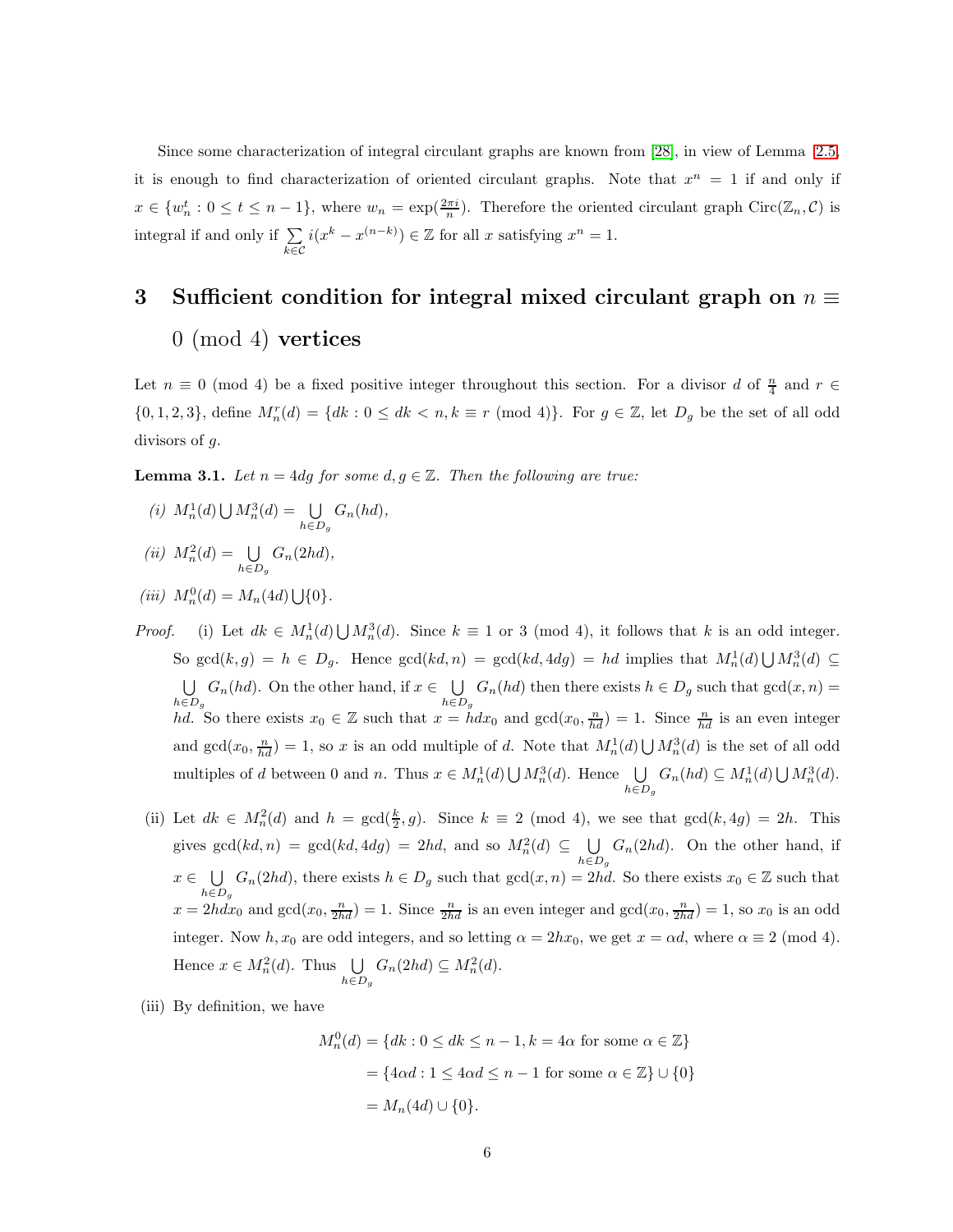Since some characterization of integral circulant graphs are known from [28], in view of Lemma 2.5, it is enough to find characterization of oriented circulant graphs. Note that $x^n = 1$ if and only if $x \in \{w_n^t : 0 \le t \le n-1\}$, where $w_n = \exp(\frac{2\pi i}{n})$. Therefore the oriented circulant graph $\text{Circ}(\mathbb{Z}_n, \mathcal{C})$ is integral if and only if $\sum\limits_{k \in \mathcal{C}} i(x^k - x^{(n-k)}) \in \mathbb{Z}$ for all $x$ satisfying $x^n = 1$.

# 3 Sufficient condition for integral mixed circulant graph on $n \equiv 0 \pmod 4$ vertices

Let $n \equiv 0 \pmod 4$ be a fixed positive integer throughout this section. For a divisor $d$ of $\frac{n}{4}$ and $r \in \{0, 1, 2, 3\}$, define $M_n^r(d) = \{dk : 0 \le dk < n, k \equiv r \pmod 4\}$. For $g \in \mathbb{Z}$, let $D_g$ be the set of all odd divisors of $g$.

**Lemma 3.1.** *Let $n = 4dg$ for some $d, g \in \mathbb{Z}$. Then the following are true:*

*(i)* $M_n^1(d) \bigcup M_n^3(d) = \bigcup\limits_{h \in D_g} G_n(hd)$,

*(ii)* $M_n^2(d) = \bigcup\limits_{h \in D_g} G_n(2hd)$,

*(iii)* $M_n^0(d) = M_n(4d) \bigcup \{0\}$.

*Proof.* (i) Let $dk \in M_n^1(d) \bigcup M_n^3(d)$. Since $k \equiv 1$ or $3 \pmod 4$, it follows that $k$ is an odd integer. So $\gcd(k, g) = h \in D_g$. Hence $\gcd(kd, n) = \gcd(kd, 4dg) = hd$ implies that $M_n^1(d) \bigcup M_n^3(d) \subseteq \bigcup\limits_{h \in D_g} G_n(hd)$. On the other hand, if $x \in \bigcup\limits_{h \in D_g} G_n(hd)$ then there exists $h \in D_g$ such that $\gcd(x, n) = hd$. So there exists $x_0 \in \mathbb{Z}$ such that $x = hdx_0$ and $\gcd(x_0, \frac{n}{hd}) = 1$. Since $\frac{n}{hd}$ is an even integer and $\gcd(x_0, \frac{n}{hd}) = 1$, so $x$ is an odd multiple of $d$. Note that $M_n^1(d) \bigcup M_n^3(d)$ is the set of all odd multiples of $d$ between 0 and $n$. Thus $x \in M_n^1(d) \bigcup M_n^3(d)$. Hence $\bigcup\limits_{h \in D_g} G_n(hd) \subseteq M_n^1(d) \bigcup M_n^3(d)$.

(ii) Let $dk \in M_n^2(d)$ and $h = \gcd(\frac{k}{2}, g)$. Since $k \equiv 2 \pmod 4$, we see that $\gcd(k, 4g) = 2h$. This gives $\gcd(kd, n) = \gcd(kd, 4dg) = 2hd$, and so $M_n^2(d) \subseteq \bigcup\limits_{h \in D_g} G_n(2hd)$. On the other hand, if $x \in \bigcup\limits_{h \in D_g} G_n(2hd)$, there exists $h \in D_g$ such that $\gcd(x, n) = 2hd$. So there exists $x_0 \in \mathbb{Z}$ such that $x = 2hdx_0$ and $\gcd(x_0, \frac{n}{2hd}) = 1$. Since $\frac{n}{2hd}$ is an even integer and $\gcd(x_0, \frac{n}{2hd}) = 1$, so $x_0$ is an odd integer. Now $h, x_0$ are odd integers, and so letting $\alpha = 2hx_0$, we get $x = \alpha d$, where $\alpha \equiv 2 \pmod 4$. Hence $x \in M_n^2(d)$. Thus $\bigcup\limits_{h \in D_g} G_n(2hd) \subseteq M_n^2(d)$.

(iii) By definition, we have

$$
\begin{aligned}
M_n^0(d) &= \{dk : 0 \le dk \le n-1, k = 4\alpha \text{ for some } \alpha \in \mathbb{Z}\} \\
&= \{4\alpha d : 1 \le 4\alpha d \le n-1 \text{ for some } \alpha \in \mathbb{Z}\} \cup \{0\} \\
&= M_n(4d) \cup \{0\}.
\end{aligned}
$$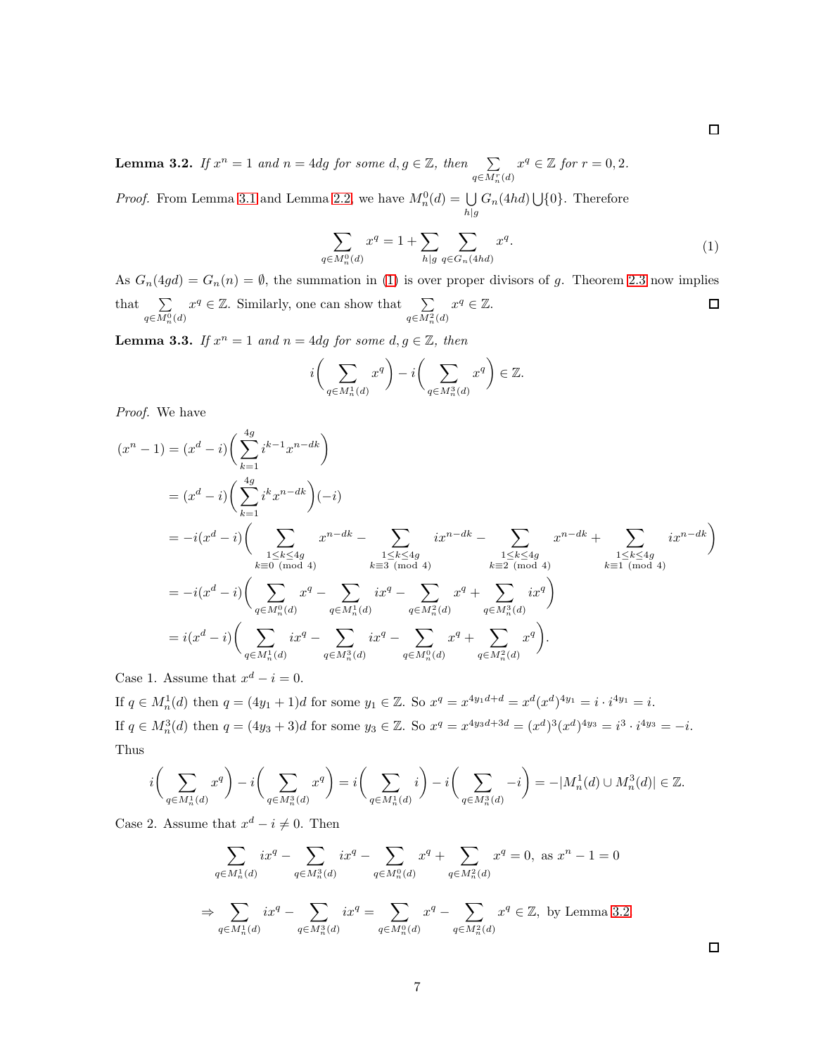□

**Lemma 3.2.** *If $x^n = 1$ and $n = 4dg$ for some $d, g \in \mathbb{Z}$, then $\sum_{q \in M_n^r(d)} x^q \in \mathbb{Z}$ for $r = 0, 2$.*

*Proof.* From Lemma 3.1 and Lemma 2.2, we have $M_n^0(d) = \bigcup_{h|g} G_n(4hd) \bigcup \{0\}$. Therefore

$$\sum_{q \in M_n^0(d)} x^q = 1 + \sum_{h|g} \sum_{q \in G_n(4hd)} x^q. \tag{1}$$

As $G_n(4gd) = G_n(n) = \emptyset$, the summation in (1) is over proper divisors of $g$. Theorem 2.3 now implies that $\sum_{q \in M_n^0(d)} x^q \in \mathbb{Z}$. Similarly, one can show that $\sum_{q \in M_n^2(d)} x^q \in \mathbb{Z}$. □

**Lemma 3.3.** *If $x^n = 1$ and $n = 4dg$ for some $d, g \in \mathbb{Z}$, then*

$$i\bigg(\sum_{q \in M_n^1(d)} x^q\bigg) - i\bigg(\sum_{q \in M_n^3(d)} x^q\bigg) \in \mathbb{Z}.$$

*Proof.* We have

$$
\begin{aligned}
(x^n - 1) &= (x^d - i)\bigg(\sum_{k=1}^{4g} i^{k-1} x^{n-dk}\bigg) \\
&= (x^d - i)\bigg(\sum_{k=1}^{4g} i^{k} x^{n-dk}\bigg)(-i) \\
&= -i(x^d - i)\bigg(\sum_{\substack{1 \le k \le 4g \\ k \equiv 0 \pmod 4}} x^{n-dk} - \sum_{\substack{1 \le k \le 4g \\ k \equiv 3 \pmod 4}} i x^{n-dk} - \sum_{\substack{1 \le k \le 4g \\ k \equiv 2 \pmod 4}} x^{n-dk} + \sum_{\substack{1 \le k \le 4g \\ k \equiv 1 \pmod 4}} i x^{n-dk}\bigg) \\
&= -i(x^d - i)\bigg(\sum_{q \in M_n^0(d)} x^q - \sum_{q \in M_n^1(d)} i x^q - \sum_{q \in M_n^2(d)} x^q + \sum_{q \in M_n^3(d)} i x^q\bigg) \\
&= i(x^d - i)\bigg(\sum_{q \in M_n^1(d)} i x^q - \sum_{q \in M_n^3(d)} i x^q - \sum_{q \in M_n^0(d)} x^q + \sum_{q \in M_n^2(d)} x^q\bigg).
\end{aligned}
$$

Case 1. Assume that $x^d - i = 0$.

If $q \in M_n^1(d)$ then $q = (4y_1 + 1)d$ for some $y_1 \in \mathbb{Z}$. So $x^q = x^{4y_1 d + d} = x^d (x^d)^{4y_1} = i \cdot i^{4y_1} = i$.

If $q \in M_n^3(d)$ then $q = (4y_3 + 3)d$ for some $y_3 \in \mathbb{Z}$. So $x^q = x^{4y_3 d + 3d} = (x^d)^3 (x^d)^{4y_3} = i^3 \cdot i^{4y_3} = -i$.

Thus

$$i\bigg(\sum_{q \in M_n^1(d)} x^q\bigg) - i\bigg(\sum_{q \in M_n^3(d)} x^q\bigg) = i\bigg(\sum_{q \in M_n^1(d)} i\bigg) - i\bigg(\sum_{q \in M_n^3(d)} -i\bigg) = -|M_n^1(d) \cup M_n^3(d)| \in \mathbb{Z}.$$

Case 2. Assume that $x^d - i \neq 0$. Then

$$\sum_{q \in M_n^1(d)} i x^q - \sum_{q \in M_n^3(d)} i x^q - \sum_{q \in M_n^0(d)} x^q + \sum_{q \in M_n^2(d)} x^q = 0, \text{ as } x^n - 1 = 0$$

$$\Rightarrow \sum_{q \in M_n^1(d)} i x^q - \sum_{q \in M_n^3(d)} i x^q = \sum_{q \in M_n^0(d)} x^q - \sum_{q \in M_n^2(d)} x^q \in \mathbb{Z}, \text{ by Lemma 3.2}$$

□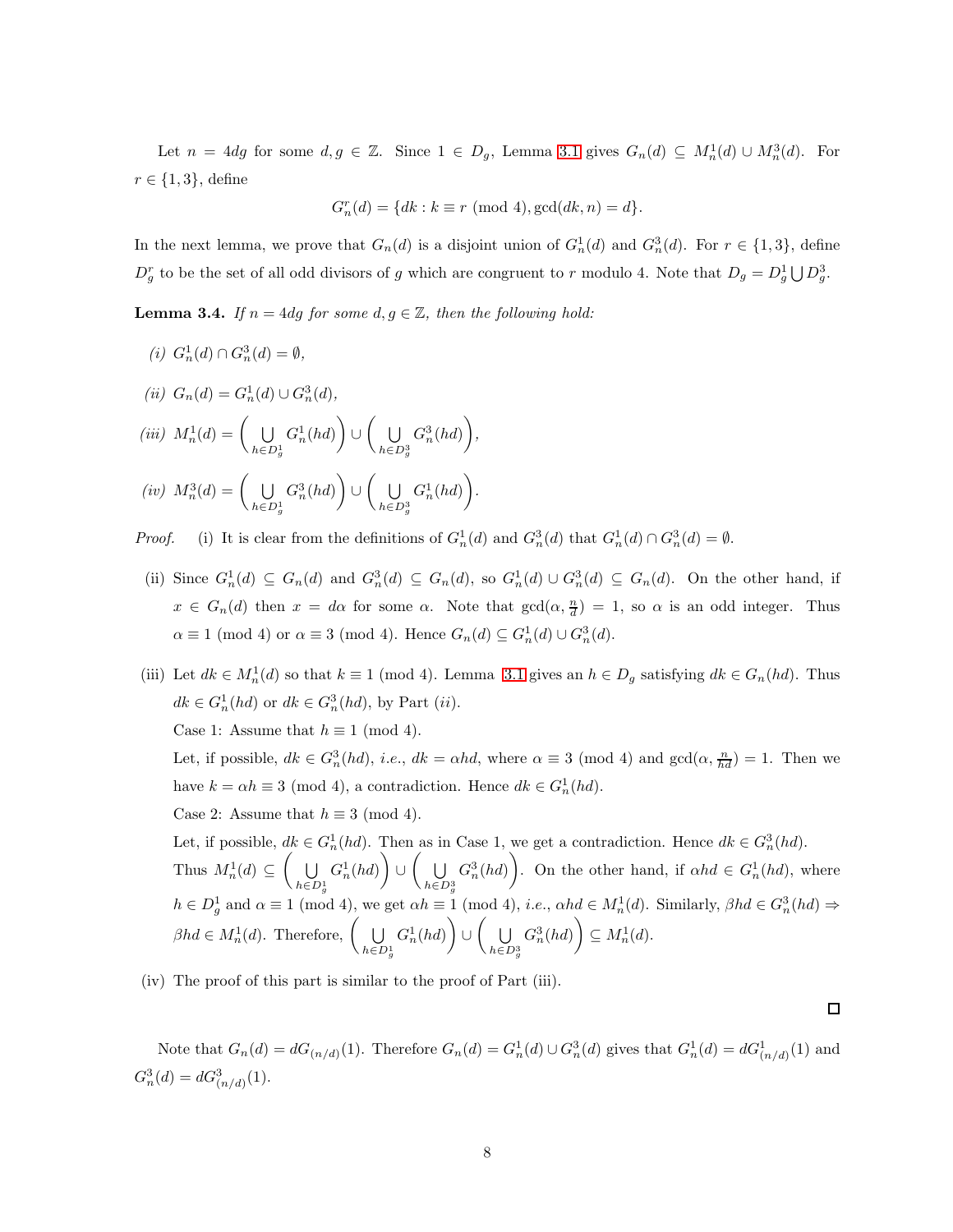Let $n = 4dg$ for some $d, g \in \mathbb{Z}$. Since $1 \in D_g$, Lemma 3.1 gives $G_n(d) \subseteq M_n^1(d) \cup M_n^3(d)$. For $r \in \{1, 3\}$, define

$$G_n^r(d) = \{dk : k \equiv r \pmod 4, \gcd(dk, n) = d\}.$$

In the next lemma, we prove that $G_n(d)$ is a disjoint union of $G_n^1(d)$ and $G_n^3(d)$. For $r \in \{1, 3\}$, define $D_g^r$ to be the set of all odd divisors of $g$ which are congruent to $r$ modulo 4. Note that $D_g = D_g^1 \bigcup D_g^3$.

**Lemma 3.4.** *If $n = 4dg$ for some $d, g \in \mathbb{Z}$, then the following hold:*

*(i)* $G_n^1(d) \cap G_n^3(d) = \emptyset$,

*(ii)* $G_n(d) = G_n^1(d) \cup G_n^3(d)$,

*(iii)* $M_n^1(d) = \left( \bigcup_{h \in D_g^1} G_n^1(hd) \right) \cup \left( \bigcup_{h \in D_g^3} G_n^3(hd) \right)$,

*(iv)* $M_n^3(d) = \left( \bigcup_{h \in D_g^1} G_n^3(hd) \right) \cup \left( \bigcup_{h \in D_g^3} G_n^1(hd) \right)$.

*Proof.* (i) It is clear from the definitions of $G_n^1(d)$ and $G_n^3(d)$ that $G_n^1(d) \cap G_n^3(d) = \emptyset$.

(ii) Since $G_n^1(d) \subseteq G_n(d)$ and $G_n^3(d) \subseteq G_n(d)$, so $G_n^1(d) \cup G_n^3(d) \subseteq G_n(d)$. On the other hand, if $x \in G_n(d)$ then $x = d\alpha$ for some $\alpha$. Note that $\gcd(\alpha, \frac{n}{d}) = 1$, so $\alpha$ is an odd integer. Thus $\alpha \equiv 1 \pmod 4$ or $\alpha \equiv 3 \pmod 4$. Hence $G_n(d) \subseteq G_n^1(d) \cup G_n^3(d)$.

(iii) Let $dk \in M_n^1(d)$ so that $k \equiv 1 \pmod 4$. Lemma 3.1 gives an $h \in D_g$ satisfying $dk \in G_n(hd)$. Thus $dk \in G_n^1(hd)$ or $dk \in G_n^3(hd)$, by Part $(ii)$.

Case 1: Assume that $h \equiv 1 \pmod 4$.

Let, if possible, $dk \in G_n^3(hd)$, *i.e.*, $dk = \alpha hd$, where $\alpha \equiv 3 \pmod 4$ and $\gcd(\alpha, \frac{n}{hd}) = 1$. Then we have $k = \alpha h \equiv 3 \pmod 4$, a contradiction. Hence $dk \in G_n^1(hd)$.

Case 2: Assume that $h \equiv 3 \pmod 4$.

Let, if possible, $dk \in G_n^1(hd)$. Then as in Case 1, we get a contradiction. Hence $dk \in G_n^3(hd)$.

Thus $M_n^1(d) \subseteq \left( \bigcup_{h \in D_g^1} G_n^1(hd) \right) \cup \left( \bigcup_{h \in D_g^3} G_n^3(hd) \right)$. On the other hand, if $\alpha hd \in G_n^1(hd)$, where $h \in D_g^1$ and $\alpha \equiv 1 \pmod 4$, we get $\alpha h \equiv 1 \pmod 4$, *i.e.*, $\alpha hd \in M_n^1(d)$. Similarly, $\beta hd \in G_n^3(hd) \Rightarrow \beta hd \in M_n^1(d)$. Therefore, $\left( \bigcup_{h \in D_g^1} G_n^1(hd) \right) \cup \left( \bigcup_{h \in D_g^3} G_n^3(hd) \right) \subseteq M_n^1(d)$.

(iv) The proof of this part is similar to the proof of Part (iii).

□

Note that $G_n(d) = dG_{(n/d)}(1)$. Therefore $G_n(d) = G_n^1(d) \cup G_n^3(d)$ gives that $G_n^1(d) = dG_{(n/d)}^1(1)$ and $G_n^3(d) = dG_{(n/d)}^3(1)$.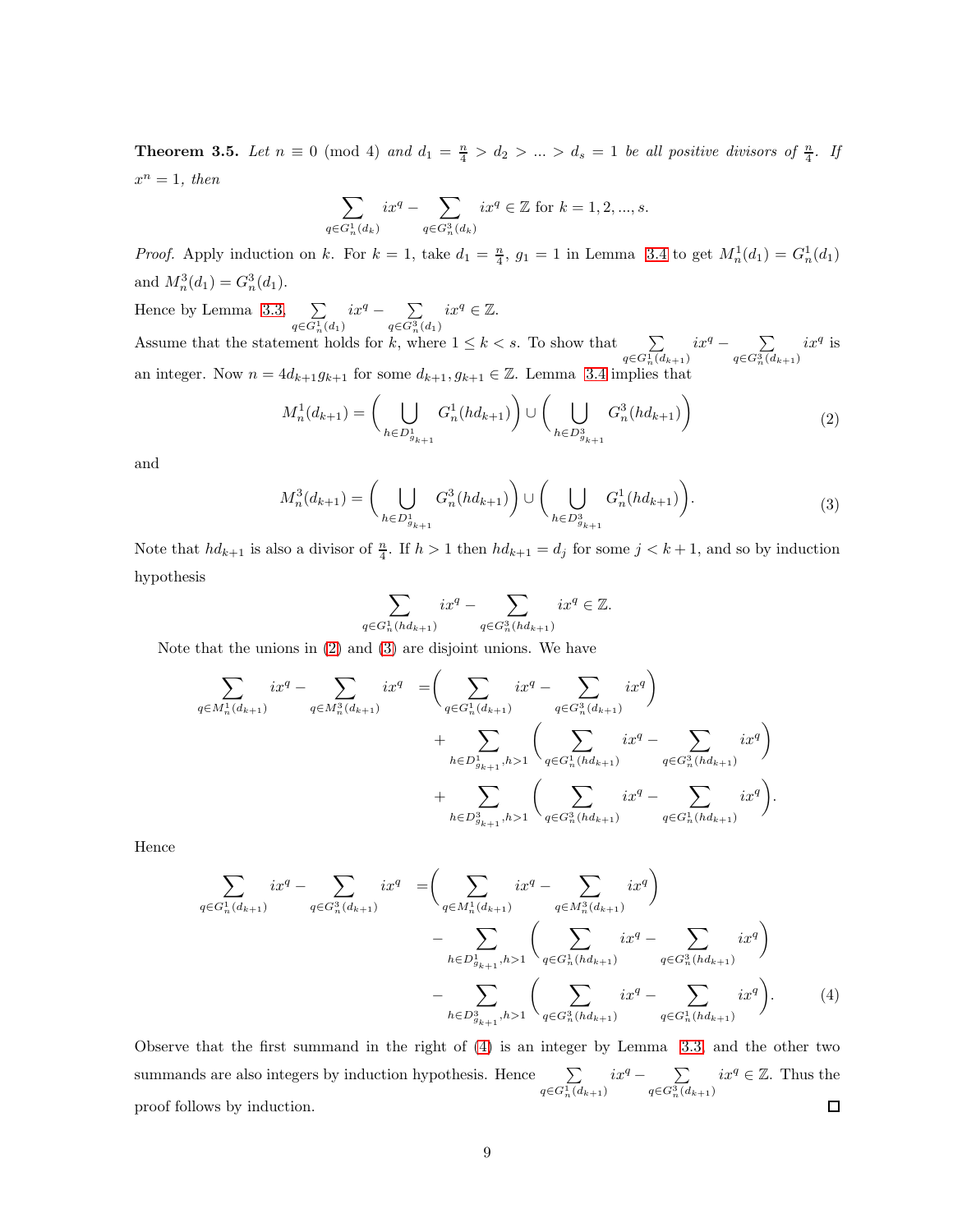**Theorem 3.5.** *Let $n \equiv 0 \pmod 4$ and $d_1 = \frac{n}{4} > d_2 > ... > d_s = 1$ be all positive divisors of $\frac{n}{4}$. If $x^n = 1$, then*

$$\sum_{q \in G_n^1(d_k)} ix^q - \sum_{q \in G_n^3(d_k)} ix^q \in \mathbb{Z} \text{ for } k = 1, 2, ..., s.$$

*Proof.* Apply induction on $k$. For $k = 1$, take $d_1 = \frac{n}{4}$, $g_1 = 1$ in Lemma 3.4 to get $M_n^1(d_1) = G_n^1(d_1)$ and $M_n^3(d_1) = G_n^3(d_1)$.

Hence by Lemma 3.3, $\sum\limits_{q \in G_n^1(d_1)} ix^q - \sum\limits_{q \in G_n^3(d_1)} ix^q \in \mathbb{Z}$.

Assume that the statement holds for $k$, where $1 \le k < s$. To show that $\sum\limits_{q \in G_n^1(d_{k+1})} ix^q - \sum\limits_{q \in G_n^3(d_{k+1})} ix^q$ is an integer. Now $n = 4d_{k+1}g_{k+1}$ for some $d_{k+1}, g_{k+1} \in \mathbb{Z}$. Lemma 3.4 implies that

$$M_n^1(d_{k+1}) = \Bigg( \bigcup_{h \in D^1_{g_{k+1}}} G_n^1(hd_{k+1}) \Bigg) \cup \Bigg( \bigcup_{h \in D^3_{g_{k+1}}} G_n^3(hd_{k+1}) \Bigg) \tag{2}$$

and

$$M_n^3(d_{k+1}) = \Bigg( \bigcup_{h \in D^1_{g_{k+1}}} G_n^3(hd_{k+1}) \Bigg) \cup \Bigg( \bigcup_{h \in D^3_{g_{k+1}}} G_n^1(hd_{k+1}) \Bigg). \tag{3}$$

Note that $hd_{k+1}$ is also a divisor of $\frac{n}{4}$. If $h > 1$ then $hd_{k+1} = d_j$ for some $j < k+1$, and so by induction hypothesis

$$\sum_{q \in G_n^1(hd_{k+1})} ix^q - \sum_{q \in G_n^3(hd_{k+1})} ix^q \in \mathbb{Z}.$$

Note that the unions in (2) and (3) are disjoint unions. We have

$$\begin{aligned}
\sum_{q \in M_n^1(d_{k+1})} ix^q - \sum_{q \in M_n^3(d_{k+1})} ix^q = &\Bigg( \sum_{q \in G_n^1(d_{k+1})} ix^q - \sum_{q \in G_n^3(d_{k+1})} ix^q \Bigg) \\
&+ \sum_{h \in D^1_{g_{k+1}}, h>1} \Bigg( \sum_{q \in G_n^1(hd_{k+1})} ix^q - \sum_{q \in G_n^3(hd_{k+1})} ix^q \Bigg) \\
&+ \sum_{h \in D^3_{g_{k+1}}, h>1} \Bigg( \sum_{q \in G_n^3(hd_{k+1})} ix^q - \sum_{q \in G_n^1(hd_{k+1})} ix^q \Bigg).
\end{aligned}$$

Hence

$$\begin{aligned}
\sum_{q \in G_n^1(d_{k+1})} ix^q - \sum_{q \in G_n^3(d_{k+1})} ix^q = &\Bigg( \sum_{q \in M_n^1(d_{k+1})} ix^q - \sum_{q \in M_n^3(d_{k+1})} ix^q \Bigg) \\
&- \sum_{h \in D^1_{g_{k+1}}, h>1} \Bigg( \sum_{q \in G_n^1(hd_{k+1})} ix^q - \sum_{q \in G_n^3(hd_{k+1})} ix^q \Bigg) \\
&- \sum_{h \in D^3_{g_{k+1}}, h>1} \Bigg( \sum_{q \in G_n^3(hd_{k+1})} ix^q - \sum_{q \in G_n^1(hd_{k+1})} ix^q \Bigg).
\end{aligned} \tag{4}$$

Observe that the first summand in the right of (4) is an integer by Lemma 3.3 and the other two summands are also integers by induction hypothesis. Hence $\sum\limits_{q \in G_n^1(d_{k+1})} ix^q - \sum\limits_{q \in G_n^3(d_{k+1})} ix^q \in \mathbb{Z}$. Thus the proof follows by induction. □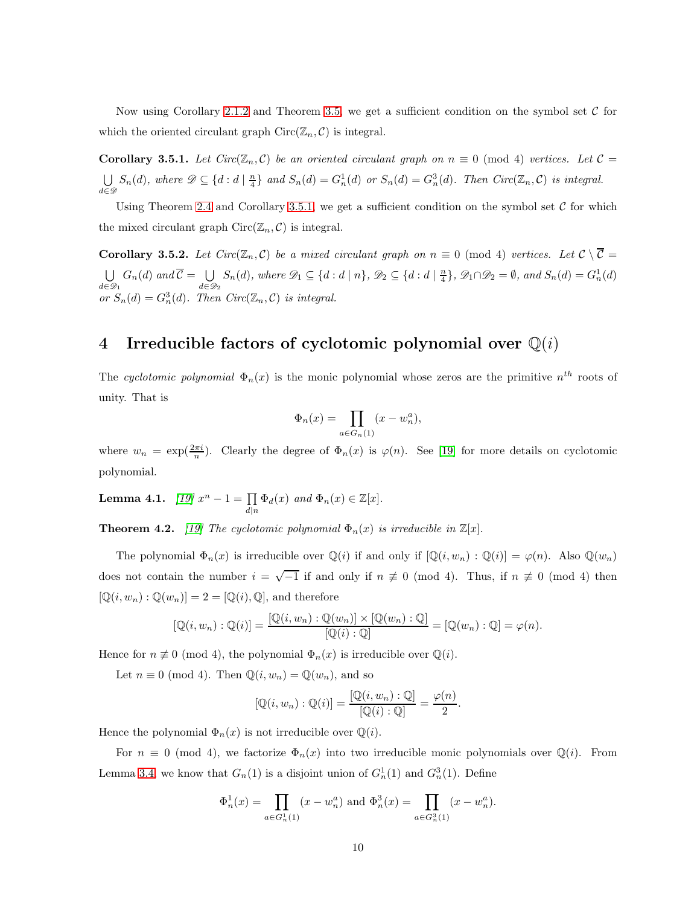Now using Corollary 2.1.2 and Theorem 3.5, we get a sufficient condition on the symbol set $\mathcal{C}$ for which the oriented circulant graph $\text{Circ}(\mathbb{Z}_n, \mathcal{C})$ is integral.

**Corollary 3.5.1.** *Let $Circ(\mathbb{Z}_n, \mathcal{C})$ be an oriented circulant graph on $n \equiv 0 \pmod 4$ vertices. Let $\mathcal{C} = \bigcup_{d \in \mathscr{D}} S_n(d)$, where $\mathscr{D} \subseteq \{d : d \mid \frac{n}{4}\}$ and $S_n(d) = G_n^1(d)$ or $S_n(d) = G_n^3(d)$. Then $Circ(\mathbb{Z}_n, \mathcal{C})$ is integral.*

Using Theorem 2.4 and Corollary 3.5.1, we get a sufficient condition on the symbol set $\mathcal{C}$ for which the mixed circulant graph $\text{Circ}(\mathbb{Z}_n, \mathcal{C})$ is integral.

**Corollary 3.5.2.** *Let $Circ(\mathbb{Z}_n, \mathcal{C})$ be a mixed circulant graph on $n \equiv 0 \pmod 4$ vertices. Let $\mathcal{C} \setminus \overline{\mathcal{C}} = \bigcup_{d \in \mathscr{D}_1} G_n(d)$ and $\overline{\mathcal{C}} = \bigcup_{d \in \mathscr{D}_2} S_n(d)$, where $\mathscr{D}_1 \subseteq \{d : d \mid n\}$, $\mathscr{D}_2 \subseteq \{d : d \mid \frac{n}{4}\}$, $\mathscr{D}_1 \cap \mathscr{D}_2 = \emptyset$, and $S_n(d) = G_n^1(d)$ or $S_n(d) = G_n^3(d)$. Then $Circ(\mathbb{Z}_n, \mathcal{C})$ is integral.*

# 4 Irreducible factors of cyclotomic polynomial over $\mathbb{Q}(i)$

The *cyclotomic polynomial* $\Phi_n(x)$ is the monic polynomial whose zeros are the primitive $n^{th}$ roots of unity. That is

$$\Phi_n(x) = \prod_{a \in G_n(1)} (x - w_n^a),$$

where $w_n = \exp(\frac{2\pi i}{n})$. Clearly the degree of $\Phi_n(x)$ is $\varphi(n)$. See [19] for more details on cyclotomic polynomial.

**Lemma 4.1.** [19] *$x^n - 1 = \prod_{d \mid n} \Phi_d(x)$ and $\Phi_n(x) \in \mathbb{Z}[x]$.*

**Theorem 4.2.** [19] *The cyclotomic polynomial $\Phi_n(x)$ is irreducible in $\mathbb{Z}[x]$.*

The polynomial $\Phi_n(x)$ is irreducible over $\mathbb{Q}(i)$ if and only if $[\mathbb{Q}(i, w_n) : \mathbb{Q}(i)] = \varphi(n)$. Also $\mathbb{Q}(w_n)$ does not contain the number $i = \sqrt{-1}$ if and only if $n \not\equiv 0 \pmod 4$. Thus, if $n \not\equiv 0 \pmod 4$ then $[\mathbb{Q}(i, w_n) : \mathbb{Q}(w_n)] = 2 = [\mathbb{Q}(i), \mathbb{Q}]$, and therefore

$$[\mathbb{Q}(i, w_n) : \mathbb{Q}(i)] = \frac{[\mathbb{Q}(i, w_n) : \mathbb{Q}(w_n)] \times [\mathbb{Q}(w_n) : \mathbb{Q}]}{[\mathbb{Q}(i) : \mathbb{Q}]} = [\mathbb{Q}(w_n) : \mathbb{Q}] = \varphi(n).$$

Hence for $n \not\equiv 0 \pmod 4$, the polynomial $\Phi_n(x)$ is irreducible over $\mathbb{Q}(i)$.

Let $n \equiv 0 \pmod 4$. Then $\mathbb{Q}(i, w_n) = \mathbb{Q}(w_n)$, and so

$$[\mathbb{Q}(i, w_n) : \mathbb{Q}(i)] = \frac{[\mathbb{Q}(i, w_n) : \mathbb{Q}]}{[\mathbb{Q}(i) : \mathbb{Q}]} = \frac{\varphi(n)}{2}.$$

Hence the polynomial $\Phi_n(x)$ is not irreducible over $\mathbb{Q}(i)$.

For $n \equiv 0 \pmod 4$, we factorize $\Phi_n(x)$ into two irreducible monic polynomials over $\mathbb{Q}(i)$. From Lemma 3.4, we know that $G_n(1)$ is a disjoint union of $G_n^1(1)$ and $G_n^3(1)$. Define

$$\Phi_n^1(x) = \prod_{a \in G_n^1(1)} (x - w_n^a) \text{ and } \Phi_n^3(x) = \prod_{a \in G_n^3(1)} (x - w_n^a).$$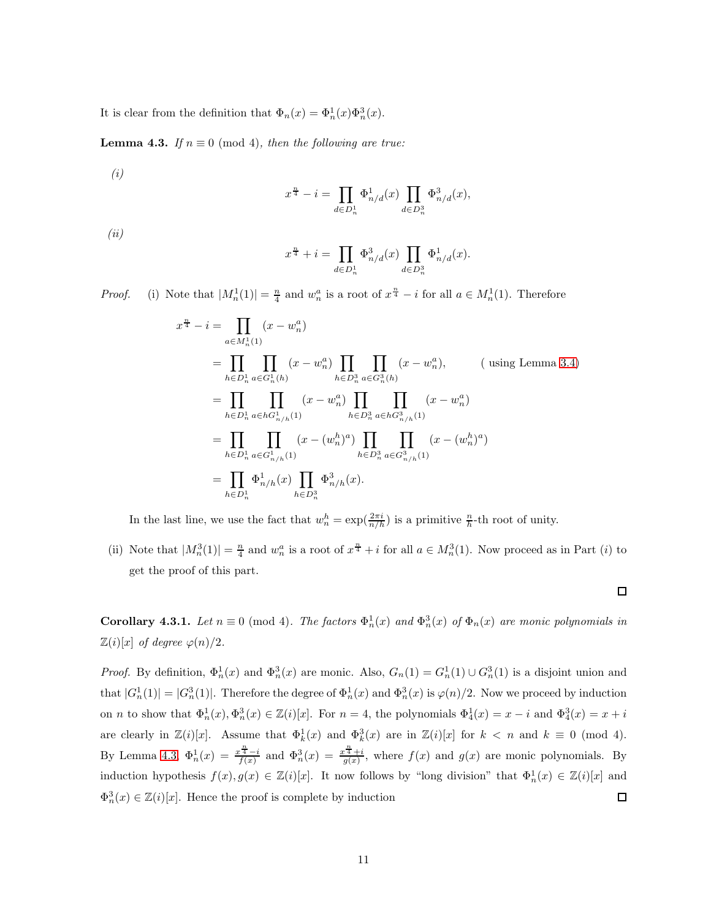It is clear from the definition that $\Phi_n(x) = \Phi_n^1(x)\Phi_n^3(x)$.

**Lemma 4.3.** *If $n \equiv 0 \pmod 4$, then the following are true:*

*(i)*

$$x^{\frac{n}{4}} - i = \prod_{d \in D_n^1} \Phi_{n/d}^1(x) \prod_{d \in D_n^3} \Phi_{n/d}^3(x),$$

*(ii)*

$$x^{\frac{n}{4}} + i = \prod_{d \in D_n^1} \Phi_{n/d}^3(x) \prod_{d \in D_n^3} \Phi_{n/d}^1(x).$$

*Proof.* (i) Note that $|M_n^1(1)| = \frac{n}{4}$ and $w_n^a$ is a root of $x^{\frac{n}{4}} - i$ for all $a \in M_n^1(1)$. Therefore

$$\begin{aligned}
x^{\frac{n}{4}} - i &= \prod_{a \in M_n^1(1)} (x - w_n^a) \\
&= \prod_{h \in D_n^1} \prod_{a \in G_n^1(h)} (x - w_n^a) \prod_{h \in D_n^3} \prod_{a \in G_n^3(h)} (x - w_n^a), \qquad \text{( using Lemma 3.4)} \\
&= \prod_{h \in D_n^1} \prod_{a \in hG_{n/h}^1(1)} (x - w_n^a) \prod_{h \in D_n^3} \prod_{a \in hG_{n/h}^3(1)} (x - w_n^a) \\
&= \prod_{h \in D_n^1} \prod_{a \in G_{n/h}^1(1)} (x - (w_n^h)^a) \prod_{h \in D_n^3} \prod_{a \in G_{n/h}^3(1)} (x - (w_n^h)^a) \\
&= \prod_{h \in D_n^1} \Phi_{n/h}^1(x) \prod_{h \in D_n^3} \Phi_{n/h}^3(x).
\end{aligned}$$

In the last line, we use the fact that $w_n^h = \exp(\frac{2\pi i}{n/h})$ is a primitive $\frac{n}{h}$-th root of unity.

(ii) Note that $|M_n^3(1)| = \frac{n}{4}$ and $w_n^a$ is a root of $x^{\frac{n}{4}} + i$ for all $a \in M_n^3(1)$. Now proceed as in Part $(i)$ to get the proof of this part.

∎

**Corollary 4.3.1.** *Let $n \equiv 0 \pmod 4$. The factors $\Phi_n^1(x)$ and $\Phi_n^3(x)$ of $\Phi_n(x)$ are monic polynomials in $\mathbb{Z}(i)[x]$ of degree $\varphi(n)/2$.*

*Proof.* By definition, $\Phi_n^1(x)$ and $\Phi_n^3(x)$ are monic. Also, $G_n(1) = G_n^1(1) \cup G_n^3(1)$ is a disjoint union and that $|G_n^1(1)| = |G_n^3(1)|$. Therefore the degree of $\Phi_n^1(x)$ and $\Phi_n^3(x)$ is $\varphi(n)/2$. Now we proceed by induction on $n$ to show that $\Phi_n^1(x), \Phi_n^3(x) \in \mathbb{Z}(i)[x]$. For $n = 4$, the polynomials $\Phi_4^1(x) = x - i$ and $\Phi_4^3(x) = x + i$ are clearly in $\mathbb{Z}(i)[x]$. Assume that $\Phi_k^1(x)$ and $\Phi_k^3(x)$ are in $\mathbb{Z}(i)[x]$ for $k < n$ and $k \equiv 0 \pmod 4$. By Lemma 4.3, $\Phi_n^1(x) = \frac{x^{\frac{n}{4}} - i}{f(x)}$ and $\Phi_n^3(x) = \frac{x^{\frac{n}{4}} + i}{g(x)}$, where $f(x)$ and $g(x)$ are monic polynomials. By induction hypothesis $f(x), g(x) \in \mathbb{Z}(i)[x]$. It now follows by "long division" that $\Phi_n^1(x) \in \mathbb{Z}(i)[x]$ and $\Phi_n^3(x) \in \mathbb{Z}(i)[x]$. Hence the proof is complete by induction ∎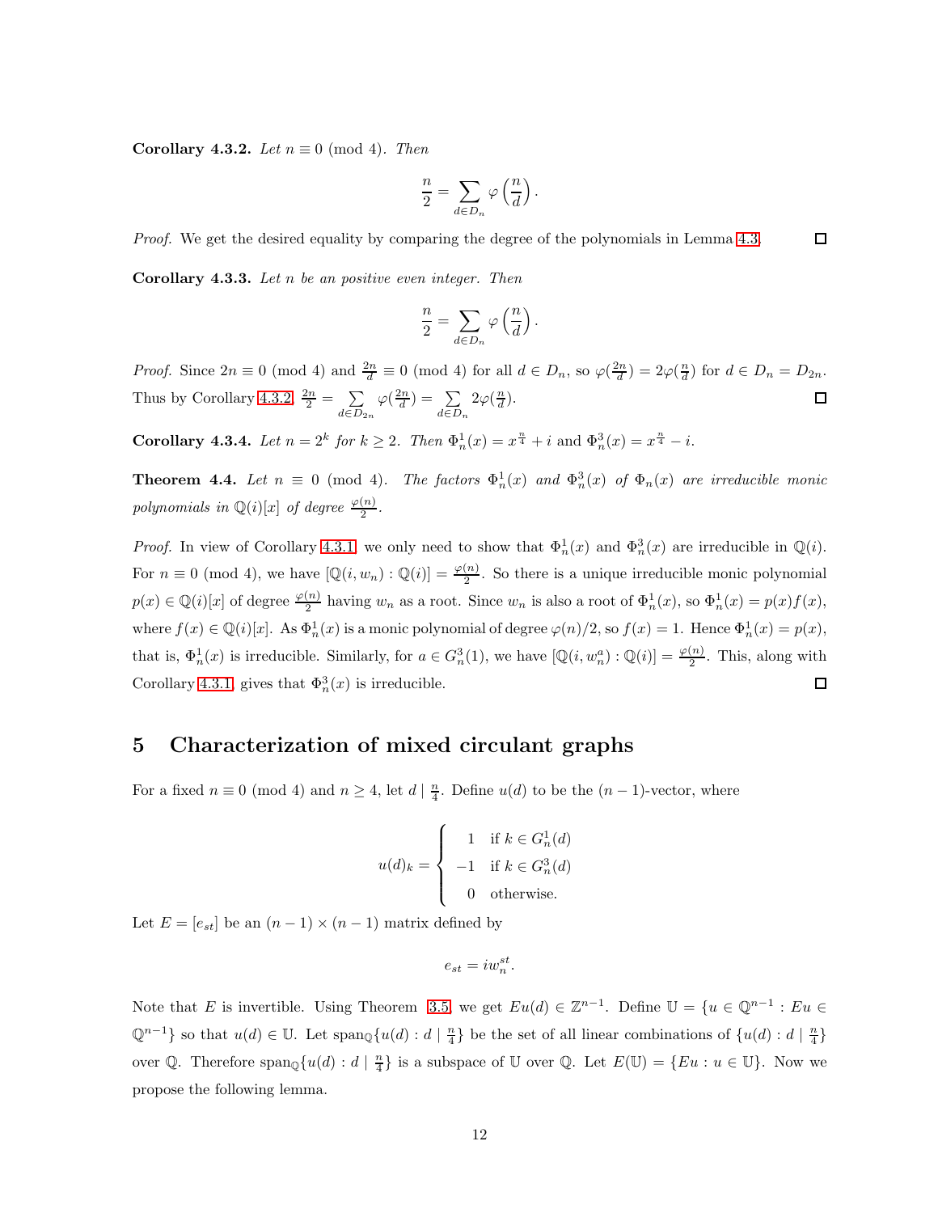**Corollary 4.3.2.** *Let $n \equiv 0 \pmod 4$. Then*

$$\frac{n}{2} = \sum_{d \in D_n} \varphi\left(\frac{n}{d}\right).$$

*Proof.* We get the desired equality by comparing the degree of the polynomials in Lemma 4.3. □

**Corollary 4.3.3.** *Let $n$ be an positive even integer. Then*

$$\frac{n}{2} = \sum_{d \in D_n} \varphi\left(\frac{n}{d}\right).$$

*Proof.* Since $2n \equiv 0 \pmod 4$ and $\frac{2n}{d} \equiv 0 \pmod 4$ for all $d \in D_n$, so $\varphi(\frac{2n}{d}) = 2\varphi(\frac{n}{d})$ for $d \in D_n = D_{2n}$. Thus by Corollary 4.3.2, $\frac{2n}{2} = \sum\limits_{d \in D_{2n}} \varphi(\frac{2n}{d}) = \sum\limits_{d \in D_n} 2\varphi(\frac{n}{d})$. □

**Corollary 4.3.4.** *Let $n = 2^k$ for $k \geq 2$. Then $\Phi_n^1(x) = x^{\frac{n}{4}} + i$ and $\Phi_n^3(x) = x^{\frac{n}{4}} - i$.*

**Theorem 4.4.** *Let $n \equiv 0 \pmod 4$. The factors $\Phi_n^1(x)$ and $\Phi_n^3(x)$ of $\Phi_n(x)$ are irreducible monic polynomials in $\mathbb{Q}(i)[x]$ of degree $\frac{\varphi(n)}{2}$.*

*Proof.* In view of Corollary 4.3.1, we only need to show that $\Phi_n^1(x)$ and $\Phi_n^3(x)$ are irreducible in $\mathbb{Q}(i)$. For $n \equiv 0 \pmod 4$, we have $[\mathbb{Q}(i, w_n) : \mathbb{Q}(i)] = \frac{\varphi(n)}{2}$. So there is a unique irreducible monic polynomial $p(x) \in \mathbb{Q}(i)[x]$ of degree $\frac{\varphi(n)}{2}$ having $w_n$ as a root. Since $w_n$ is also a root of $\Phi_n^1(x)$, so $\Phi_n^1(x) = p(x)f(x)$, where $f(x) \in \mathbb{Q}(i)[x]$. As $\Phi_n^1(x)$ is a monic polynomial of degree $\varphi(n)/2$, so $f(x) = 1$. Hence $\Phi_n^1(x) = p(x)$, that is, $\Phi_n^1(x)$ is irreducible. Similarly, for $a \in G_n^3(1)$, we have $[\mathbb{Q}(i, w_n^a) : \mathbb{Q}(i)] = \frac{\varphi(n)}{2}$. This, along with Corollary 4.3.1, gives that $\Phi_n^3(x)$ is irreducible. □

# 5 Characterization of mixed circulant graphs

For a fixed $n \equiv 0 \pmod 4$ and $n \geq 4$, let $d \mid \frac{n}{4}$. Define $u(d)$ to be the $(n-1)$-vector, where

$$u(d)_k = \begin{cases} 1 & \text{if } k \in G_n^1(d) \\ -1 & \text{if } k \in G_n^3(d) \\ 0 & \text{otherwise.} \end{cases}$$

Let $E = [e_{st}]$ be an $(n-1) \times (n-1)$ matrix defined by

$$e_{st} = i w_n^{st}.$$

Note that $E$ is invertible. Using Theorem 3.5, we get $Eu(d) \in \mathbb{Z}^{n-1}$. Define $\mathbb{U} = \{u \in \mathbb{Q}^{n-1} : Eu \in \mathbb{Q}^{n-1}\}$ so that $u(d) \in \mathbb{U}$. Let $\text{span}_{\mathbb{Q}}\{u(d) : d \mid \frac{n}{4}\}$ be the set of all linear combinations of $\{u(d) : d \mid \frac{n}{4}\}$ over $\mathbb{Q}$. Therefore $\text{span}_{\mathbb{Q}}\{u(d) : d \mid \frac{n}{4}\}$ is a subspace of $\mathbb{U}$ over $\mathbb{Q}$. Let $E(\mathbb{U}) = \{Eu : u \in \mathbb{U}\}$. Now we propose the following lemma.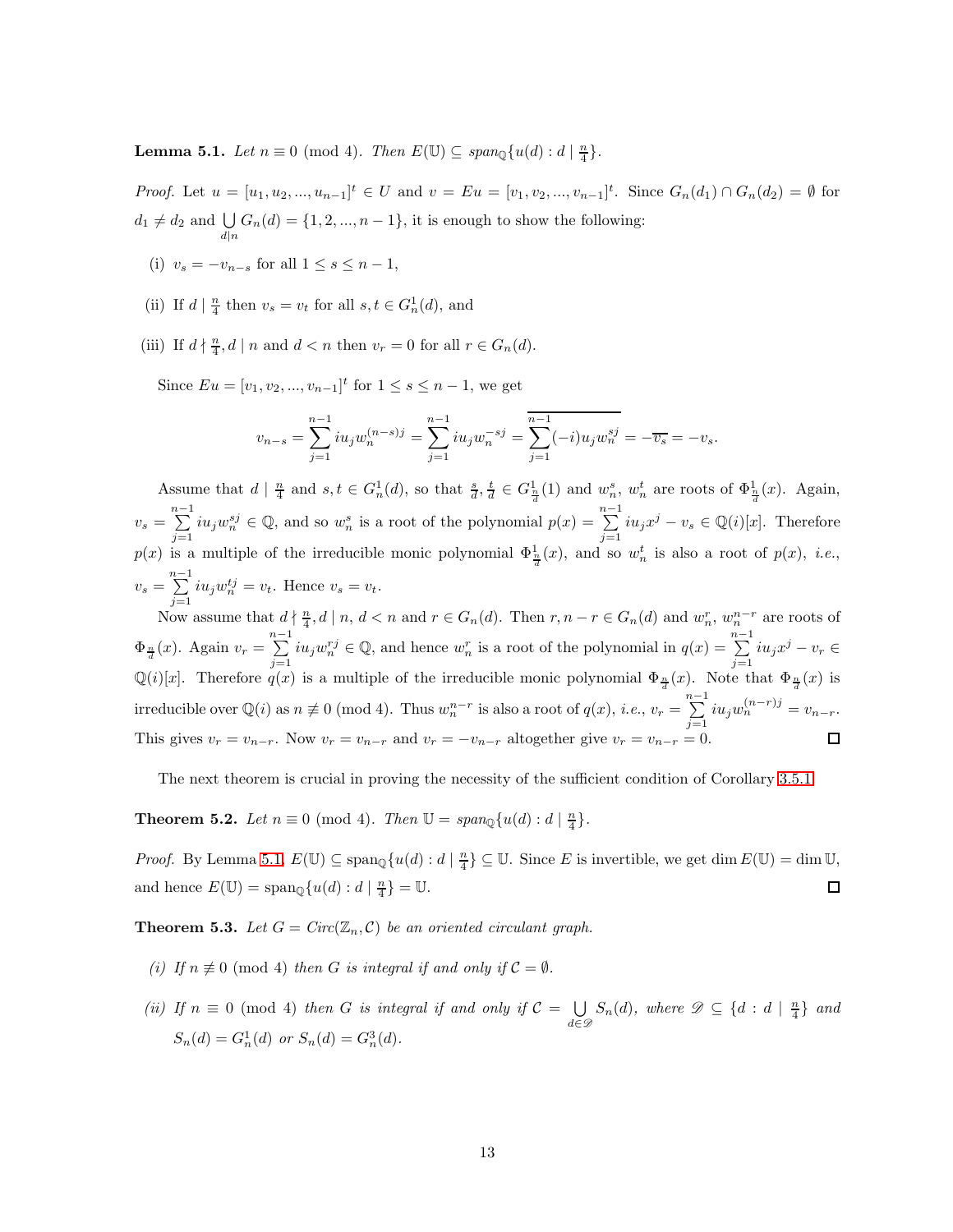**Lemma 5.1.** *Let $n \equiv 0 \pmod 4$. Then $E(\mathbb{U}) \subseteq span_{\mathbb{Q}}\{u(d) : d \mid \frac{n}{4}\}$.*

*Proof.* Let $u = [u_1, u_2, ..., u_{n-1}]^t \in U$ and $v = Eu = [v_1, v_2, ..., v_{n-1}]^t$. Since $G_n(d_1) \cap G_n(d_2) = \emptyset$ for $d_1 \neq d_2$ and $\bigcup\limits_{d|n} G_n(d) = \{1, 2, ..., n-1\}$, it is enough to show the following:

(i) $v_s = -v_{n-s}$ for all $1 \leq s \leq n-1$,

(ii) If $d \mid \frac{n}{4}$ then $v_s = v_t$ for all $s, t \in G_n^1(d)$, and

(iii) If $d \nmid \frac{n}{4}, d \mid n$ and $d < n$ then $v_r = 0$ for all $r \in G_n(d)$.

Since $Eu = [v_1, v_2, ..., v_{n-1}]^t$ for $1 \leq s \leq n-1$, we get

$$v_{n-s} = \sum_{j=1}^{n-1} iu_j w_n^{(n-s)j} = \sum_{j=1}^{n-1} iu_j w_n^{-sj} = \overline{\sum_{j=1}^{n-1} (-i)u_j w_n^{sj}} = -\overline{v_s} = -v_s.$$

Assume that $d \mid \frac{n}{4}$ and $s, t \in G_n^1(d)$, so that $\frac{s}{d}, \frac{t}{d} \in G_{\frac{n}{d}}^1(1)$ and $w_n^s$, $w_n^t$ are roots of $\Phi_{\frac{n}{d}}^1(x)$. Again, $v_s = \sum\limits_{j=1}^{n-1} iu_j w_n^{sj} \in \mathbb{Q}$, and so $w_n^s$ is a root of the polynomial $p(x) = \sum\limits_{j=1}^{n-1} iu_j x^j - v_s \in \mathbb{Q}(i)[x]$. Therefore $p(x)$ is a multiple of the irreducible monic polynomial $\Phi_{\frac{n}{d}}^1(x)$, and so $w_n^t$ is also a root of $p(x)$, *i.e.*, $v_s = \sum\limits_{j=1}^{n-1} iu_j w_n^{tj} = v_t$. Hence $v_s = v_t$.

Now assume that $d \nmid \frac{n}{4}, d \mid n$, $d < n$ and $r \in G_n(d)$. Then $r, n-r \in G_n(d)$ and $w_n^r$, $w_n^{n-r}$ are roots of $\Phi_{\frac{n}{d}}(x)$. Again $v_r = \sum\limits_{j=1}^{n-1} iu_j w_n^{rj} \in \mathbb{Q}$, and hence $w_n^r$ is a root of the polynomial in $q(x) = \sum\limits_{j=1}^{n-1} iu_j x^j - v_r \in \mathbb{Q}(i)[x]$. Therefore $q(x)$ is a multiple of the irreducible monic polynomial $\Phi_{\frac{n}{d}}(x)$. Note that $\Phi_{\frac{n}{d}}(x)$ is irreducible over $\mathbb{Q}(i)$ as $n \not\equiv 0 \pmod 4$. Thus $w_n^{n-r}$ is also a root of $q(x)$, *i.e.*, $v_r = \sum\limits_{j=1}^{n-1} iu_j w_n^{(n-r)j} = v_{n-r}$. This gives $v_r = v_{n-r}$. Now $v_r = v_{n-r}$ and $v_r = -v_{n-r}$ altogether give $v_r = v_{n-r} = 0$. $\square$

The next theorem is crucial in proving the necessity of the sufficient condition of Corollary 3.5.1.

**Theorem 5.2.** *Let $n \equiv 0 \pmod 4$. Then $\mathbb{U} = span_{\mathbb{Q}}\{u(d) : d \mid \frac{n}{4}\}$.*

*Proof.* By Lemma 5.1, $E(\mathbb{U}) \subseteq \text{span}_{\mathbb{Q}}\{u(d) : d \mid \frac{n}{4}\} \subseteq \mathbb{U}$. Since $E$ is invertible, we get $\dim E(\mathbb{U}) = \dim \mathbb{U}$, and hence $E(\mathbb{U}) = \text{span}_{\mathbb{Q}}\{u(d) : d \mid \frac{n}{4}\} = \mathbb{U}$. $\square$

**Theorem 5.3.** *Let $G = Circ(\mathbb{Z}_n, \mathcal{C})$ be an oriented circulant graph.*

*(i) If $n \not\equiv 0 \pmod 4$ then $G$ is integral if and only if $\mathcal{C} = \emptyset$.*

*(ii) If $n \equiv 0 \pmod 4$ then $G$ is integral if and only if $\mathcal{C} = \bigcup\limits_{d \in \mathscr{D}} S_n(d)$, where $\mathscr{D} \subseteq \{d : d \mid \frac{n}{4}\}$ and $S_n(d) = G_n^1(d)$ or $S_n(d) = G_n^3(d)$.*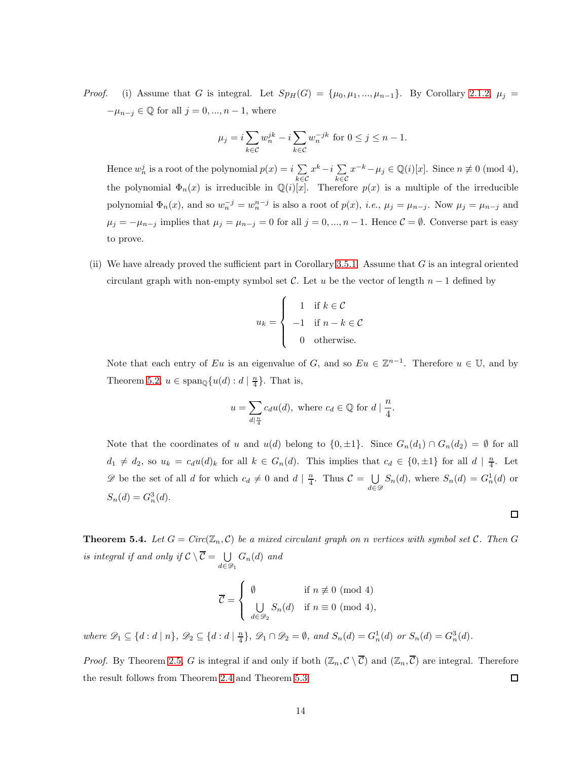*Proof.* (i) Assume that $G$ is integral. Let $Sp_H(G) = \{\mu_0, \mu_1, ..., \mu_{n-1}\}$. By Corollary 2.1.2, $\mu_j = -\mu_{n-j} \in \mathbb{Q}$ for all $j = 0, ..., n-1$, where

$$\mu_j = i \sum_{k \in \mathcal{C}} w_n^{jk} - i \sum_{k \in \mathcal{C}} w_n^{-jk} \text{ for } 0 \leq j \leq n-1.$$

Hence $w_n^j$ is a root of the polynomial $p(x) = i \sum_{k \in \mathcal{C}} x^k - i \sum_{k \in \mathcal{C}} x^{-k} - \mu_j \in \mathbb{Q}(i)[x]$. Since $n \not\equiv 0 \pmod 4$, the polynomial $\Phi_n(x)$ is irreducible in $\mathbb{Q}(i)[x]$. Therefore $p(x)$ is a multiple of the irreducible polynomial $\Phi_n(x)$, and so $w_n^{-j} = w_n^{n-j}$ is also a root of $p(x)$, *i.e.*, $\mu_j = \mu_{n-j}$. Now $\mu_j = \mu_{n-j}$ and $\mu_j = -\mu_{n-j}$ implies that $\mu_j = \mu_{n-j} = 0$ for all $j = 0, ..., n-1$. Hence $\mathcal{C} = \emptyset$. Converse part is easy to prove.

(ii) We have already proved the sufficient part in Corollary 3.5.1. Assume that $G$ is an integral oriented circulant graph with non-empty symbol set $\mathcal{C}$. Let $u$ be the vector of length $n-1$ defined by

$$u_k = \begin{cases} 1 & \text{if } k \in \mathcal{C} \\ -1 & \text{if } n-k \in \mathcal{C} \\ 0 & \text{otherwise.} \end{cases}$$

Note that each entry of $Eu$ is an eigenvalue of $G$, and so $Eu \in \mathbb{Z}^{n-1}$. Therefore $u \in \mathbb{U}$, and by Theorem 5.2, $u \in \text{span}_{\mathbb{Q}}\{u(d) : d \mid \frac{n}{4}\}$. That is,

$$u = \sum_{d \mid \frac{n}{4}} c_d u(d), \text{ where } c_d \in \mathbb{Q} \text{ for } d \mid \frac{n}{4}.$$

Note that the coordinates of $u$ and $u(d)$ belong to $\{0, \pm 1\}$. Since $G_n(d_1) \cap G_n(d_2) = \emptyset$ for all $d_1 \neq d_2$, so $u_k = c_d u(d)_k$ for all $k \in G_n(d)$. This implies that $c_d \in \{0, \pm 1\}$ for all $d \mid \frac{n}{4}$. Let $\mathscr{D}$ be the set of all $d$ for which $c_d \neq 0$ and $d \mid \frac{n}{4}$. Thus $\mathcal{C} = \bigcup_{d \in \mathscr{D}} S_n(d)$, where $S_n(d) = G_n^1(d)$ or $S_n(d) = G_n^3(d)$.

□

**Theorem 5.4.** *Let $G = Circ(\mathbb{Z}_n, \mathcal{C})$ be a mixed circulant graph on $n$ vertices with symbol set $\mathcal{C}$. Then $G$ is integral if and only if $\mathcal{C} \setminus \overline{\mathcal{C}} = \bigcup_{d \in \mathscr{D}_1} G_n(d)$ and*

$$\overline{\mathcal{C}} = \begin{cases} \emptyset & \text{if } n \not\equiv 0 \pmod 4 \\ \bigcup_{d \in \mathscr{D}_2} S_n(d) & \text{if } n \equiv 0 \pmod 4, \end{cases}$$

*where $\mathscr{D}_1 \subseteq \{d : d \mid n\}$, $\mathscr{D}_2 \subseteq \{d : d \mid \frac{n}{4}\}$, $\mathscr{D}_1 \cap \mathscr{D}_2 = \emptyset$, and $S_n(d) = G_n^1(d)$ or $S_n(d) = G_n^3(d)$.*

*Proof.* By Theorem 2.5, $G$ is integral if and only if both $(\mathbb{Z}_n, \mathcal{C} \setminus \overline{\mathcal{C}})$ and $(\mathbb{Z}_n, \overline{\mathcal{C}})$ are integral. Therefore the result follows from Theorem 2.4 and Theorem 5.3. □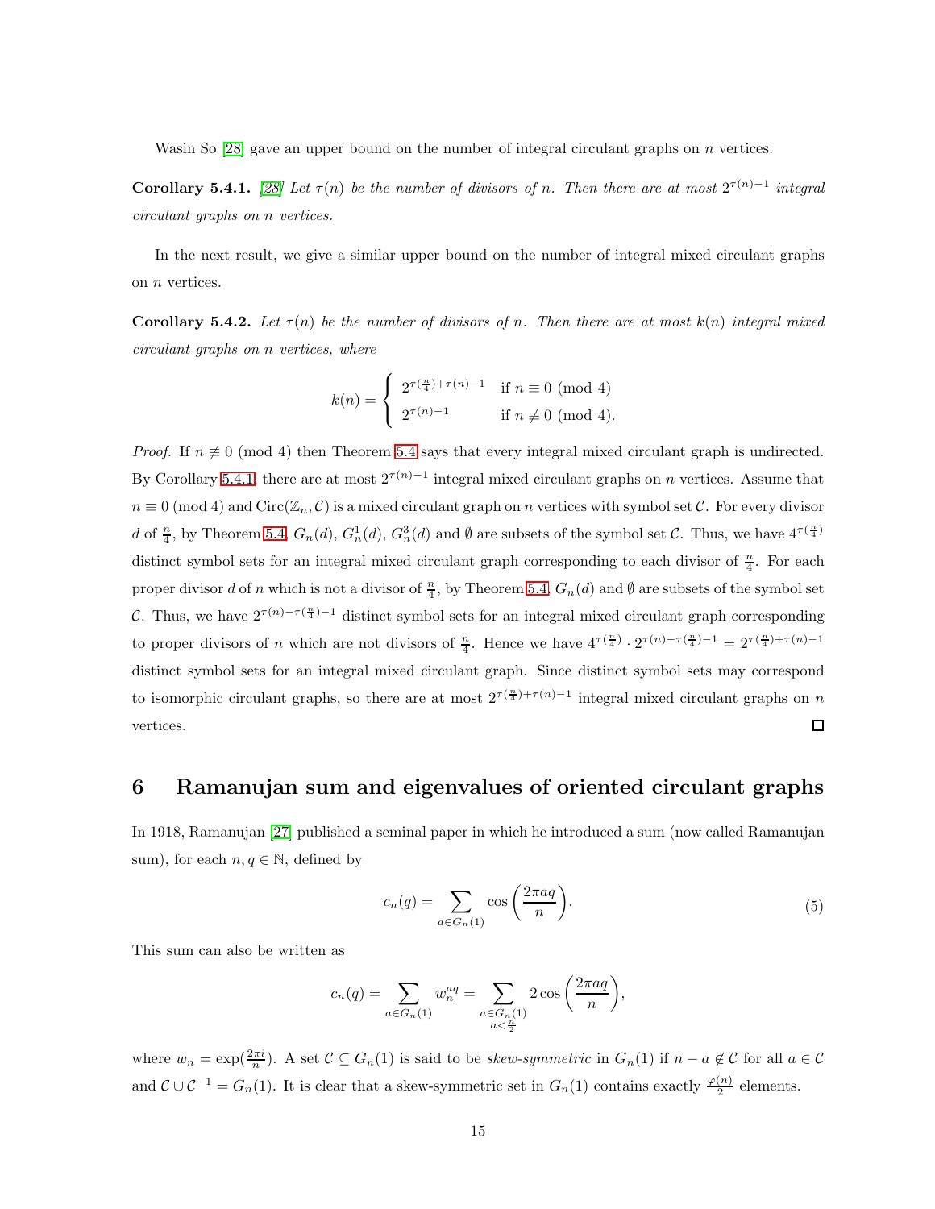Wasin So [28] gave an upper bound on the number of integral circulant graphs on $n$ vertices.

**Corollary 5.4.1.** *[28] Let $\tau(n)$ be the number of divisors of $n$. Then there are at most $2^{\tau(n)-1}$ integral circulant graphs on $n$ vertices.*

In the next result, we give a similar upper bound on the number of integral mixed circulant graphs on $n$ vertices.

**Corollary 5.4.2.** *Let $\tau(n)$ be the number of divisors of $n$. Then there are at most $k(n)$ integral mixed circulant graphs on $n$ vertices, where*

$$k(n) = \begin{cases} 2^{\tau(\frac{n}{4})+\tau(n)-1} & \text{if } n \equiv 0 \pmod 4 \\ 2^{\tau(n)-1} & \text{if } n \not\equiv 0 \pmod 4. \end{cases}$$

*Proof.* If $n \not\equiv 0 \pmod 4$ then Theorem 5.4 says that every integral mixed circulant graph is undirected. By Corollary 5.4.1, there are at most $2^{\tau(n)-1}$ integral mixed circulant graphs on $n$ vertices. Assume that $n \equiv 0 \pmod 4$ and $\text{Circ}(\mathbb{Z}_n, \mathcal{C})$ is a mixed circulant graph on $n$ vertices with symbol set $\mathcal{C}$. For every divisor $d$ of $\frac{n}{4}$, by Theorem 5.4, $G_n(d)$, $G_n^1(d)$, $G_n^3(d)$ and $\emptyset$ are subsets of the symbol set $\mathcal{C}$. Thus, we have $4^{\tau(\frac{n}{4})}$ distinct symbol sets for an integral mixed circulant graph corresponding to each divisor of $\frac{n}{4}$. For each proper divisor $d$ of $n$ which is not a divisor of $\frac{n}{4}$, by Theorem 5.4, $G_n(d)$ and $\emptyset$ are subsets of the symbol set $\mathcal{C}$. Thus, we have $2^{\tau(n)-\tau(\frac{n}{4})-1}$ distinct symbol sets for an integral mixed circulant graph corresponding to proper divisors of $n$ which are not divisors of $\frac{n}{4}$. Hence we have $4^{\tau(\frac{n}{4})} \cdot 2^{\tau(n)-\tau(\frac{n}{4})-1} = 2^{\tau(\frac{n}{4})+\tau(n)-1}$ distinct symbol sets for an integral mixed circulant graph. Since distinct symbol sets may correspond to isomorphic circulant graphs, so there are at most $2^{\tau(\frac{n}{4})+\tau(n)-1}$ integral mixed circulant graphs on $n$ vertices. □

# 6 Ramanujan sum and eigenvalues of oriented circulant graphs

In 1918, Ramanujan [27] published a seminal paper in which he introduced a sum (now called Ramanujan sum), for each $n, q \in \mathbb{N}$, defined by

$$c_n(q) = \sum_{a \in G_n(1)} \cos\left(\frac{2\pi a q}{n}\right). \tag{5}$$

This sum can also be written as

$$c_n(q) = \sum_{a \in G_n(1)} w_n^{aq} = \sum_{\substack{a \in G_n(1) \\ a < \frac{n}{2}}} 2\cos\left(\frac{2\pi a q}{n}\right),$$

where $w_n = \exp(\frac{2\pi i}{n})$. A set $\mathcal{C} \subseteq G_n(1)$ is said to be *skew-symmetric* in $G_n(1)$ if $n - a \notin \mathcal{C}$ for all $a \in \mathcal{C}$ and $\mathcal{C} \cup \mathcal{C}^{-1} = G_n(1)$. It is clear that a skew-symmetric set in $G_n(1)$ contains exactly $\frac{\varphi(n)}{2}$ elements.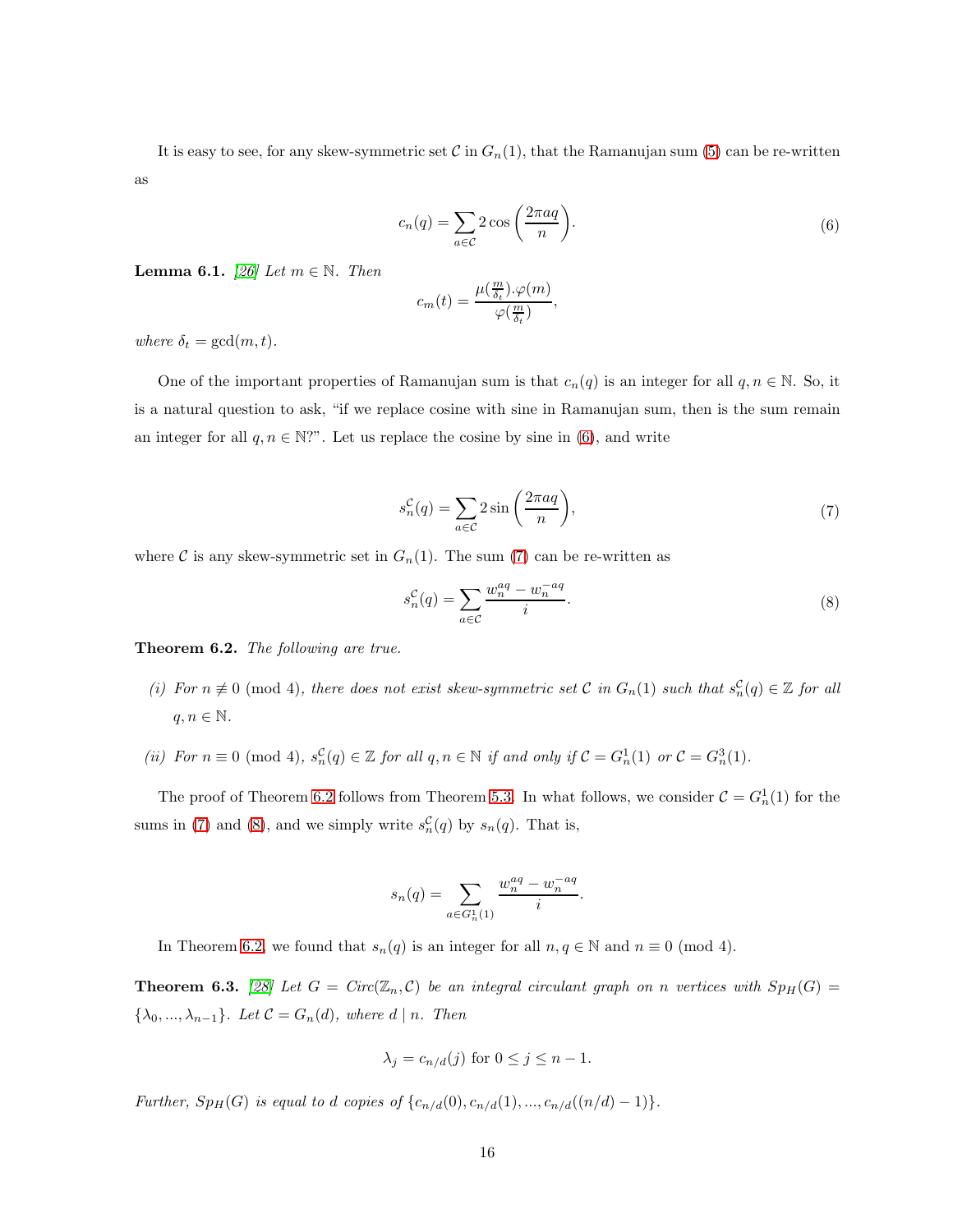It is easy to see, for any skew-symmetric set $\mathcal{C}$ in $G_n(1)$, that the Ramanujan sum (5) can be re-written as

$$c_n(q) = \sum_{a \in \mathcal{C}} 2\cos\left(\frac{2\pi a q}{n}\right). \tag{6}$$

**Lemma 6.1.** *[26] Let $m \in \mathbb{N}$. Then*

$$c_m(t) = \frac{\mu(\frac{m}{\delta_t}).\varphi(m)}{\varphi(\frac{m}{\delta_t})},$$

*where $\delta_t = \gcd(m, t)$.*

One of the important properties of Ramanujan sum is that $c_n(q)$ is an integer for all $q, n \in \mathbb{N}$. So, it is a natural question to ask, "if we replace cosine with sine in Ramanujan sum, then is the sum remain an integer for all $q, n \in \mathbb{N}$?". Let us replace the cosine by sine in (6), and write

$$s_n^{\mathcal{C}}(q) = \sum_{a \in \mathcal{C}} 2\sin\left(\frac{2\pi a q}{n}\right), \tag{7}$$

where $\mathcal{C}$ is any skew-symmetric set in $G_n(1)$. The sum (7) can be re-written as

$$s_n^{\mathcal{C}}(q) = \sum_{a \in \mathcal{C}} \frac{w_n^{aq} - w_n^{-aq}}{i}. \tag{8}$$

**Theorem 6.2.** *The following are true.*

*(i) For $n \not\equiv 0 \pmod 4$, there does not exist skew-symmetric set $\mathcal{C}$ in $G_n(1)$ such that $s_n^{\mathcal{C}}(q) \in \mathbb{Z}$ for all $q, n \in \mathbb{N}$.*

*(ii) For $n \equiv 0 \pmod 4$, $s_n^{\mathcal{C}}(q) \in \mathbb{Z}$ for all $q, n \in \mathbb{N}$ if and only if $\mathcal{C} = G_n^1(1)$ or $\mathcal{C} = G_n^3(1)$.*

The proof of Theorem 6.2 follows from Theorem 5.3. In what follows, we consider $\mathcal{C} = G_n^1(1)$ for the sums in (7) and (8), and we simply write $s_n^{\mathcal{C}}(q)$ by $s_n(q)$. That is,

$$s_n(q) = \sum_{a \in G_n^1(1)} \frac{w_n^{aq} - w_n^{-aq}}{i}.$$

In Theorem 6.2, we found that $s_n(q)$ is an integer for all $n, q \in \mathbb{N}$ and $n \equiv 0 \pmod 4$.

**Theorem 6.3.** *[28] Let $G = Circ(\mathbb{Z}_n, \mathcal{C})$ be an integral circulant graph on $n$ vertices with $Sp_H(G) = \{\lambda_0, ..., \lambda_{n-1}\}$. Let $\mathcal{C} = G_n(d)$, where $d \mid n$. Then*

$$\lambda_j = c_{n/d}(j) \text{ for } 0 \leq j \leq n-1.$$

*Further, $Sp_H(G)$ is equal to $d$ copies of $\{c_{n/d}(0), c_{n/d}(1), ..., c_{n/d}((n/d)-1)\}$.*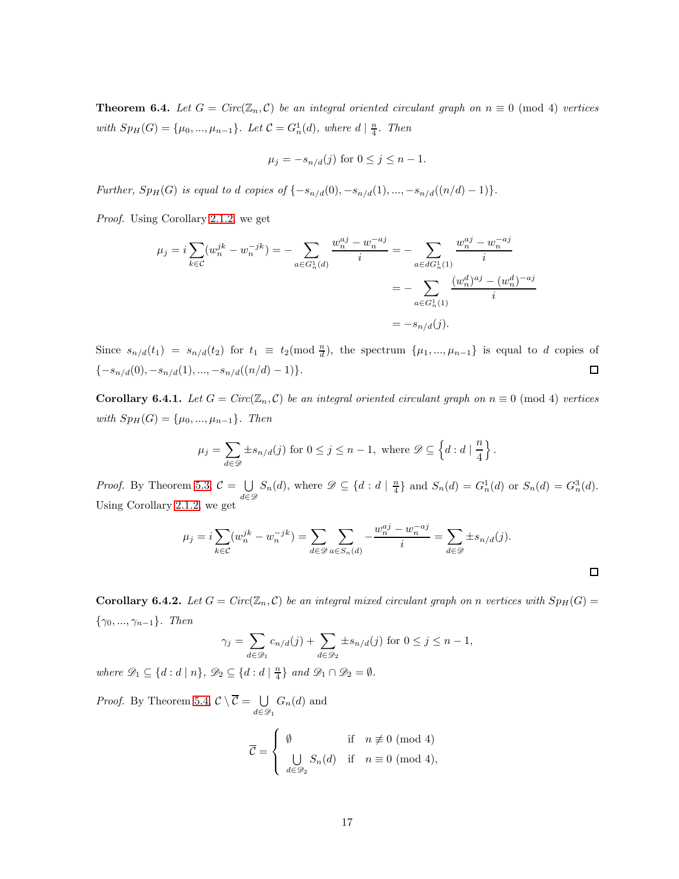**Theorem 6.4.** *Let $G = Circ(\mathbb{Z}_n, \mathcal{C})$ be an integral oriented circulant graph on $n \equiv 0 \pmod 4$ vertices with $Sp_H(G) = \{\mu_0, ..., \mu_{n-1}\}$. Let $\mathcal{C} = G_n^1(d)$, where $d \mid \frac{n}{4}$. Then*

$$\mu_j = -s_{n/d}(j) \text{ for } 0 \leq j \leq n-1.$$

*Further, $Sp_H(G)$ is equal to $d$ copies of $\{-s_{n/d}(0), -s_{n/d}(1), ..., -s_{n/d}((n/d)-1)\}$.*

*Proof.* Using Corollary 2.1.2, we get

$$\begin{aligned}
\mu_j = i\sum_{k\in\mathcal{C}}(w_n^{jk} - w_n^{-jk}) = -\sum_{a\in G_n^1(d)} \frac{w_n^{aj} - w_n^{-aj}}{i} &= -\sum_{a\in dG_n^1(1)} \frac{w_n^{aj} - w_n^{-aj}}{i} \\
&= -\sum_{a\in G_n^1(1)} \frac{(w_n^d)^{aj} - (w_n^d)^{-aj}}{i} \\
&= -s_{n/d}(j).
\end{aligned}$$

Since $s_{n/d}(t_1) = s_{n/d}(t_2)$ for $t_1 \equiv t_2 (\text{mod } \frac{n}{d})$, the spectrum $\{\mu_1, ..., \mu_{n-1}\}$ is equal to $d$ copies of $\{-s_{n/d}(0), -s_{n/d}(1), ..., -s_{n/d}((n/d)-1)\}$. ◻

**Corollary 6.4.1.** *Let $G = Circ(\mathbb{Z}_n, \mathcal{C})$ be an integral oriented circulant graph on $n \equiv 0 \pmod 4$ vertices with $Sp_H(G) = \{\mu_0, ..., \mu_{n-1}\}$. Then*

$$\mu_j = \sum_{d\in\mathscr{D}} \pm s_{n/d}(j) \text{ for } 0 \leq j \leq n-1, \text{ where } \mathscr{D} \subseteq \left\{d : d \mid \frac{n}{4}\right\}.$$

*Proof.* By Theorem 5.3, $\mathcal{C} = \bigcup_{d\in\mathscr{D}} S_n(d)$, where $\mathscr{D} \subseteq \{d : d \mid \frac{n}{4}\}$ and $S_n(d) = G_n^1(d)$ or $S_n(d) = G_n^3(d)$. Using Corollary 2.1.2, we get

$$\mu_j = i\sum_{k\in\mathcal{C}}(w_n^{jk} - w_n^{-jk}) = \sum_{d\in\mathscr{D}}\sum_{a\in S_n(d)} -\frac{w_n^{aj} - w_n^{-aj}}{i} = \sum_{d\in\mathscr{D}} \pm s_{n/d}(j).$$

◻

**Corollary 6.4.2.** *Let $G = Circ(\mathbb{Z}_n, \mathcal{C})$ be an integral mixed circulant graph on $n$ vertices with $Sp_H(G) = \{\gamma_0, ..., \gamma_{n-1}\}$. Then*

$$\gamma_j = \sum_{d\in\mathscr{D}_1} c_{n/d}(j) + \sum_{d\in\mathscr{D}_2} \pm s_{n/d}(j) \text{ for } 0 \leq j \leq n-1,$$

*where $\mathscr{D}_1 \subseteq \{d : d \mid n\}$, $\mathscr{D}_2 \subseteq \{d : d \mid \frac{n}{4}\}$ and $\mathscr{D}_1 \cap \mathscr{D}_2 = \emptyset$.*

*Proof.* By Theorem 5.4, $\mathcal{C} \setminus \overline{\mathcal{C}} = \bigcup_{d\in\mathscr{D}_1} G_n(d)$ and

$$\overline{\mathcal{C}} = \begin{cases} \emptyset & \text{if } \quad n \not\equiv 0 \pmod 4 \\ \bigcup_{d\in\mathscr{D}_2} S_n(d) & \text{if } \quad n \equiv 0 \pmod 4, \end{cases}$$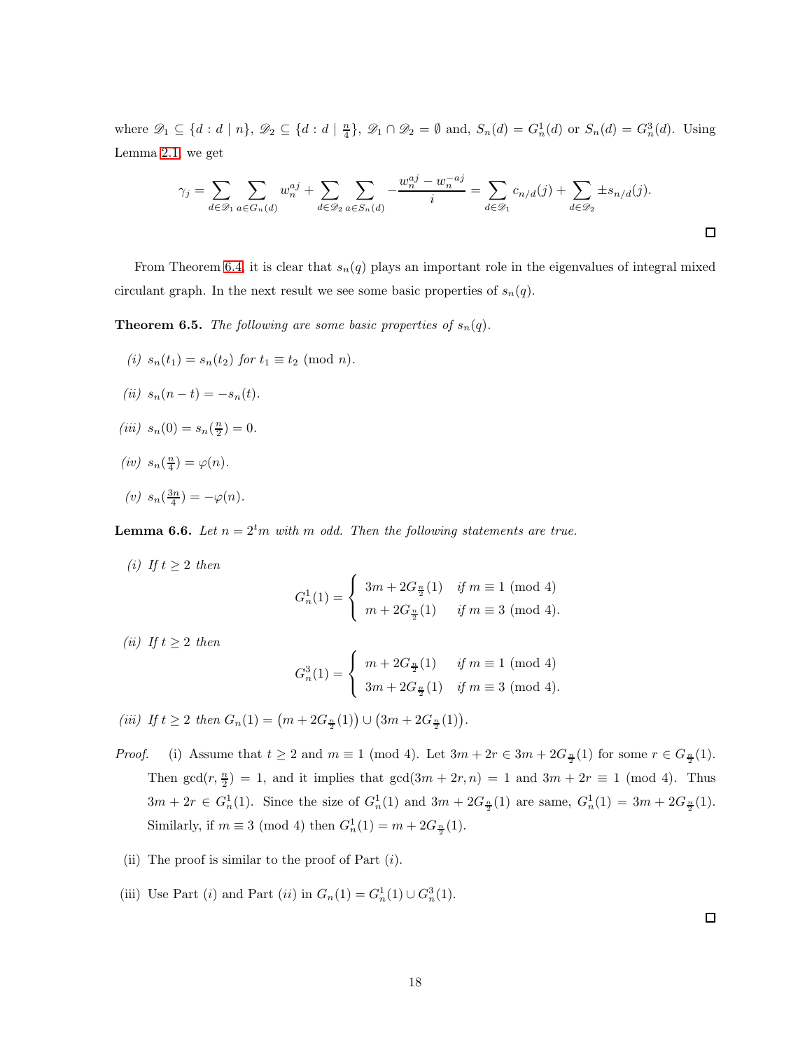where $\mathscr{D}_1 \subseteq \{d : d \mid n\}$, $\mathscr{D}_2 \subseteq \{d : d \mid \frac{n}{4}\}$, $\mathscr{D}_1 \cap \mathscr{D}_2 = \emptyset$ and, $S_n(d) = G_n^1(d)$ or $S_n(d) = G_n^3(d)$. Using Lemma 2.1, we get

$$\gamma_j = \sum_{d \in \mathscr{D}_1} \sum_{a \in G_n(d)} w_n^{aj} + \sum_{d \in \mathscr{D}_2} \sum_{a \in S_n(d)} -\frac{w_n^{aj} - w_n^{-aj}}{i} = \sum_{d \in \mathscr{D}_1} c_{n/d}(j) + \sum_{d \in \mathscr{D}_2} \pm s_{n/d}(j).$$

□

From Theorem 6.4, it is clear that $s_n(q)$ plays an important role in the eigenvalues of integral mixed circulant graph. In the next result we see some basic properties of $s_n(q)$.

**Theorem 6.5.** *The following are some basic properties of* $s_n(q)$*.*

*(i)* $s_n(t_1) = s_n(t_2)$ *for* $t_1 \equiv t_2 \pmod{n}$*.*

*(ii)* $s_n(n-t) = -s_n(t)$*.*

*(iii)* $s_n(0) = s_n(\frac{n}{2}) = 0$*.*

*(iv)* $s_n(\frac{n}{4}) = \varphi(n)$*.*

*(v)* $s_n(\frac{3n}{4}) = -\varphi(n)$*.*

**Lemma 6.6.** *Let* $n = 2^t m$ *with* $m$ *odd. Then the following statements are true.*

*(i) If* $t \geq 2$ *then*

$$G_n^1(1) = \begin{cases} 3m + 2G_{\frac{n}{2}}(1) & \text{if } m \equiv 1 \pmod 4 \\ m + 2G_{\frac{n}{2}}(1) & \text{if } m \equiv 3 \pmod 4. \end{cases}$$

*(ii) If* $t \geq 2$ *then*

$$G_n^3(1) = \begin{cases} m + 2G_{\frac{n}{2}}(1) & \text{if } m \equiv 1 \pmod 4 \\ 3m + 2G_{\frac{n}{2}}(1) & \text{if } m \equiv 3 \pmod 4. \end{cases}$$

*(iii) If* $t \geq 2$ *then* $G_n(1) = \big(m + 2G_{\frac{n}{2}}(1)\big) \cup \big(3m + 2G_{\frac{n}{2}}(1)\big)$*.*

*Proof.* (i) Assume that $t \geq 2$ and $m \equiv 1 \pmod 4$. Let $3m + 2r \in 3m + 2G_{\frac{n}{2}}(1)$ for some $r \in G_{\frac{n}{2}}(1)$. Then $\gcd(r, \frac{n}{2}) = 1$, and it implies that $\gcd(3m + 2r, n) = 1$ and $3m + 2r \equiv 1 \pmod 4$. Thus $3m + 2r \in G_n^1(1)$. Since the size of $G_n^1(1)$ and $3m + 2G_{\frac{n}{2}}(1)$ are same, $G_n^1(1) = 3m + 2G_{\frac{n}{2}}(1)$. Similarly, if $m \equiv 3 \pmod 4$ then $G_n^1(1) = m + 2G_{\frac{n}{2}}(1)$.

(ii) The proof is similar to the proof of Part $(i)$.

(iii) Use Part $(i)$ and Part $(ii)$ in $G_n(1) = G_n^1(1) \cup G_n^3(1)$.

□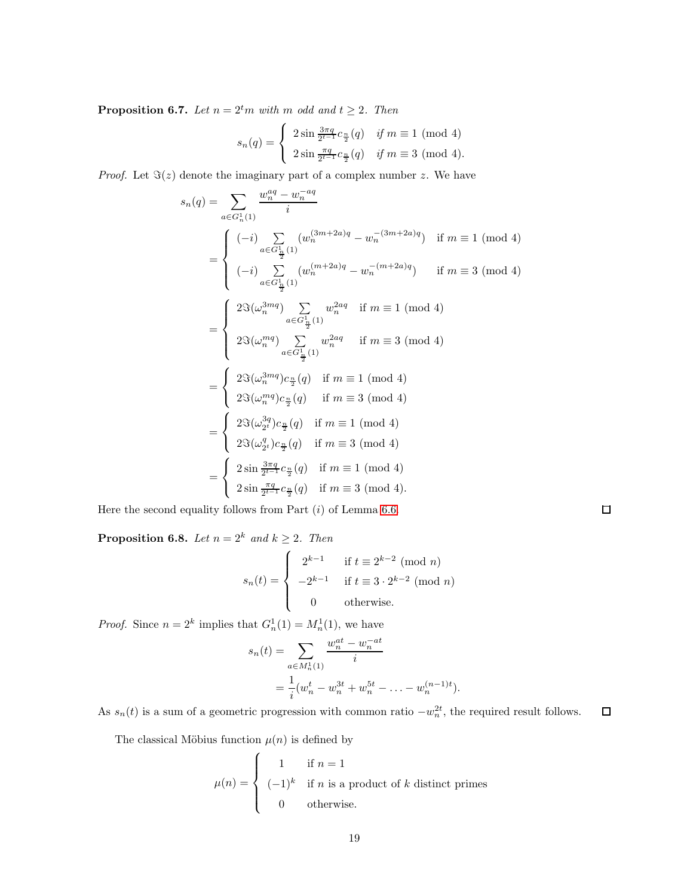**Proposition 6.7.** *Let $n = 2^t m$ with $m$ odd and $t \geq 2$. Then*

$$s_n(q) = \begin{cases} 2\sin\frac{3\pi q}{2^{t-1}} c_{\frac{n}{2}}(q) & \text{if } m \equiv 1 \pmod 4 \\ 2\sin\frac{\pi q}{2^{t-1}} c_{\frac{n}{2}}(q) & \text{if } m \equiv 3 \pmod 4. \end{cases}$$

*Proof.* Let $\Im(z)$ denote the imaginary part of a complex number $z$. We have

$$\begin{aligned}
s_n(q) &= \sum_{a \in G_n^1(1)} \frac{w_n^{aq} - w_n^{-aq}}{i} \\
&= \begin{cases} (-i) \displaystyle\sum_{a \in G^1_{\frac{n}{2}}(1)} (w_n^{(3m+2a)q} - w_n^{-(3m+2a)q}) & \text{if } m \equiv 1 \pmod 4 \\ (-i) \displaystyle\sum_{a \in G^1_{\frac{n}{2}}(1)} (w_n^{(m+2a)q} - w_n^{-(m+2a)q}) & \text{if } m \equiv 3 \pmod 4 \end{cases} \\
&= \begin{cases} 2\Im(\omega_n^{3mq}) \displaystyle\sum_{a \in G^1_{\frac{n}{2}}(1)} w_n^{2aq} & \text{if } m \equiv 1 \pmod 4 \\ 2\Im(\omega_n^{mq}) \displaystyle\sum_{a \in G^1_{\frac{n}{2}}(1)} w_n^{2aq} & \text{if } m \equiv 3 \pmod 4 \end{cases} \\
&= \begin{cases} 2\Im(\omega_n^{3mq}) c_{\frac{n}{2}}(q) & \text{if } m \equiv 1 \pmod 4 \\ 2\Im(\omega_n^{mq}) c_{\frac{n}{2}}(q) & \text{if } m \equiv 3 \pmod 4 \end{cases} \\
&= \begin{cases} 2\Im(\omega_{2^t}^{3q}) c_{\frac{n}{2}}(q) & \text{if } m \equiv 1 \pmod 4 \\ 2\Im(\omega_{2^t}^{q}) c_{\frac{n}{2}}(q) & \text{if } m \equiv 3 \pmod 4 \end{cases} \\
&= \begin{cases} 2\sin\frac{3\pi q}{2^{t-1}} c_{\frac{n}{2}}(q) & \text{if } m \equiv 1 \pmod 4 \\ 2\sin\frac{\pi q}{2^{t-1}} c_{\frac{n}{2}}(q) & \text{if } m \equiv 3 \pmod 4. \end{cases}
\end{aligned}$$

Here the second equality follows from Part $(i)$ of Lemma 6.6. □

**Proposition 6.8.** *Let $n = 2^k$ and $k \geq 2$. Then*

$$s_n(t) = \begin{cases} 2^{k-1} & \text{if } t \equiv 2^{k-2} \pmod n \\ -2^{k-1} & \text{if } t \equiv 3 \cdot 2^{k-2} \pmod n \\ 0 & \text{otherwise.} \end{cases}$$

*Proof.* Since $n = 2^k$ implies that $G_n^1(1) = M_n^1(1)$, we have

$$\begin{aligned}
s_n(t) &= \sum_{a \in M_n^1(1)} \frac{w_n^{at} - w_n^{-at}}{i} \\
&= \frac{1}{i}(w_n^t - w_n^{3t} + w_n^{5t} - \ldots - w_n^{(n-1)t}).
\end{aligned}$$

As $s_n(t)$ is a sum of a geometric progression with common ratio $-w_n^{2t}$, the required result follows. □

The classical Möbius function $\mu(n)$ is defined by

$$\mu(n) = \begin{cases} 1 & \text{if } n = 1 \\ (-1)^k & \text{if } n \text{ is a product of } k \text{ distinct primes} \\ 0 & \text{otherwise.} \end{cases}$$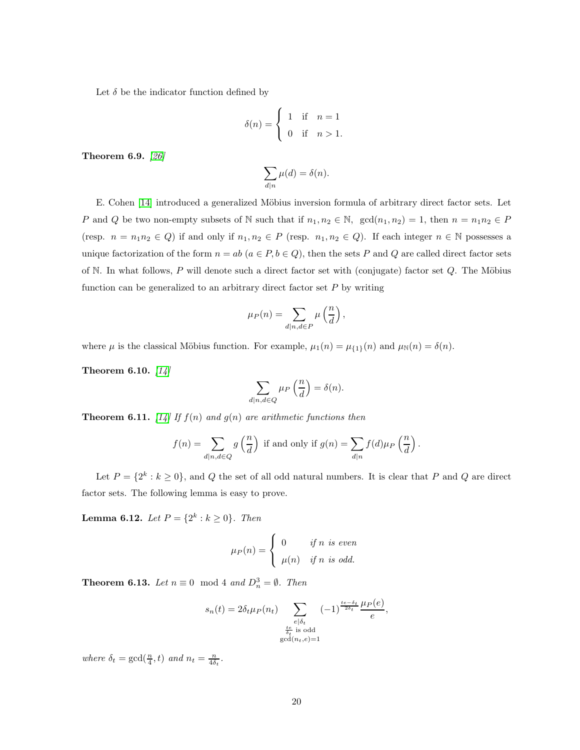Let $\delta$ be the indicator function defined by

$$\delta(n) = \begin{cases} 1 & \text{if} \quad n = 1 \\ 0 & \text{if} \quad n > 1. \end{cases}$$

**Theorem 6.9.** *[26]*

$$\sum_{d|n} \mu(d) = \delta(n).$$

E. Cohen [14] introduced a generalized Möbius inversion formula of arbitrary direct factor sets. Let $P$ and $Q$ be two non-empty subsets of $\mathbb{N}$ such that if $n_1, n_2 \in \mathbb{N}$, $\gcd(n_1, n_2) = 1$, then $n = n_1 n_2 \in P$ (resp. $n = n_1 n_2 \in Q$) if and only if $n_1, n_2 \in P$ (resp. $n_1, n_2 \in Q$). If each integer $n \in \mathbb{N}$ possesses a unique factorization of the form $n = ab$ ($a \in P, b \in Q$), then the sets $P$ and $Q$ are called direct factor sets of $\mathbb{N}$. In what follows, $P$ will denote such a direct factor set with (conjugate) factor set $Q$. The Möbius function can be generalized to an arbitrary direct factor set $P$ by writing

$$\mu_P(n) = \sum_{d|n, d \in P} \mu\left(\frac{n}{d}\right),$$

where $\mu$ is the classical Möbius function. For example, $\mu_1(n) = \mu_{\{1\}}(n)$ and $\mu_{\mathbb{N}}(n) = \delta(n)$.

**Theorem 6.10.** *[14]*

$$\sum_{d|n, d \in Q} \mu_P\left(\frac{n}{d}\right) = \delta(n).$$

**Theorem 6.11.** *[14] If $f(n)$ and $g(n)$ are arithmetic functions then*

$$f(n) = \sum_{d|n, d \in Q} g\left(\frac{n}{d}\right) \text{ if and only if } g(n) = \sum_{d|n} f(d) \mu_P\left(\frac{n}{d}\right).$$

Let $P = \{2^k : k \geq 0\}$, and $Q$ the set of all odd natural numbers. It is clear that $P$ and $Q$ are direct factor sets. The following lemma is easy to prove.

**Lemma 6.12.** *Let $P = \{2^k : k \geq 0\}$. Then*

$$\mu_P(n) = \begin{cases} 0 & \text{if } n \text{ is even} \\ \mu(n) & \text{if } n \text{ is odd.} \end{cases}$$

**Theorem 6.13.** *Let $n \equiv 0 \mod 4$ and $D_n^3 = \emptyset$. Then*

$$s_n(t) = 2\delta_t \mu_P(n_t) \sum_{\substack{e|\delta_t \\ \frac{te}{\delta_t} \text{ is odd} \\ \gcd(n_t, e) = 1}} (-1)^{\frac{te - \delta_t}{2\delta_t}} \frac{\mu_P(e)}{e},$$

*where $\delta_t = \gcd(\frac{n}{4}, t)$ and $n_t = \frac{n}{4\delta_t}$.*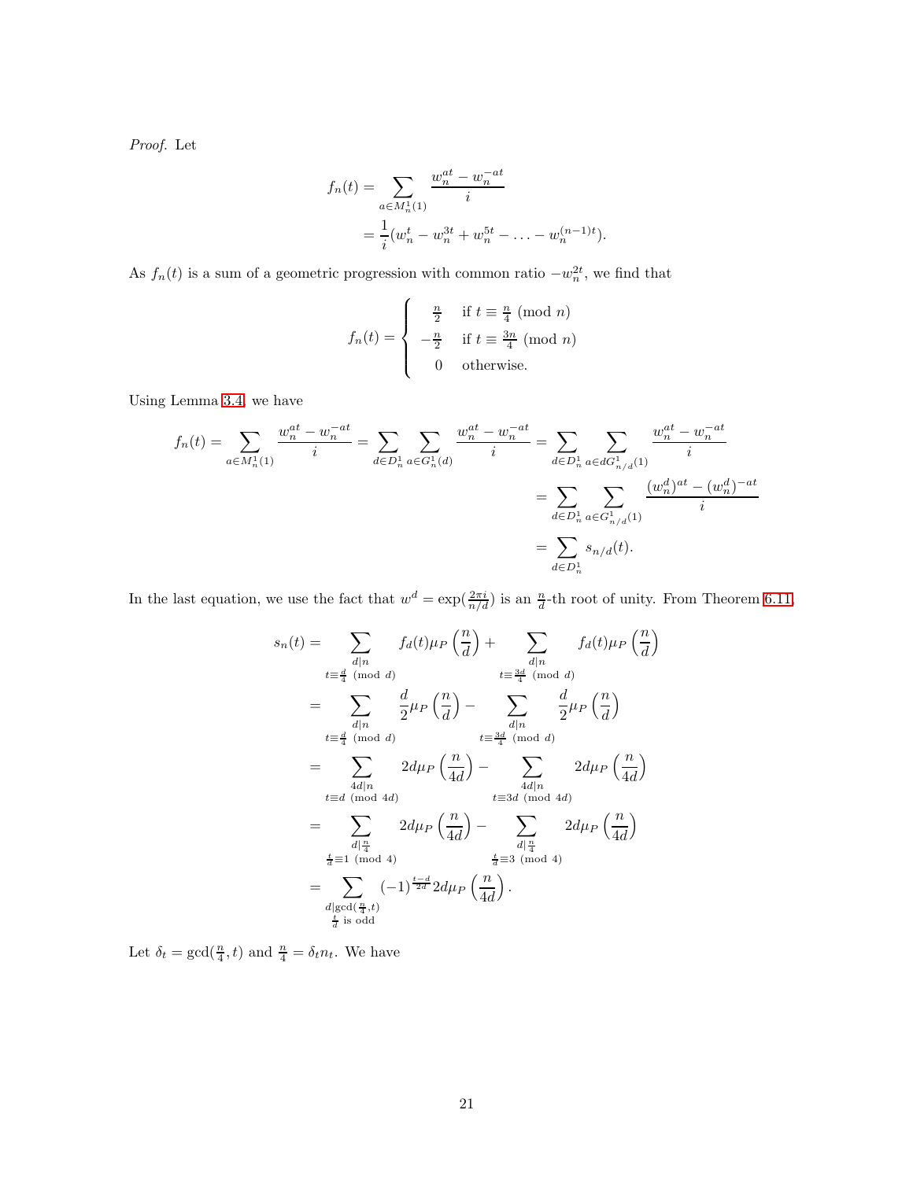*Proof.* Let

$$
\begin{aligned}
f_n(t) &= \sum_{a \in M_n^1(1)} \frac{w_n^{at} - w_n^{-at}}{i} \\
&= \frac{1}{i}(w_n^t - w_n^{3t} + w_n^{5t} - \ldots - w_n^{(n-1)t}).
\end{aligned}
$$

As $f_n(t)$ is a sum of a geometric progression with common ratio $-w_n^{2t}$, we find that

$$
f_n(t) = \begin{cases} \frac{n}{2} & \text{if } t \equiv \frac{n}{4} \pmod{n} \\ -\frac{n}{2} & \text{if } t \equiv \frac{3n}{4} \pmod{n} \\ 0 & \text{otherwise.} \end{cases}
$$

Using Lemma 3.4, we have

$$
\begin{aligned}
f_n(t) = \sum_{a \in M_n^1(1)} \frac{w_n^{at} - w_n^{-at}}{i} = \sum_{d \in D_n^1} \sum_{a \in G_n^1(d)} \frac{w_n^{at} - w_n^{-at}}{i} &= \sum_{d \in D_n^1} \sum_{a \in dG_{n/d}^1(1)} \frac{w_n^{at} - w_n^{-at}}{i} \\
&= \sum_{d \in D_n^1} \sum_{a \in G_{n/d}^1(1)} \frac{(w_n^d)^{at} - (w_n^d)^{-at}}{i} \\
&= \sum_{d \in D_n^1} s_{n/d}(t).
\end{aligned}
$$

In the last equation, we use the fact that $w^d = \exp(\frac{2\pi i}{n/d})$ is an $\frac{n}{d}$-th root of unity. From Theorem 6.11,

$$
\begin{aligned}
s_n(t) &= \sum_{\substack{d|n \\ t \equiv \frac{d}{4} \pmod{d}}} f_d(t)\mu_P\left(\frac{n}{d}\right) + \sum_{\substack{d|n \\ t \equiv \frac{3d}{4} \pmod{d}}} f_d(t)\mu_P\left(\frac{n}{d}\right) \\
&= \sum_{\substack{d|n \\ t \equiv \frac{d}{4} \pmod{d}}} \frac{d}{2}\mu_P\left(\frac{n}{d}\right) - \sum_{\substack{d|n \\ t \equiv \frac{3d}{4} \pmod{d}}} \frac{d}{2}\mu_P\left(\frac{n}{d}\right) \\
&= \sum_{\substack{4d|n \\ t \equiv d \pmod{4d}}} 2d\mu_P\left(\frac{n}{4d}\right) - \sum_{\substack{4d|n \\ t \equiv 3d \pmod{4d}}} 2d\mu_P\left(\frac{n}{4d}\right) \\
&= \sum_{\substack{d|\frac{n}{4} \\ \frac{t}{d} \equiv 1 \pmod{4}}} 2d\mu_P\left(\frac{n}{4d}\right) - \sum_{\substack{d|\frac{n}{4} \\ \frac{t}{d} \equiv 3 \pmod{4}}} 2d\mu_P\left(\frac{n}{4d}\right) \\
&= \sum_{\substack{d|\gcd(\frac{n}{4},t) \\ \frac{t}{d} \text{ is odd}}} (-1)^{\frac{t-d}{2d}} 2d\mu_P\left(\frac{n}{4d}\right).
\end{aligned}
$$

Let $\delta_t = \gcd(\frac{n}{4}, t)$ and $\frac{n}{4} = \delta_t n_t$. We have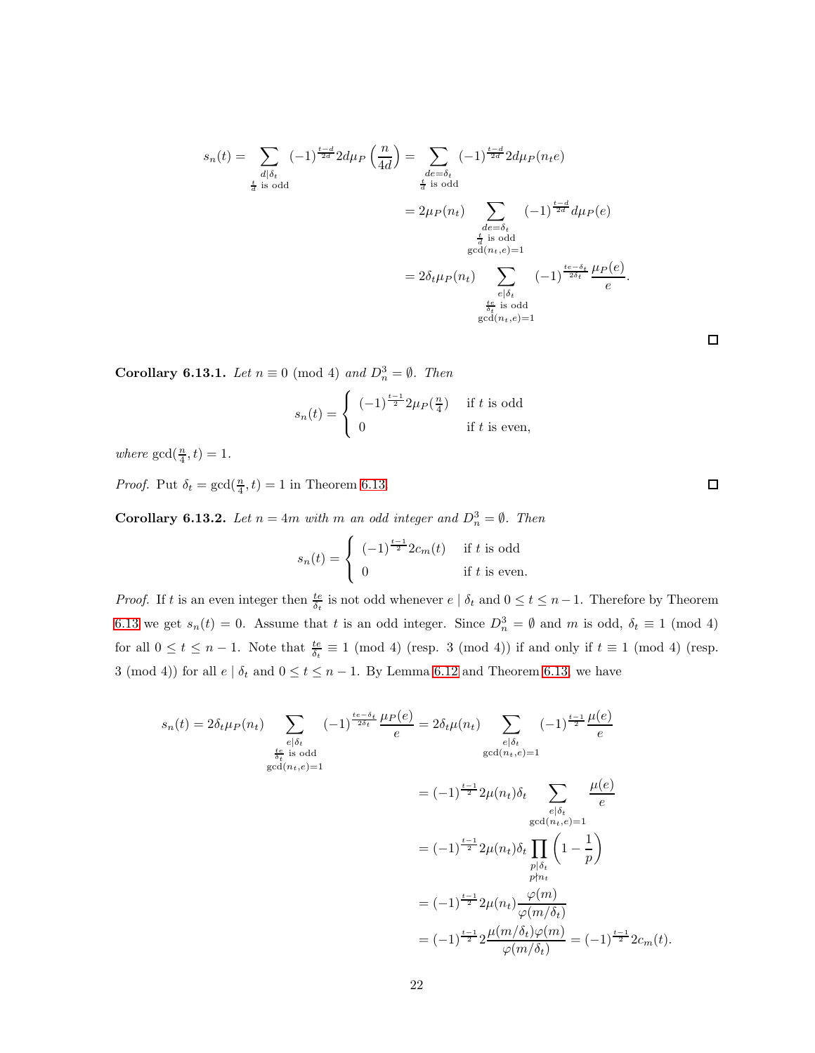$$
\begin{aligned}
s_n(t) = \sum_{\substack{d \mid \delta_t \\ \frac{t}{d} \text{ is odd}}} (-1)^{\frac{t-d}{2d}} 2d\mu_P\left(\frac{n}{4d}\right) &= \sum_{\substack{de=\delta_t \\ \frac{t}{d} \text{ is odd}}} (-1)^{\frac{t-d}{2d}} 2d\mu_P(n_t e) \\
&= 2\mu_P(n_t) \sum_{\substack{de=\delta_t \\ \frac{t}{d} \text{ is odd} \\ \gcd(n_t,e)=1}} (-1)^{\frac{t-d}{2d}} d\mu_P(e) \\
&= 2\delta_t\mu_P(n_t) \sum_{\substack{e \mid \delta_t \\ \frac{te}{\delta_t} \text{ is odd} \\ \gcd(n_t,e)=1}} (-1)^{\frac{te-\delta_t}{2\delta_t}} \frac{\mu_P(e)}{e}.
\end{aligned}
$$

□

**Corollary 6.13.1.** *Let $n \equiv 0 \pmod 4$ and $D_n^3 = \emptyset$. Then*

$$
s_n(t) = \begin{cases} (-1)^{\frac{t-1}{2}} 2\mu_P(\frac{n}{4}) & \text{if } t \text{ is odd} \\ 0 & \text{if } t \text{ is even,} \end{cases}
$$

*where $\gcd(\frac{n}{4}, t) = 1$.*

*Proof.* Put $\delta_t = \gcd(\frac{n}{4}, t) = 1$ in Theorem 6.13. □

**Corollary 6.13.2.** *Let $n = 4m$ with $m$ an odd integer and $D_n^3 = \emptyset$. Then*

$$
s_n(t) = \begin{cases} (-1)^{\frac{t-1}{2}} 2c_m(t) & \text{if } t \text{ is odd} \\ 0 & \text{if } t \text{ is even.} \end{cases}
$$

*Proof.* If $t$ is an even integer then $\frac{te}{\delta_t}$ is not odd whenever $e \mid \delta_t$ and $0 \leq t \leq n-1$. Therefore by Theorem 6.13 we get $s_n(t) = 0$. Assume that $t$ is an odd integer. Since $D_n^3 = \emptyset$ and $m$ is odd, $\delta_t \equiv 1 \pmod 4$ for all $0 \leq t \leq n-1$. Note that $\frac{te}{\delta_t} \equiv 1 \pmod 4$ (resp. $3 \pmod 4$) if and only if $t \equiv 1 \pmod 4$ (resp. $3 \pmod 4$) for all $e \mid \delta_t$ and $0 \leq t \leq n-1$. By Lemma 6.12 and Theorem 6.13, we have

$$
\begin{aligned}
s_n(t) = 2\delta_t\mu_P(n_t) \sum_{\substack{e \mid \delta_t \\ \frac{te}{\delta_t} \text{ is odd} \\ \gcd(n_t,e)=1}} (-1)^{\frac{te-\delta_t}{2\delta_t}} \frac{\mu_P(e)}{e} &= 2\delta_t\mu(n_t) \sum_{\substack{e \mid \delta_t \\ \gcd(n_t,e)=1}} (-1)^{\frac{t-1}{2}} \frac{\mu(e)}{e} \\
&= (-1)^{\frac{t-1}{2}} 2\mu(n_t)\delta_t \sum_{\substack{e \mid \delta_t \\ \gcd(n_t,e)=1}} \frac{\mu(e)}{e} \\
&= (-1)^{\frac{t-1}{2}} 2\mu(n_t)\delta_t \prod_{\substack{p \mid \delta_t \\ p \nmid n_t}} \left(1 - \frac{1}{p}\right) \\
&= (-1)^{\frac{t-1}{2}} 2\mu(n_t) \frac{\varphi(m)}{\varphi(m/\delta_t)} \\
&= (-1)^{\frac{t-1}{2}} 2 \frac{\mu(m/\delta_t)\varphi(m)}{\varphi(m/\delta_t)} = (-1)^{\frac{t-1}{2}} 2c_m(t).
\end{aligned}
$$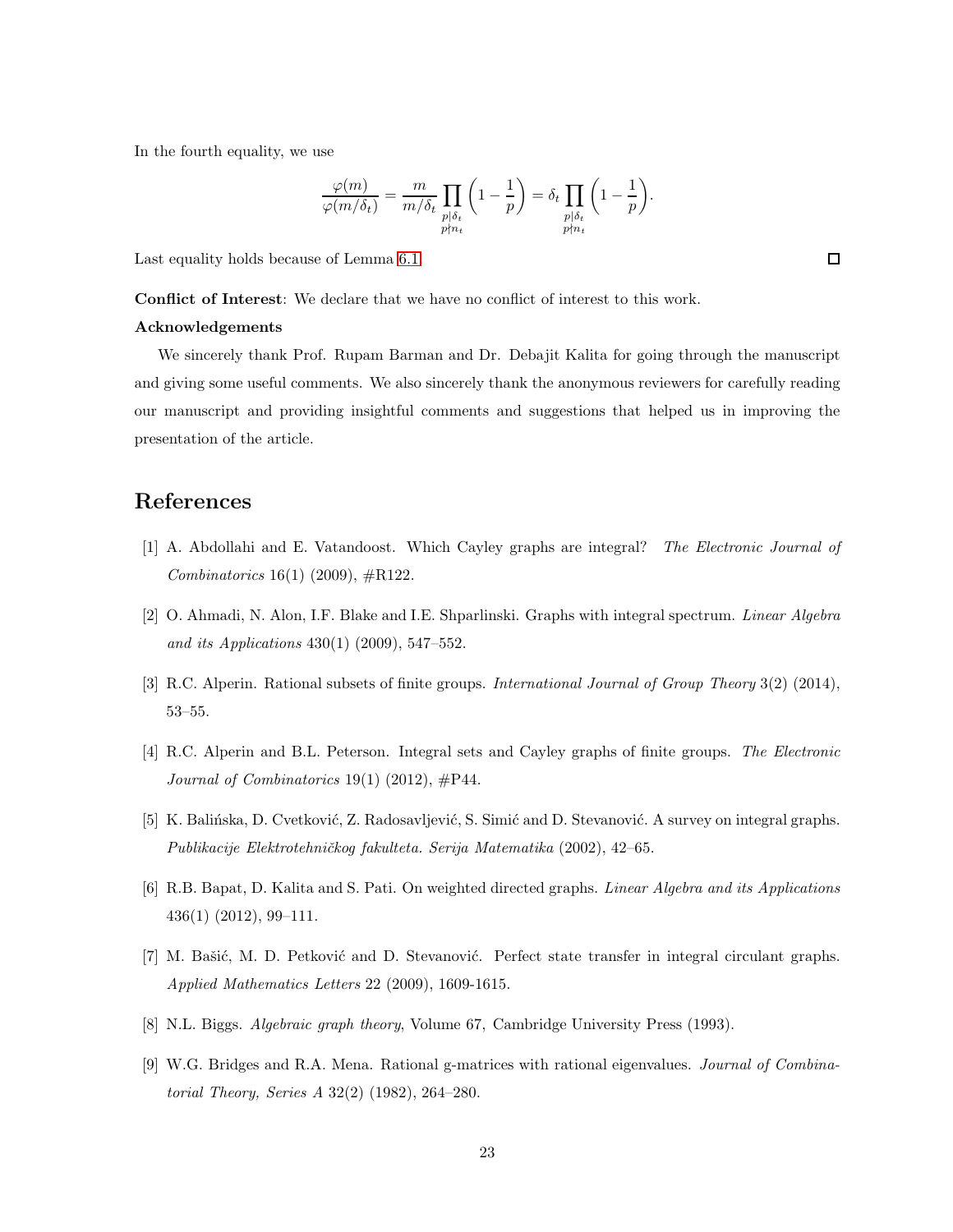In the fourth equality, we use

$$\frac{\varphi(m)}{\varphi(m/\delta_t)} = \frac{m}{m/\delta_t}\prod_{\substack{p|\delta_t\\ p\nmid n_t}}\left(1-\frac{1}{p}\right) = \delta_t\prod_{\substack{p|\delta_t\\ p\nmid n_t}}\left(1-\frac{1}{p}\right).$$

Last equality holds because of Lemma 6.1. □

**Conflict of Interest**: We declare that we have no conflict of interest to this work.

**Acknowledgements**

We sincerely thank Prof. Rupam Barman and Dr. Debajit Kalita for going through the manuscript and giving some useful comments. We also sincerely thank the anonymous reviewers for carefully reading our manuscript and providing insightful comments and suggestions that helped us in improving the presentation of the article.

# References

[1] A. Abdollahi and E. Vatandoost. Which Cayley graphs are integral? *The Electronic Journal of Combinatorics* 16(1) (2009), #R122.

[2] O. Ahmadi, N. Alon, I.F. Blake and I.E. Shparlinski. Graphs with integral spectrum. *Linear Algebra and its Applications* 430(1) (2009), 547–552.

[3] R.C. Alperin. Rational subsets of finite groups. *International Journal of Group Theory* 3(2) (2014), 53–55.

[4] R.C. Alperin and B.L. Peterson. Integral sets and Cayley graphs of finite groups. *The Electronic Journal of Combinatorics* 19(1) (2012), #P44.

[5] K. Balińska, D. Cvetković, Z. Radosavljević, S. Simić and D. Stevanović. A survey on integral graphs. *Publikacije Elektrotehničkog fakulteta. Serija Matematika* (2002), 42–65.

[6] R.B. Bapat, D. Kalita and S. Pati. On weighted directed graphs. *Linear Algebra and its Applications* 436(1) (2012), 99–111.

[7] M. Bašić, M. D. Petković and D. Stevanović. Perfect state transfer in integral circulant graphs. *Applied Mathematics Letters* 22 (2009), 1609-1615.

[8] N.L. Biggs. *Algebraic graph theory*, Volume 67, Cambridge University Press (1993).

[9] W.G. Bridges and R.A. Mena. Rational g-matrices with rational eigenvalues. *Journal of Combinatorial Theory, Series A* 32(2) (1982), 264–280.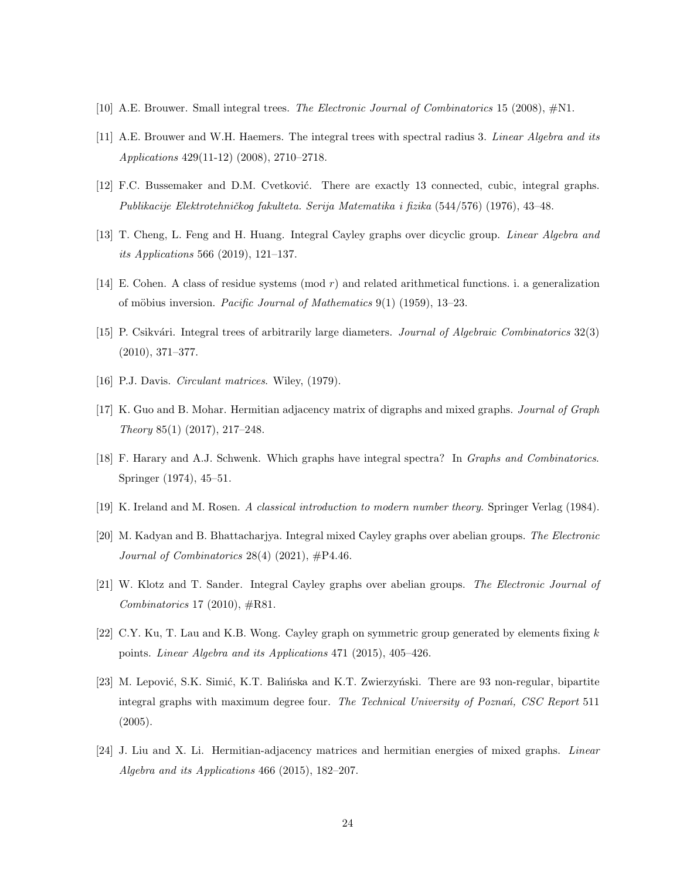[10] A.E. Brouwer. Small integral trees. *The Electronic Journal of Combinatorics* 15 (2008), #N1.

[11] A.E. Brouwer and W.H. Haemers. The integral trees with spectral radius 3. *Linear Algebra and its Applications* 429(11-12) (2008), 2710–2718.

[12] F.C. Bussemaker and D.M. Cvetković. There are exactly 13 connected, cubic, integral graphs. *Publikacije Elektrotehničkog fakulteta. Serija Matematika i fizika* (544/576) (1976), 43–48.

[13] T. Cheng, L. Feng and H. Huang. Integral Cayley graphs over dicyclic group. *Linear Algebra and its Applications* 566 (2019), 121–137.

[14] E. Cohen. A class of residue systems (mod $r$) and related arithmetical functions. i. a generalization of möbius inversion. *Pacific Journal of Mathematics* 9(1) (1959), 13–23.

[15] P. Csikvári. Integral trees of arbitrarily large diameters. *Journal of Algebraic Combinatorics* 32(3) (2010), 371–377.

[16] P.J. Davis. *Circulant matrices*. Wiley, (1979).

[17] K. Guo and B. Mohar. Hermitian adjacency matrix of digraphs and mixed graphs. *Journal of Graph Theory* 85(1) (2017), 217–248.

[18] F. Harary and A.J. Schwenk. Which graphs have integral spectra? In *Graphs and Combinatorics*. Springer (1974), 45–51.

[19] K. Ireland and M. Rosen. *A classical introduction to modern number theory*. Springer Verlag (1984).

[20] M. Kadyan and B. Bhattacharjya. Integral mixed Cayley graphs over abelian groups. *The Electronic Journal of Combinatorics* 28(4) (2021), #P4.46.

[21] W. Klotz and T. Sander. Integral Cayley graphs over abelian groups. *The Electronic Journal of Combinatorics* 17 (2010), #R81.

[22] C.Y. Ku, T. Lau and K.B. Wong. Cayley graph on symmetric group generated by elements fixing $k$ points. *Linear Algebra and its Applications* 471 (2015), 405–426.

[23] M. Lepović, S.K. Simić, K.T. Balińska and K.T. Zwierzyński. There are 93 non-regular, bipartite integral graphs with maximum degree four. *The Technical University of Poznań, CSC Report* 511 (2005).

[24] J. Liu and X. Li. Hermitian-adjacency matrices and hermitian energies of mixed graphs. *Linear Algebra and its Applications* 466 (2015), 182–207.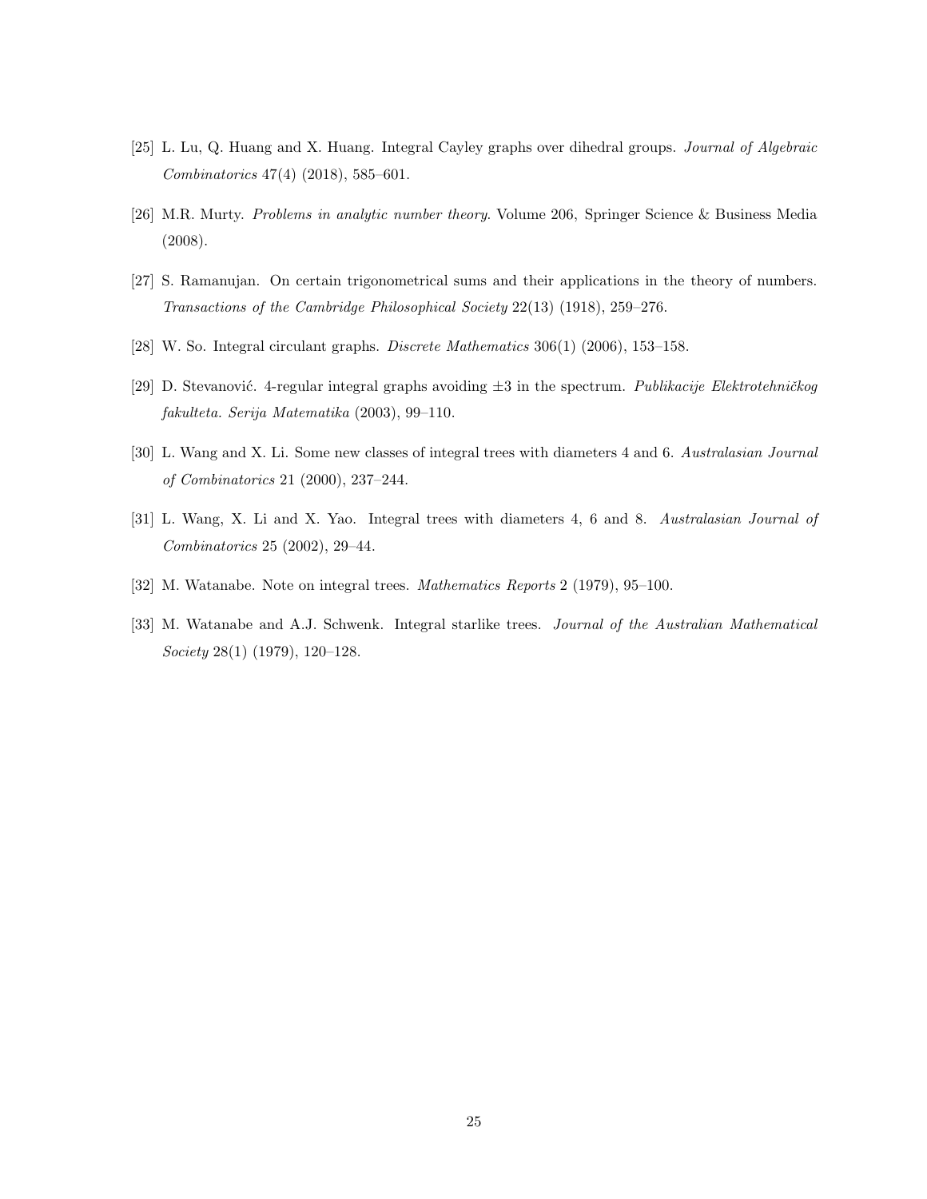[25] L. Lu, Q. Huang and X. Huang. Integral Cayley graphs over dihedral groups. *Journal of Algebraic Combinatorics* 47(4) (2018), 585–601.

[26] M.R. Murty. *Problems in analytic number theory*. Volume 206, Springer Science & Business Media (2008).

[27] S. Ramanujan. On certain trigonometrical sums and their applications in the theory of numbers. *Transactions of the Cambridge Philosophical Society* 22(13) (1918), 259–276.

[28] W. So. Integral circulant graphs. *Discrete Mathematics* 306(1) (2006), 153–158.

[29] D. Stevanović. 4-regular integral graphs avoiding $\pm 3$ in the spectrum. *Publikacije Elektrotehničkog fakulteta. Serija Matematika* (2003), 99–110.

[30] L. Wang and X. Li. Some new classes of integral trees with diameters 4 and 6. *Australasian Journal of Combinatorics* 21 (2000), 237–244.

[31] L. Wang, X. Li and X. Yao. Integral trees with diameters 4, 6 and 8. *Australasian Journal of Combinatorics* 25 (2002), 29–44.

[32] M. Watanabe. Note on integral trees. *Mathematics Reports* 2 (1979), 95–100.

[33] M. Watanabe and A.J. Schwenk. Integral starlike trees. *Journal of the Australian Mathematical Society* 28(1) (1979), 120–128.